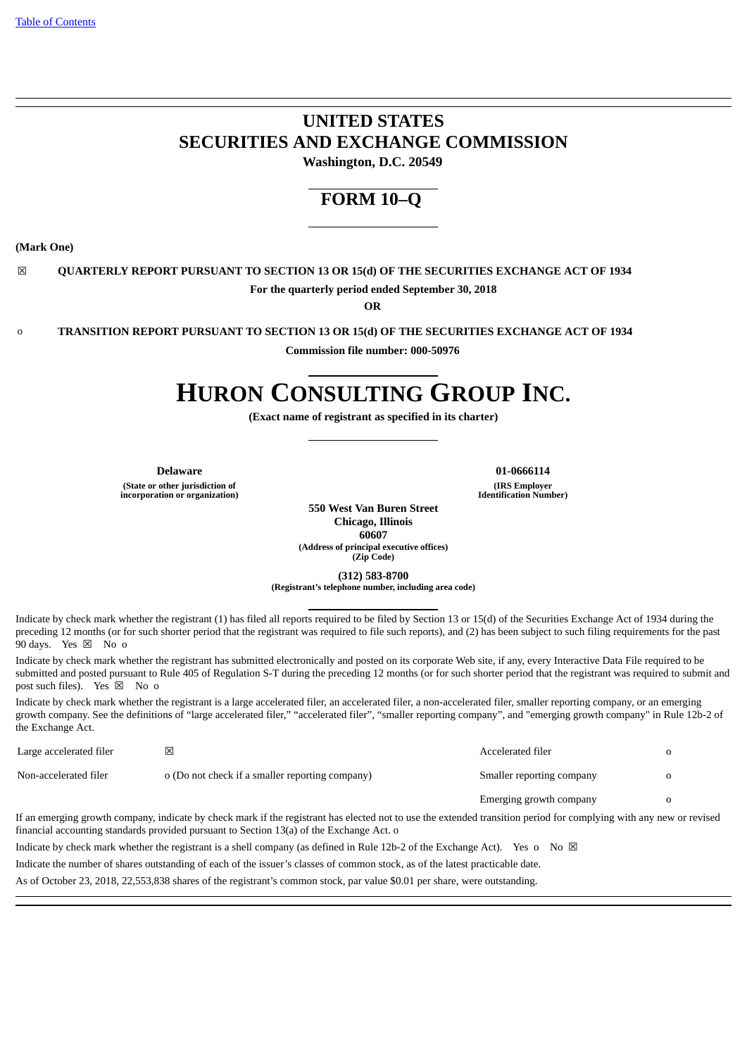Table of Contents

# UNITED STATES
# SECURITIES AND EXCHANGE COMMISSION

**Washington, D.C. 20549**

## FORM 10–Q

**(Mark One)**

☒ **QUARTERLY REPORT PURSUANT TO SECTION 13 OR 15(d) OF THE SECURITIES EXCHANGE ACT OF 1934**

**For the quarterly period ended September 30, 2018**

**OR**

o **TRANSITION REPORT PURSUANT TO SECTION 13 OR 15(d) OF THE SECURITIES EXCHANGE ACT OF 1934**

**Commission file number: 000-50976**

# HURON CONSULTING GROUP INC.

**(Exact name of registrant as specified in its charter)**

| **Delaware** | **01-0666114** |
|---|---|
| **(State or other jurisdiction of incorporation or organization)** | **(IRS Employer Identification Number)** |

**550 West Van Buren Street**
**Chicago, Illinois**
**60607**
**(Address of principal executive offices)**
**(Zip Code)**

**(312) 583-8700**
**(Registrant's telephone number, including area code)**

Indicate by check mark whether the registrant (1) has filed all reports required to be filed by Section 13 or 15(d) of the Securities Exchange Act of 1934 during the preceding 12 months (or for such shorter period that the registrant was required to file such reports), and (2) has been subject to such filing requirements for the past 90 days. Yes ☒ No o

Indicate by check mark whether the registrant has submitted electronically and posted on its corporate Web site, if any, every Interactive Data File required to be submitted and posted pursuant to Rule 405 of Regulation S-T during the preceding 12 months (or for such shorter period that the registrant was required to submit and post such files). Yes ☒ No o

Indicate by check mark whether the registrant is a large accelerated filer, an accelerated filer, a non-accelerated filer, smaller reporting company, or an emerging growth company. See the definitions of "large accelerated filer," "accelerated filer", "smaller reporting company", and "emerging growth company" in Rule 12b-2 of the Exchange Act.

| | | | |
|---|---|---|---|
| Large accelerated filer | ☒ | Accelerated filer | o |
| Non-accelerated filer | o (Do not check if a smaller reporting company) | Smaller reporting company | o |
| | | Emerging growth company | o |

If an emerging growth company, indicate by check mark if the registrant has elected not to use the extended transition period for complying with any new or revised financial accounting standards provided pursuant to Section 13(a) of the Exchange Act. o

Indicate by check mark whether the registrant is a shell company (as defined in Rule 12b-2 of the Exchange Act). Yes o No ☒

Indicate the number of shares outstanding of each of the issuer's classes of common stock, as of the latest practicable date.

As of October 23, 2018, 22,553,838 shares of the registrant's common stock, par value $0.01 per share, were outstanding.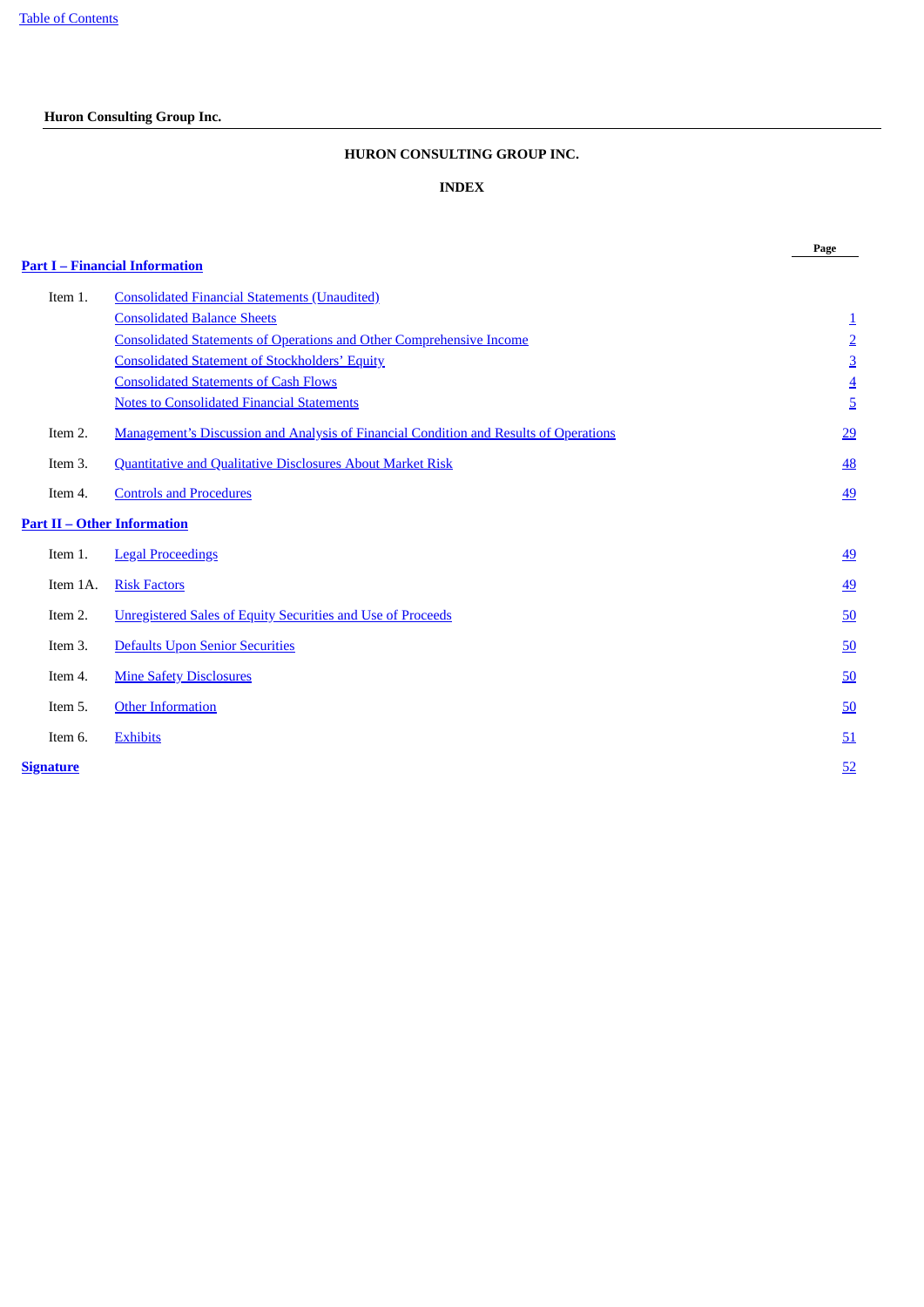**Huron Consulting Group Inc.**

# HURON CONSULTING GROUP INC.

## INDEX

| | | Page |
|---|---|---|
| **Part I – Financial Information** | | |
| Item 1. | Consolidated Financial Statements (Unaudited) | |
| | Consolidated Balance Sheets | 1 |
| | Consolidated Statements of Operations and Other Comprehensive Income | 2 |
| | Consolidated Statement of Stockholders' Equity | 3 |
| | Consolidated Statements of Cash Flows | 4 |
| | Notes to Consolidated Financial Statements | 5 |
| Item 2. | Management's Discussion and Analysis of Financial Condition and Results of Operations | 29 |
| Item 3. | Quantitative and Qualitative Disclosures About Market Risk | 48 |
| Item 4. | Controls and Procedures | 49 |
| **Part II – Other Information** | | |
| Item 1. | Legal Proceedings | 49 |
| Item 1A. | Risk Factors | 49 |
| Item 2. | Unregistered Sales of Equity Securities and Use of Proceeds | 50 |
| Item 3. | Defaults Upon Senior Securities | 50 |
| Item 4. | Mine Safety Disclosures | 50 |
| Item 5. | Other Information | 50 |
| Item 6. | Exhibits | 51 |
| **Signature** | | 52 |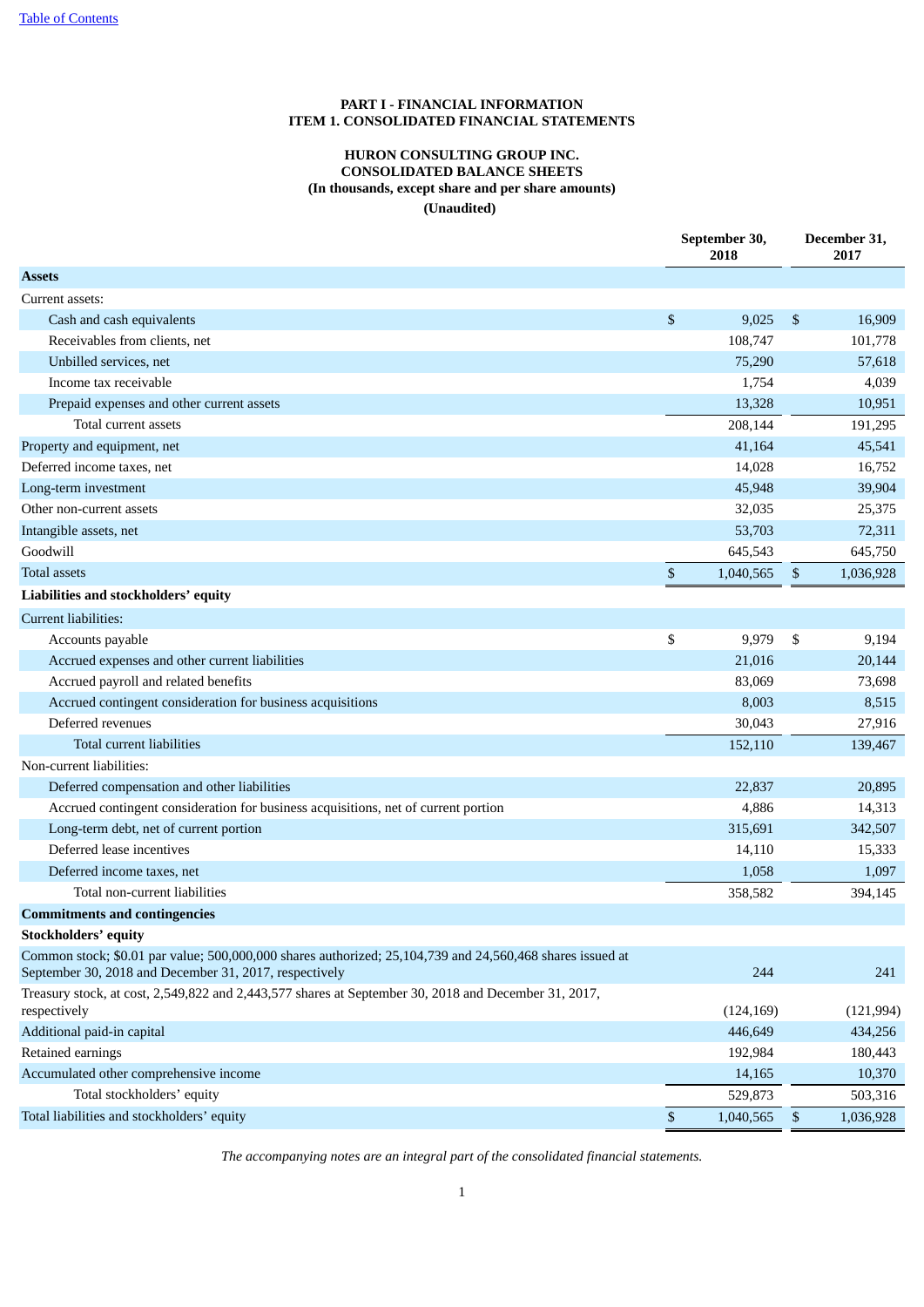Table of Contents

## PART I - FINANCIAL INFORMATION
## ITEM 1. CONSOLIDATED FINANCIAL STATEMENTS

### HURON CONSULTING GROUP INC.
### CONSOLIDATED BALANCE SHEETS
**(In thousands, except share and per share amounts)**
**(Unaudited)**

| | September 30, 2018 | December 31, 2017 |
|---|---|---|
| **Assets** | | |
| Current assets: | | |
| Cash and cash equivalents | $ 9,025 | $ 16,909 |
| Receivables from clients, net | 108,747 | 101,778 |
| Unbilled services, net | 75,290 | 57,618 |
| Income tax receivable | 1,754 | 4,039 |
| Prepaid expenses and other current assets | 13,328 | 10,951 |
| Total current assets | 208,144 | 191,295 |
| Property and equipment, net | 41,164 | 45,541 |
| Deferred income taxes, net | 14,028 | 16,752 |
| Long-term investment | 45,948 | 39,904 |
| Other non-current assets | 32,035 | 25,375 |
| Intangible assets, net | 53,703 | 72,311 |
| Goodwill | 645,543 | 645,750 |
| Total assets | $ 1,040,565 | $ 1,036,928 |
| **Liabilities and stockholders' equity** | | |
| Current liabilities: | | |
| Accounts payable | $ 9,979 | $ 9,194 |
| Accrued expenses and other current liabilities | 21,016 | 20,144 |
| Accrued payroll and related benefits | 83,069 | 73,698 |
| Accrued contingent consideration for business acquisitions | 8,003 | 8,515 |
| Deferred revenues | 30,043 | 27,916 |
| Total current liabilities | 152,110 | 139,467 |
| Non-current liabilities: | | |
| Deferred compensation and other liabilities | 22,837 | 20,895 |
| Accrued contingent consideration for business acquisitions, net of current portion | 4,886 | 14,313 |
| Long-term debt, net of current portion | 315,691 | 342,507 |
| Deferred lease incentives | 14,110 | 15,333 |
| Deferred income taxes, net | 1,058 | 1,097 |
| Total non-current liabilities | 358,582 | 394,145 |
| **Commitments and contingencies** | | |
| **Stockholders' equity** | | |
| Common stock; $0.01 par value; 500,000,000 shares authorized; 25,104,739 and 24,560,468 shares issued at September 30, 2018 and December 31, 2017, respectively | 244 | 241 |
| Treasury stock, at cost, 2,549,822 and 2,443,577 shares at September 30, 2018 and December 31, 2017, respectively | (124,169) | (121,994) |
| Additional paid-in capital | 446,649 | 434,256 |
| Retained earnings | 192,984 | 180,443 |
| Accumulated other comprehensive income | 14,165 | 10,370 |
| Total stockholders' equity | 529,873 | 503,316 |
| Total liabilities and stockholders' equity | $ 1,040,565 | $ 1,036,928 |

*The accompanying notes are an integral part of the consolidated financial statements.*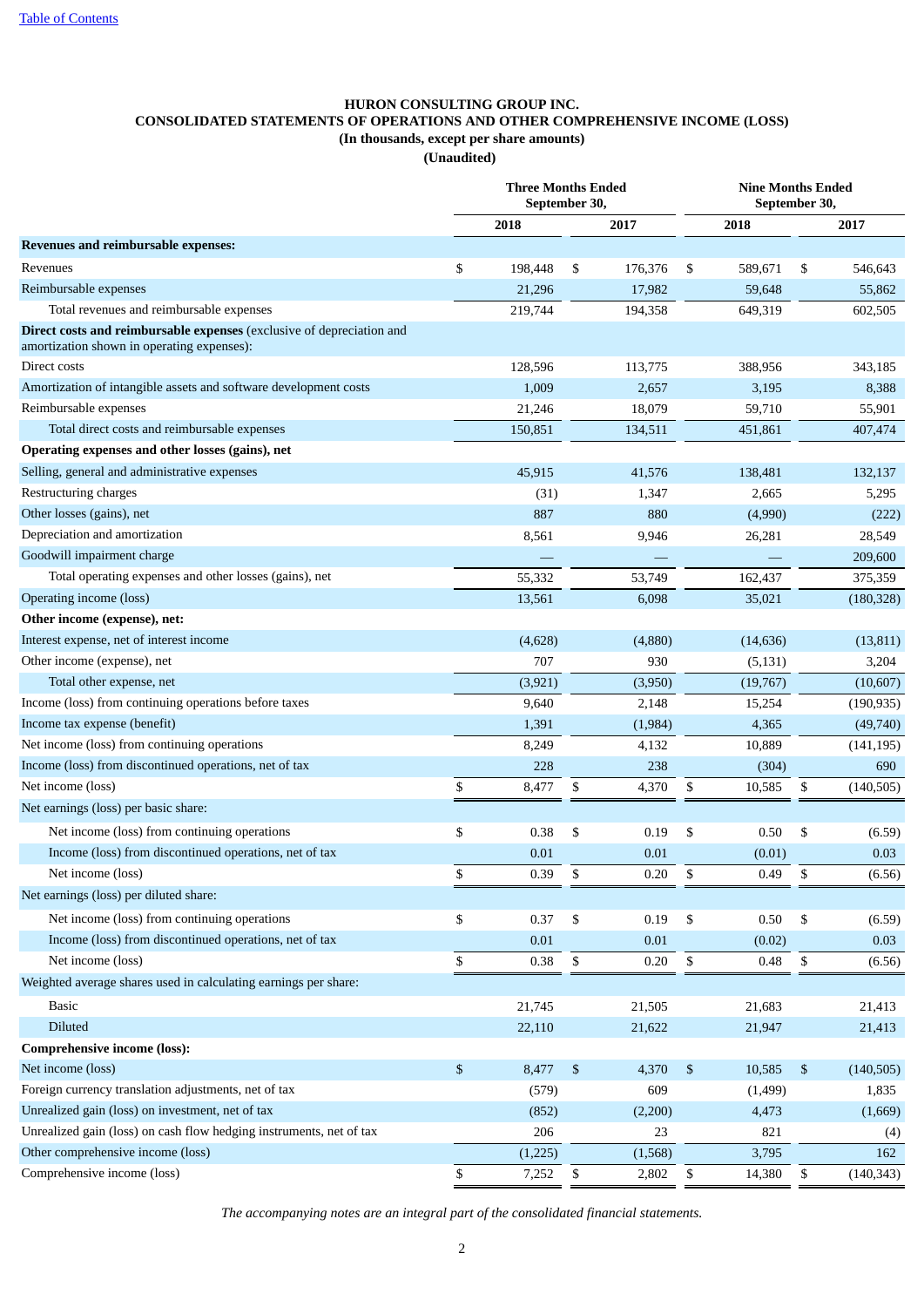# HURON CONSULTING GROUP INC.
## CONSOLIDATED STATEMENTS OF OPERATIONS AND OTHER COMPREHENSIVE INCOME (LOSS)
### (In thousands, except per share amounts)
### (Unaudited)

| | Three Months Ended September 30, | | Nine Months Ended September 30, | |
|---|---|---|---|---|
| | 2018 | 2017 | 2018 | 2017 |
| **Revenues and reimbursable expenses:** | | | | |
| Revenues | $ 198,448 | $ 176,376 | $ 589,671 | $ 546,643 |
| Reimbursable expenses | 21,296 | 17,982 | 59,648 | 55,862 |
| Total revenues and reimbursable expenses | 219,744 | 194,358 | 649,319 | 602,505 |
| **Direct costs and reimbursable expenses** (exclusive of depreciation and amortization shown in operating expenses): | | | | |
| Direct costs | 128,596 | 113,775 | 388,956 | 343,185 |
| Amortization of intangible assets and software development costs | 1,009 | 2,657 | 3,195 | 8,388 |
| Reimbursable expenses | 21,246 | 18,079 | 59,710 | 55,901 |
| Total direct costs and reimbursable expenses | 150,851 | 134,511 | 451,861 | 407,474 |
| **Operating expenses and other losses (gains), net** | | | | |
| Selling, general and administrative expenses | 45,915 | 41,576 | 138,481 | 132,137 |
| Restructuring charges | (31) | 1,347 | 2,665 | 5,295 |
| Other losses (gains), net | 887 | 880 | (4,990) | (222) |
| Depreciation and amortization | 8,561 | 9,946 | 26,281 | 28,549 |
| Goodwill impairment charge | — | — | — | 209,600 |
| Total operating expenses and other losses (gains), net | 55,332 | 53,749 | 162,437 | 375,359 |
| Operating income (loss) | 13,561 | 6,098 | 35,021 | (180,328) |
| **Other income (expense), net:** | | | | |
| Interest expense, net of interest income | (4,628) | (4,880) | (14,636) | (13,811) |
| Other income (expense), net | 707 | 930 | (5,131) | 3,204 |
| Total other expense, net | (3,921) | (3,950) | (19,767) | (10,607) |
| Income (loss) from continuing operations before taxes | 9,640 | 2,148 | 15,254 | (190,935) |
| Income tax expense (benefit) | 1,391 | (1,984) | 4,365 | (49,740) |
| Net income (loss) from continuing operations | 8,249 | 4,132 | 10,889 | (141,195) |
| Income (loss) from discontinued operations, net of tax | 228 | 238 | (304) | 690 |
| Net income (loss) | $ 8,477 | $ 4,370 | $ 10,585 | $ (140,505) |
| Net earnings (loss) per basic share: | | | | |
| Net income (loss) from continuing operations | $ 0.38 | $ 0.19 | $ 0.50 | $ (6.59) |
| Income (loss) from discontinued operations, net of tax | 0.01 | 0.01 | (0.01) | 0.03 |
| Net income (loss) | $ 0.39 | $ 0.20 | $ 0.49 | $ (6.56) |
| Net earnings (loss) per diluted share: | | | | |
| Net income (loss) from continuing operations | $ 0.37 | $ 0.19 | $ 0.50 | $ (6.59) |
| Income (loss) from discontinued operations, net of tax | 0.01 | 0.01 | (0.02) | 0.03 |
| Net income (loss) | $ 0.38 | $ 0.20 | $ 0.48 | $ (6.56) |
| Weighted average shares used in calculating earnings per share: | | | | |
| Basic | 21,745 | 21,505 | 21,683 | 21,413 |
| Diluted | 22,110 | 21,622 | 21,947 | 21,413 |
| **Comprehensive income (loss):** | | | | |
| Net income (loss) | $ 8,477 | $ 4,370 | $ 10,585 | $ (140,505) |
| Foreign currency translation adjustments, net of tax | (579) | 609 | (1,499) | 1,835 |
| Unrealized gain (loss) on investment, net of tax | (852) | (2,200) | 4,473 | (1,669) |
| Unrealized gain (loss) on cash flow hedging instruments, net of tax | 206 | 23 | 821 | (4) |
| Other comprehensive income (loss) | (1,225) | (1,568) | 3,795 | 162 |
| Comprehensive income (loss) | $ 7,252 | $ 2,802 | $ 14,380 | $ (140,343) |

*The accompanying notes are an integral part of the consolidated financial statements.*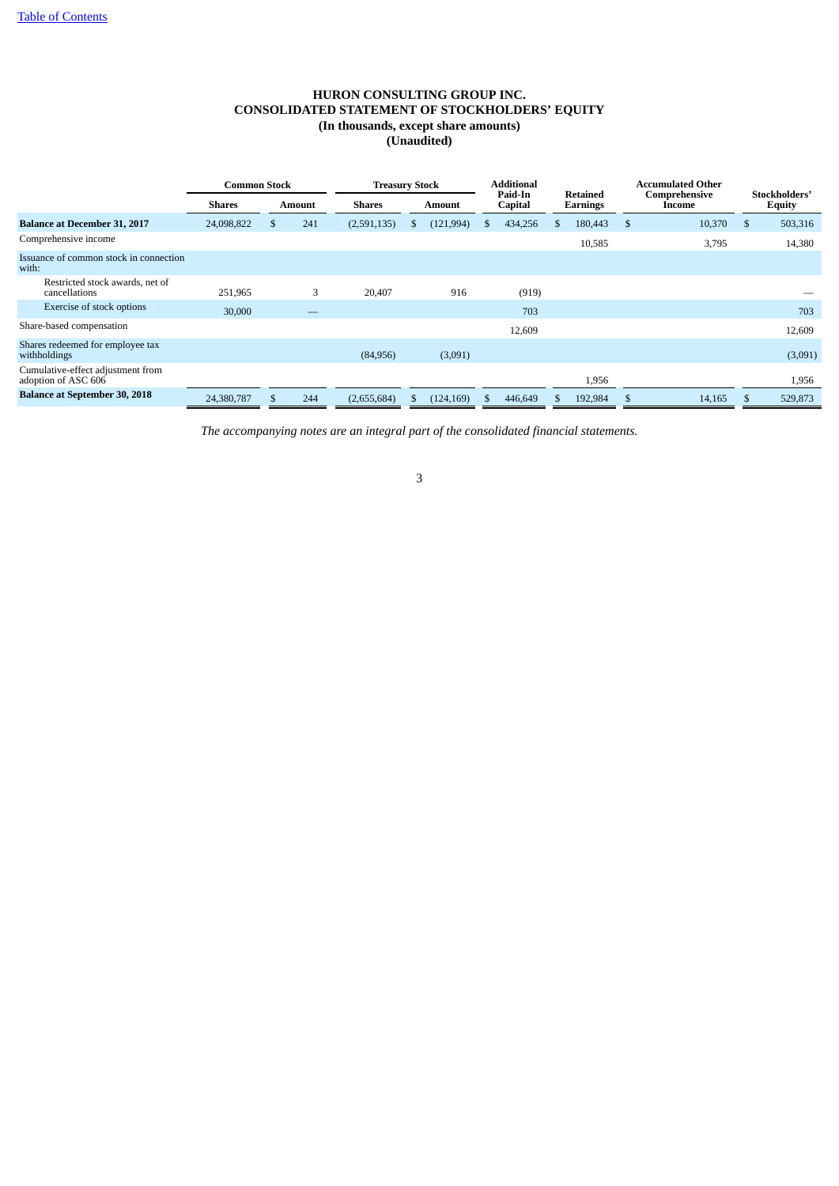Table of Contents

# HURON CONSULTING GROUP INC.
## CONSOLIDATED STATEMENT OF STOCKHOLDERS' EQUITY
### (In thousands, except share amounts)
### (Unaudited)

| | Common Stock | | Treasury Stock | | Additional Paid-In Capital | Retained Earnings | Accumulated Other Comprehensive Income | Stockholders' Equity |
|---|---|---|---|---|---|---|---|---|
| | Shares | Amount | Shares | Amount | | | | |
| **Balance at December 31, 2017** | 24,098,822 | $ 241 | (2,591,135) | $ (121,994) | $ 434,256 | $ 180,443 | $ 10,370 | $ 503,316 |
| Comprehensive income | | | | | | 10,585 | 3,795 | 14,380 |
| Issuance of common stock in connection with: | | | | | | | | |
| Restricted stock awards, net of cancellations | 251,965 | 3 | 20,407 | 916 | (919) | | | — |
| Exercise of stock options | 30,000 | — | | | 703 | | | 703 |
| Share-based compensation | | | | | 12,609 | | | 12,609 |
| Shares redeemed for employee tax withholdings | | | (84,956) | (3,091) | | | | (3,091) |
| Cumulative-effect adjustment from adoption of ASC 606 | | | | | | 1,956 | | 1,956 |
| **Balance at September 30, 2018** | 24,380,787 | $ 244 | (2,655,684) | $ (124,169) | $ 446,649 | $ 192,984 | $ 14,165 | $ 529,873 |

*The accompanying notes are an integral part of the consolidated financial statements.*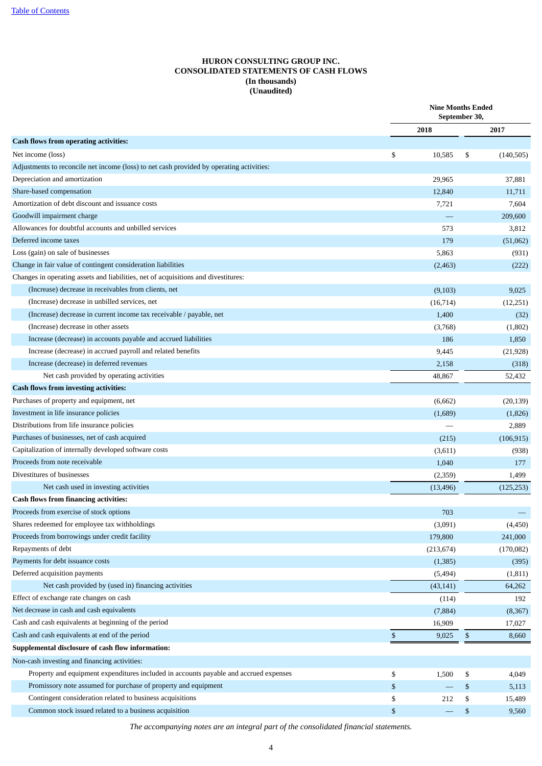[Table of Contents](#)

# HURON CONSULTING GROUP INC.
## CONSOLIDATED STATEMENTS OF CASH FLOWS
### (In thousands)
### (Unaudited)

| | Nine Months Ended September 30, | |
|---|---|---|
| | 2018 | 2017 |
| **Cash flows from operating activities:** | | |
| Net income (loss) | $ 10,585 | $ (140,505) |
| Adjustments to reconcile net income (loss) to net cash provided by operating activities: | | |
| Depreciation and amortization | 29,965 | 37,881 |
| Share-based compensation | 12,840 | 11,711 |
| Amortization of debt discount and issuance costs | 7,721 | 7,604 |
| Goodwill impairment charge | — | 209,600 |
| Allowances for doubtful accounts and unbilled services | 573 | 3,812 |
| Deferred income taxes | 179 | (51,062) |
| Loss (gain) on sale of businesses | 5,863 | (931) |
| Change in fair value of contingent consideration liabilities | (2,463) | (222) |
| Changes in operating assets and liabilities, net of acquisitions and divestitures: | | |
| (Increase) decrease in receivables from clients, net | (9,103) | 9,025 |
| (Increase) decrease in unbilled services, net | (16,714) | (12,251) |
| (Increase) decrease in current income tax receivable / payable, net | 1,400 | (32) |
| (Increase) decrease in other assets | (3,768) | (1,802) |
| Increase (decrease) in accounts payable and accrued liabilities | 186 | 1,850 |
| Increase (decrease) in accrued payroll and related benefits | 9,445 | (21,928) |
| Increase (decrease) in deferred revenues | 2,158 | (318) |
| Net cash provided by operating activities | 48,867 | 52,432 |
| **Cash flows from investing activities:** | | |
| Purchases of property and equipment, net | (6,662) | (20,139) |
| Investment in life insurance policies | (1,689) | (1,826) |
| Distributions from life insurance policies | — | 2,889 |
| Purchases of businesses, net of cash acquired | (215) | (106,915) |
| Capitalization of internally developed software costs | (3,611) | (938) |
| Proceeds from note receivable | 1,040 | 177 |
| Divestitures of businesses | (2,359) | 1,499 |
| Net cash used in investing activities | (13,496) | (125,253) |
| **Cash flows from financing activities:** | | |
| Proceeds from exercise of stock options | 703 | — |
| Shares redeemed for employee tax withholdings | (3,091) | (4,450) |
| Proceeds from borrowings under credit facility | 179,800 | 241,000 |
| Repayments of debt | (213,674) | (170,082) |
| Payments for debt issuance costs | (1,385) | (395) |
| Deferred acquisition payments | (5,494) | (1,811) |
| Net cash provided by (used in) financing activities | (43,141) | 64,262 |
| Effect of exchange rate changes on cash | (114) | 192 |
| Net decrease in cash and cash equivalents | (7,884) | (8,367) |
| Cash and cash equivalents at beginning of the period | 16,909 | 17,027 |
| Cash and cash equivalents at end of the period | $ 9,025 | $ 8,660 |
| **Supplemental disclosure of cash flow information:** | | |
| Non-cash investing and financing activities: | | |
| Property and equipment expenditures included in accounts payable and accrued expenses | $ 1,500 | $ 4,049 |
| Promissory note assumed for purchase of property and equipment | $ — | $ 5,113 |
| Contingent consideration related to business acquisitions | $ 212 | $ 15,489 |
| Common stock issued related to a business acquisition | $ — | $ 9,560 |

*The accompanying notes are an integral part of the consolidated financial statements.*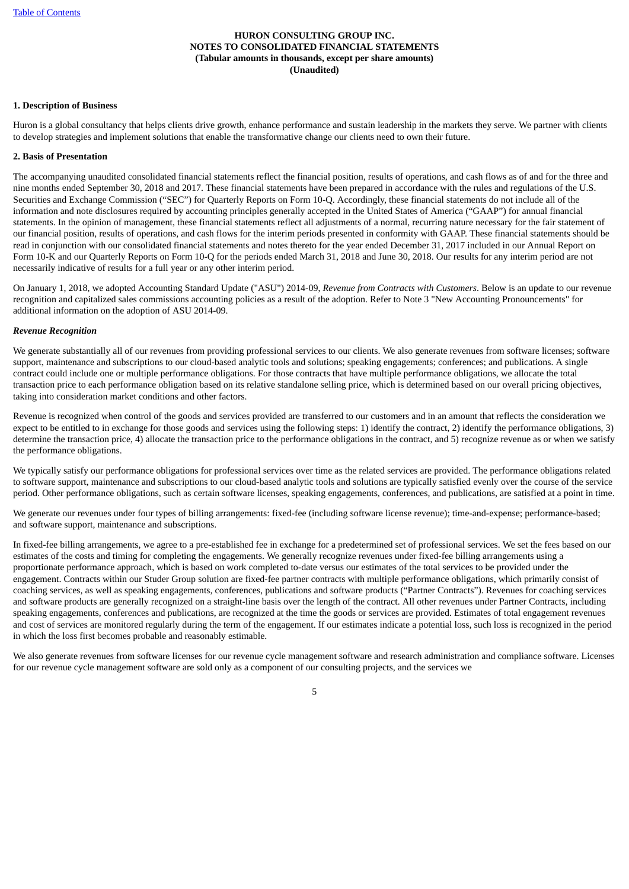**HURON CONSULTING GROUP INC.**
**NOTES TO CONSOLIDATED FINANCIAL STATEMENTS**
**(Tabular amounts in thousands, except per share amounts)**
**(Unaudited)**

**1. Description of Business**

Huron is a global consultancy that helps clients drive growth, enhance performance and sustain leadership in the markets they serve. We partner with clients to develop strategies and implement solutions that enable the transformative change our clients need to own their future.

**2. Basis of Presentation**

The accompanying unaudited consolidated financial statements reflect the financial position, results of operations, and cash flows as of and for the three and nine months ended September 30, 2018 and 2017. These financial statements have been prepared in accordance with the rules and regulations of the U.S. Securities and Exchange Commission ("SEC") for Quarterly Reports on Form 10-Q. Accordingly, these financial statements do not include all of the information and note disclosures required by accounting principles generally accepted in the United States of America ("GAAP") for annual financial statements. In the opinion of management, these financial statements reflect all adjustments of a normal, recurring nature necessary for the fair statement of our financial position, results of operations, and cash flows for the interim periods presented in conformity with GAAP. These financial statements should be read in conjunction with our consolidated financial statements and notes thereto for the year ended December 31, 2017 included in our Annual Report on Form 10-K and our Quarterly Reports on Form 10-Q for the periods ended March 31, 2018 and June 30, 2018. Our results for any interim period are not necessarily indicative of results for a full year or any other interim period.

On January 1, 2018, we adopted Accounting Standard Update ("ASU") 2014-09, *Revenue from Contracts with Customers*. Below is an update to our revenue recognition and capitalized sales commissions accounting policies as a result of the adoption. Refer to Note 3 "New Accounting Pronouncements" for additional information on the adoption of ASU 2014-09.

***Revenue Recognition***

We generate substantially all of our revenues from providing professional services to our clients. We also generate revenues from software licenses; software support, maintenance and subscriptions to our cloud-based analytic tools and solutions; speaking engagements; conferences; and publications. A single contract could include one or multiple performance obligations. For those contracts that have multiple performance obligations, we allocate the total transaction price to each performance obligation based on its relative standalone selling price, which is determined based on our overall pricing objectives, taking into consideration market conditions and other factors.

Revenue is recognized when control of the goods and services provided are transferred to our customers and in an amount that reflects the consideration we expect to be entitled to in exchange for those goods and services using the following steps: 1) identify the contract, 2) identify the performance obligations, 3) determine the transaction price, 4) allocate the transaction price to the performance obligations in the contract, and 5) recognize revenue as or when we satisfy the performance obligations.

We typically satisfy our performance obligations for professional services over time as the related services are provided. The performance obligations related to software support, maintenance and subscriptions to our cloud-based analytic tools and solutions are typically satisfied evenly over the course of the service period. Other performance obligations, such as certain software licenses, speaking engagements, conferences, and publications, are satisfied at a point in time.

We generate our revenues under four types of billing arrangements: fixed-fee (including software license revenue); time-and-expense; performance-based; and software support, maintenance and subscriptions.

In fixed-fee billing arrangements, we agree to a pre-established fee in exchange for a predetermined set of professional services. We set the fees based on our estimates of the costs and timing for completing the engagements. We generally recognize revenues under fixed-fee billing arrangements using a proportionate performance approach, which is based on work completed to-date versus our estimates of the total services to be provided under the engagement. Contracts within our Studer Group solution are fixed-fee partner contracts with multiple performance obligations, which primarily consist of coaching services, as well as speaking engagements, conferences, publications and software products ("Partner Contracts"). Revenues for coaching services and software products are generally recognized on a straight-line basis over the length of the contract. All other revenues under Partner Contracts, including speaking engagements, conferences and publications, are recognized at the time the goods or services are provided. Estimates of total engagement revenues and cost of services are monitored regularly during the term of the engagement. If our estimates indicate a potential loss, such loss is recognized in the period in which the loss first becomes probable and reasonably estimable.

We also generate revenues from software licenses for our revenue cycle management software and research administration and compliance software. Licenses for our revenue cycle management software are sold only as a component of our consulting projects, and the services we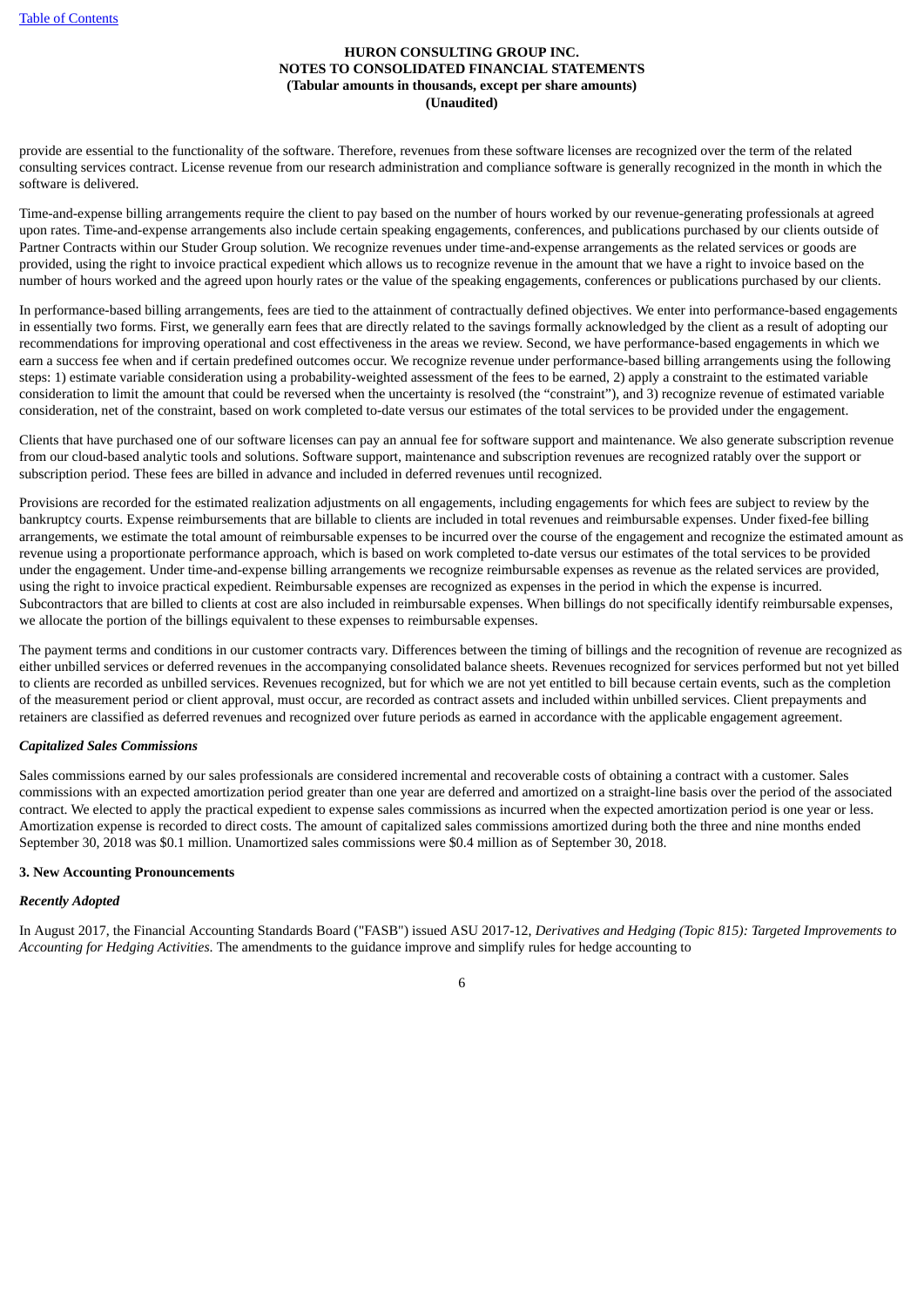provide are essential to the functionality of the software. Therefore, revenues from these software licenses are recognized over the term of the related consulting services contract. License revenue from our research administration and compliance software is generally recognized in the month in which the software is delivered.

Time-and-expense billing arrangements require the client to pay based on the number of hours worked by our revenue-generating professionals at agreed upon rates. Time-and-expense arrangements also include certain speaking engagements, conferences, and publications purchased by our clients outside of Partner Contracts within our Studer Group solution. We recognize revenues under time-and-expense arrangements as the related services or goods are provided, using the right to invoice practical expedient which allows us to recognize revenue in the amount that we have a right to invoice based on the number of hours worked and the agreed upon hourly rates or the value of the speaking engagements, conferences or publications purchased by our clients.

In performance-based billing arrangements, fees are tied to the attainment of contractually defined objectives. We enter into performance-based engagements in essentially two forms. First, we generally earn fees that are directly related to the savings formally acknowledged by the client as a result of adopting our recommendations for improving operational and cost effectiveness in the areas we review. Second, we have performance-based engagements in which we earn a success fee when and if certain predefined outcomes occur. We recognize revenue under performance-based billing arrangements using the following steps: 1) estimate variable consideration using a probability-weighted assessment of the fees to be earned, 2) apply a constraint to the estimated variable consideration to limit the amount that could be reversed when the uncertainty is resolved (the "constraint"), and 3) recognize revenue of estimated variable consideration, net of the constraint, based on work completed to-date versus our estimates of the total services to be provided under the engagement.

Clients that have purchased one of our software licenses can pay an annual fee for software support and maintenance. We also generate subscription revenue from our cloud-based analytic tools and solutions. Software support, maintenance and subscription revenues are recognized ratably over the support or subscription period. These fees are billed in advance and included in deferred revenues until recognized.

Provisions are recorded for the estimated realization adjustments on all engagements, including engagements for which fees are subject to review by the bankruptcy courts. Expense reimbursements that are billable to clients are included in total revenues and reimbursable expenses. Under fixed-fee billing arrangements, we estimate the total amount of reimbursable expenses to be incurred over the course of the engagement and recognize the estimated amount as revenue using a proportionate performance approach, which is based on work completed to-date versus our estimates of the total services to be provided under the engagement. Under time-and-expense billing arrangements we recognize reimbursable expenses as revenue as the related services are provided, using the right to invoice practical expedient. Reimbursable expenses are recognized as expenses in the period in which the expense is incurred. Subcontractors that are billed to clients at cost are also included in reimbursable expenses. When billings do not specifically identify reimbursable expenses, we allocate the portion of the billings equivalent to these expenses to reimbursable expenses.

The payment terms and conditions in our customer contracts vary. Differences between the timing of billings and the recognition of revenue are recognized as either unbilled services or deferred revenues in the accompanying consolidated balance sheets. Revenues recognized for services performed but not yet billed to clients are recorded as unbilled services. Revenues recognized, but for which we are not yet entitled to bill because certain events, such as the completion of the measurement period or client approval, must occur, are recorded as contract assets and included within unbilled services. Client prepayments and retainers are classified as deferred revenues and recognized over future periods as earned in accordance with the applicable engagement agreement.

*Capitalized Sales Commissions*

Sales commissions earned by our sales professionals are considered incremental and recoverable costs of obtaining a contract with a customer. Sales commissions with an expected amortization period greater than one year are deferred and amortized on a straight-line basis over the period of the associated contract. We elected to apply the practical expedient to expense sales commissions as incurred when the expected amortization period is one year or less. Amortization expense is recorded to direct costs. The amount of capitalized sales commissions amortized during both the three and nine months ended September 30, 2018 was $0.1 million. Unamortized sales commissions were $0.4 million as of September 30, 2018.

**3. New Accounting Pronouncements**

*Recently Adopted*

In August 2017, the Financial Accounting Standards Board ("FASB") issued ASU 2017-12, *Derivatives and Hedging (Topic 815): Targeted Improvements to Accounting for Hedging Activities.* The amendments to the guidance improve and simplify rules for hedge accounting to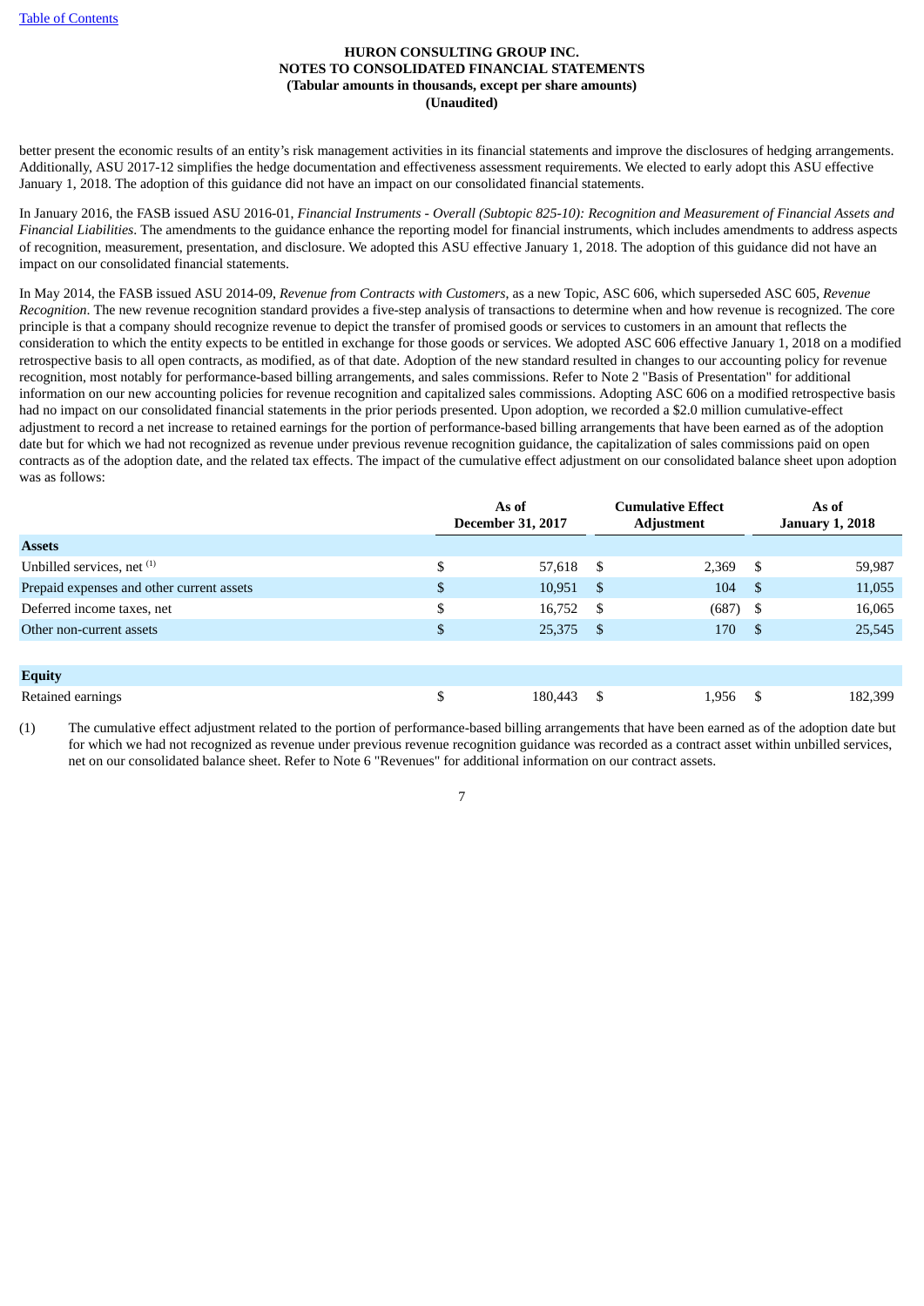better present the economic results of an entity's risk management activities in its financial statements and improve the disclosures of hedging arrangements. Additionally, ASU 2017-12 simplifies the hedge documentation and effectiveness assessment requirements. We elected to early adopt this ASU effective January 1, 2018. The adoption of this guidance did not have an impact on our consolidated financial statements.

In January 2016, the FASB issued ASU 2016-01, *Financial Instruments - Overall (Subtopic 825-10): Recognition and Measurement of Financial Assets and Financial Liabilities*. The amendments to the guidance enhance the reporting model for financial instruments, which includes amendments to address aspects of recognition, measurement, presentation, and disclosure. We adopted this ASU effective January 1, 2018. The adoption of this guidance did not have an impact on our consolidated financial statements.

In May 2014, the FASB issued ASU 2014-09, *Revenue from Contracts with Customers*, as a new Topic, ASC 606, which superseded ASC 605, *Revenue Recognition*. The new revenue recognition standard provides a five-step analysis of transactions to determine when and how revenue is recognized. The core principle is that a company should recognize revenue to depict the transfer of promised goods or services to customers in an amount that reflects the consideration to which the entity expects to be entitled in exchange for those goods or services. We adopted ASC 606 effective January 1, 2018 on a modified retrospective basis to all open contracts, as modified, as of that date. Adoption of the new standard resulted in changes to our accounting policy for revenue recognition, most notably for performance-based billing arrangements, and sales commissions. Refer to Note 2 "Basis of Presentation" for additional information on our new accounting policies for revenue recognition and capitalized sales commissions. Adopting ASC 606 on a modified retrospective basis had no impact on our consolidated financial statements in the prior periods presented. Upon adoption, we recorded a $2.0 million cumulative-effect adjustment to record a net increase to retained earnings for the portion of performance-based billing arrangements that have been earned as of the adoption date but for which we had not recognized as revenue under previous revenue recognition guidance, the capitalization of sales commissions paid on open contracts as of the adoption date, and the related tax effects. The impact of the cumulative effect adjustment on our consolidated balance sheet upon adoption was as follows:

| | As of December 31, 2017 | Cumulative Effect Adjustment | As of January 1, 2018 |
|---|---|---|---|
| **Assets** | | | |
| Unbilled services, net [(1)] | $ 57,618 | $ 2,369 | $ 59,987 |
| Prepaid expenses and other current assets | $ 10,951 | $ 104 | $ 11,055 |
| Deferred income taxes, net | $ 16,752 | $ (687) | $ 16,065 |
| Other non-current assets | $ 25,375 | $ 170 | $ 25,545 |
| | | | |
| **Equity** | | | |
| Retained earnings | $ 180,443 | $ 1,956 | $ 182,399 |

(1) The cumulative effect adjustment related to the portion of performance-based billing arrangements that have been earned as of the adoption date but for which we had not recognized as revenue under previous revenue recognition guidance was recorded as a contract asset within unbilled services, net on our consolidated balance sheet. Refer to Note 6 "Revenues" for additional information on our contract assets.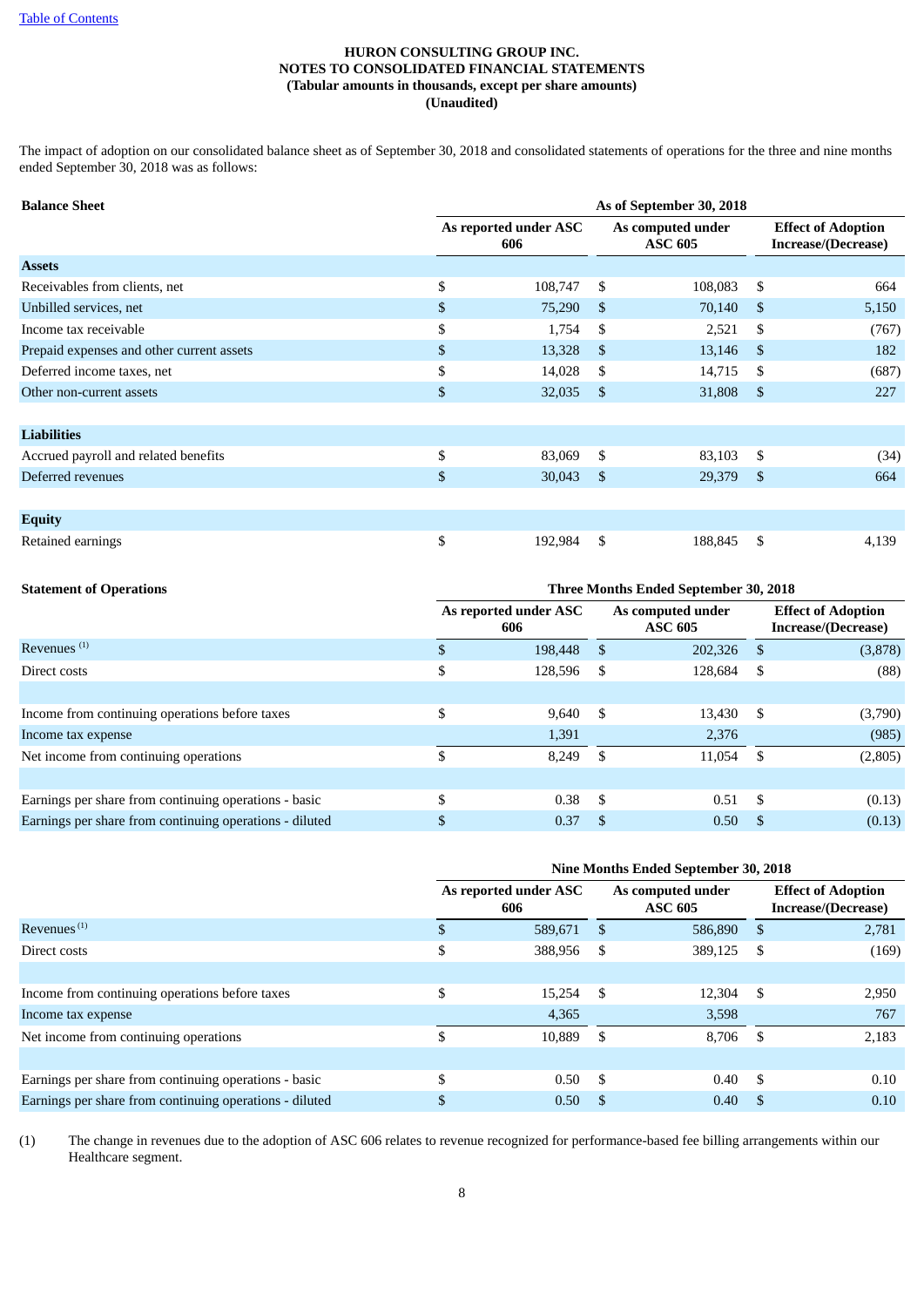HURON CONSULTING GROUP INC.
NOTES TO CONSOLIDATED FINANCIAL STATEMENTS
(Tabular amounts in thousands, except per share amounts)
(Unaudited)

The impact of adoption on our consolidated balance sheet as of September 30, 2018 and consolidated statements of operations for the three and nine months ended September 30, 2018 was as follows:

| **Balance Sheet** | As of September 30, 2018 | | |
|---|---|---|---|
| | **As reported under ASC 606** | **As computed under ASC 605** | **Effect of Adoption Increase/(Decrease)** |
| **Assets** | | | |
| Receivables from clients, net | $ 108,747 | $ 108,083 | $ 664 |
| Unbilled services, net | $ 75,290 | $ 70,140 | $ 5,150 |
| Income tax receivable | $ 1,754 | $ 2,521 | $ (767) |
| Prepaid expenses and other current assets | $ 13,328 | $ 13,146 | $ 182 |
| Deferred income taxes, net | $ 14,028 | $ 14,715 | $ (687) |
| Other non-current assets | $ 32,035 | $ 31,808 | $ 227 |
| | | | |
| **Liabilities** | | | |
| Accrued payroll and related benefits | $ 83,069 | $ 83,103 | $ (34) |
| Deferred revenues | $ 30,043 | $ 29,379 | $ 664 |
| | | | |
| **Equity** | | | |
| Retained earnings | $ 192,984 | $ 188,845 | $ 4,139 |

| **Statement of Operations** | Three Months Ended September 30, 2018 | | |
|---|---|---|---|
| | **As reported under ASC 606** | **As computed under ASC 605** | **Effect of Adoption Increase/(Decrease)** |
| Revenues [(1)] | $ 198,448 | $ 202,326 | $ (3,878) |
| Direct costs | $ 128,596 | $ 128,684 | $ (88) |
| | | | |
| Income from continuing operations before taxes | $ 9,640 | $ 13,430 | $ (3,790) |
| Income tax expense | 1,391 | 2,376 | (985) |
| Net income from continuing operations | $ 8,249 | $ 11,054 | $ (2,805) |
| | | | |
| Earnings per share from continuing operations - basic | $ 0.38 | $ 0.51 | $ (0.13) |
| Earnings per share from continuing operations - diluted | $ 0.37 | $ 0.50 | $ (0.13) |

| | Nine Months Ended September 30, 2018 | | |
|---|---|---|---|
| | **As reported under ASC 606** | **As computed under ASC 605** | **Effect of Adoption Increase/(Decrease)** |
| Revenues [(1)] | $ 589,671 | $ 586,890 | $ 2,781 |
| Direct costs | $ 388,956 | $ 389,125 | $ (169) |
| | | | |
| Income from continuing operations before taxes | $ 15,254 | $ 12,304 | $ 2,950 |
| Income tax expense | 4,365 | 3,598 | 767 |
| Net income from continuing operations | $ 10,889 | $ 8,706 | $ 2,183 |
| | | | |
| Earnings per share from continuing operations - basic | $ 0.50 | $ 0.40 | $ 0.10 |
| Earnings per share from continuing operations - diluted | $ 0.50 | $ 0.40 | $ 0.10 |

(1) The change in revenues due to the adoption of ASC 606 relates to revenue recognized for performance-based fee billing arrangements within our Healthcare segment.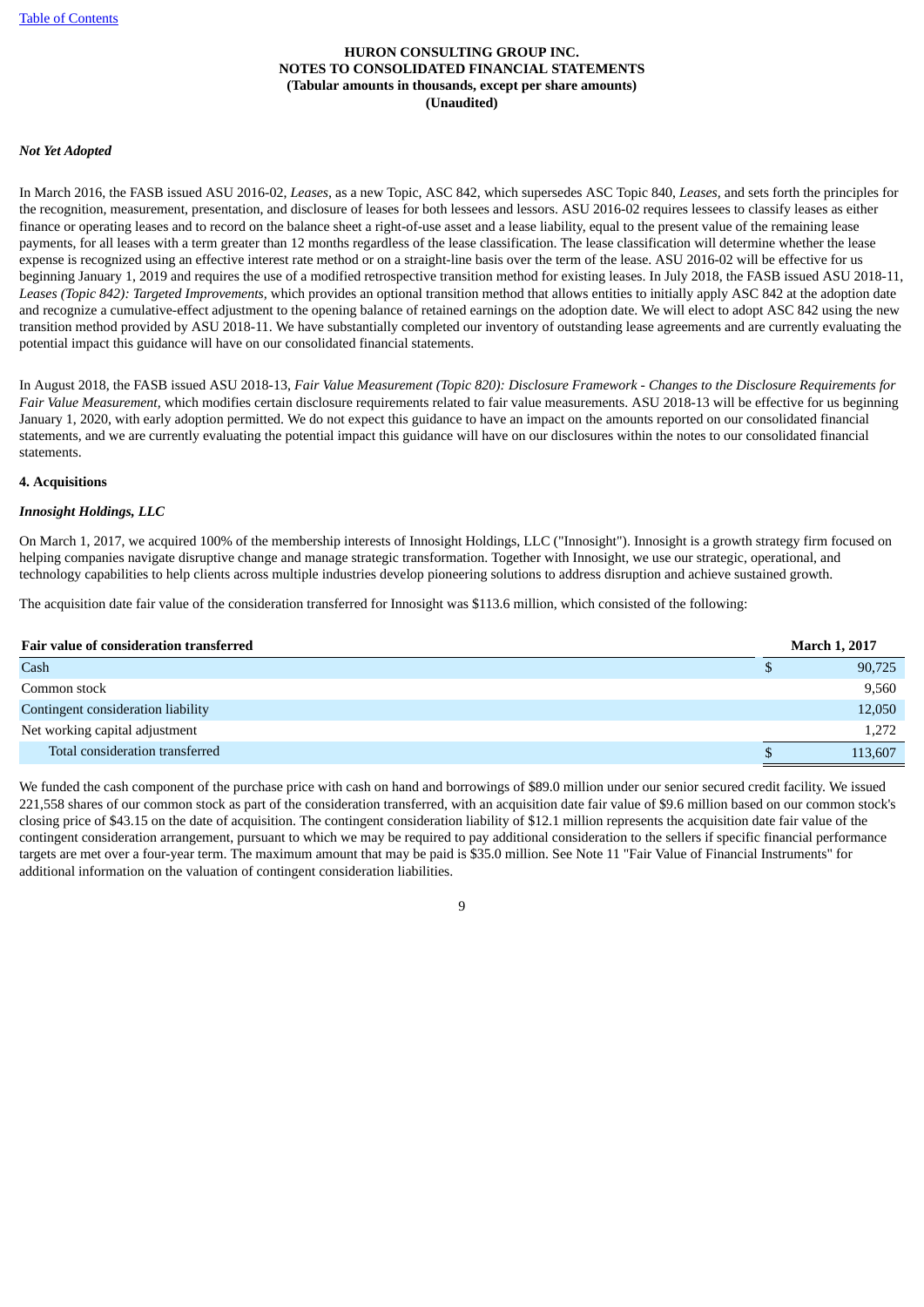*Not Yet Adopted*

In March 2016, the FASB issued ASU 2016-02, *Leases*, as a new Topic, ASC 842, which supersedes ASC Topic 840, *Leases*, and sets forth the principles for the recognition, measurement, presentation, and disclosure of leases for both lessees and lessors. ASU 2016-02 requires lessees to classify leases as either finance or operating leases and to record on the balance sheet a right-of-use asset and a lease liability, equal to the present value of the remaining lease payments, for all leases with a term greater than 12 months regardless of the lease classification. The lease classification will determine whether the lease expense is recognized using an effective interest rate method or on a straight-line basis over the term of the lease. ASU 2016-02 will be effective for us beginning January 1, 2019 and requires the use of a modified retrospective transition method for existing leases. In July 2018, the FASB issued ASU 2018-11, *Leases (Topic 842): Targeted Improvements,* which provides an optional transition method that allows entities to initially apply ASC 842 at the adoption date and recognize a cumulative-effect adjustment to the opening balance of retained earnings on the adoption date. We will elect to adopt ASC 842 using the new transition method provided by ASU 2018-11. We have substantially completed our inventory of outstanding lease agreements and are currently evaluating the potential impact this guidance will have on our consolidated financial statements.

In August 2018, the FASB issued ASU 2018-13, *Fair Value Measurement (Topic 820): Disclosure Framework - Changes to the Disclosure Requirements for Fair Value Measurement,* which modifies certain disclosure requirements related to fair value measurements. ASU 2018-13 will be effective for us beginning January 1, 2020, with early adoption permitted. We do not expect this guidance to have an impact on the amounts reported on our consolidated financial statements, and we are currently evaluating the potential impact this guidance will have on our disclosures within the notes to our consolidated financial statements.

**4. Acquisitions**

***Innosight Holdings, LLC***

On March 1, 2017, we acquired 100% of the membership interests of Innosight Holdings, LLC ("Innosight"). Innosight is a growth strategy firm focused on helping companies navigate disruptive change and manage strategic transformation. Together with Innosight, we use our strategic, operational, and technology capabilities to help clients across multiple industries develop pioneering solutions to address disruption and achieve sustained growth.

The acquisition date fair value of the consideration transferred for Innosight was $113.6 million, which consisted of the following:

| Fair value of consideration transferred | March 1, 2017 |
|---|---|
| Cash | $ 90,725 |
| Common stock | 9,560 |
| Contingent consideration liability | 12,050 |
| Net working capital adjustment | 1,272 |
| Total consideration transferred | $ 113,607 |

We funded the cash component of the purchase price with cash on hand and borrowings of $89.0 million under our senior secured credit facility. We issued 221,558 shares of our common stock as part of the consideration transferred, with an acquisition date fair value of $9.6 million based on our common stock's closing price of $43.15 on the date of acquisition. The contingent consideration liability of $12.1 million represents the acquisition date fair value of the contingent consideration arrangement, pursuant to which we may be required to pay additional consideration to the sellers if specific financial performance targets are met over a four-year term. The maximum amount that may be paid is $35.0 million. See Note 11 "Fair Value of Financial Instruments" for additional information on the valuation of contingent consideration liabilities.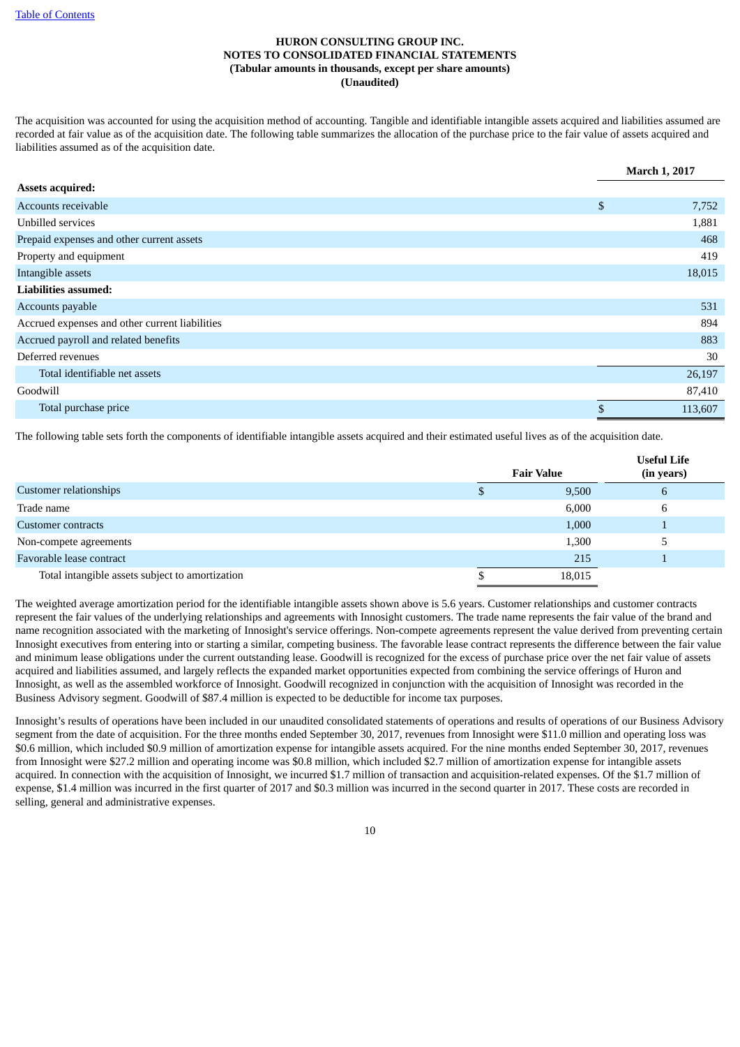The acquisition was accounted for using the acquisition method of accounting. Tangible and identifiable intangible assets acquired and liabilities assumed are recorded at fair value as of the acquisition date. The following table summarizes the allocation of the purchase price to the fair value of assets acquired and liabilities assumed as of the acquisition date.

| | March 1, 2017 |
|---|---|
| **Assets acquired:** | |
| Accounts receivable | $ 7,752 |
| Unbilled services | 1,881 |
| Prepaid expenses and other current assets | 468 |
| Property and equipment | 419 |
| Intangible assets | 18,015 |
| **Liabilities assumed:** | |
| Accounts payable | 531 |
| Accrued expenses and other current liabilities | 894 |
| Accrued payroll and related benefits | 883 |
| Deferred revenues | 30 |
| Total identifiable net assets | 26,197 |
| Goodwill | 87,410 |
| Total purchase price | $ 113,607 |

The following table sets forth the components of identifiable intangible assets acquired and their estimated useful lives as of the acquisition date.

| | Fair Value | Useful Life (in years) |
|---|---|---|
| Customer relationships | $ 9,500 | 6 |
| Trade name | 6,000 | 6 |
| Customer contracts | 1,000 | 1 |
| Non-compete agreements | 1,300 | 5 |
| Favorable lease contract | 215 | 1 |
| Total intangible assets subject to amortization | $ 18,015 | |

The weighted average amortization period for the identifiable intangible assets shown above is 5.6 years. Customer relationships and customer contracts represent the fair values of the underlying relationships and agreements with Innosight customers. The trade name represents the fair value of the brand and name recognition associated with the marketing of Innosight's service offerings. Non-compete agreements represent the value derived from preventing certain Innosight executives from entering into or starting a similar, competing business. The favorable lease contract represents the difference between the fair value and minimum lease obligations under the current outstanding lease. Goodwill is recognized for the excess of purchase price over the net fair value of assets acquired and liabilities assumed, and largely reflects the expanded market opportunities expected from combining the service offerings of Huron and Innosight, as well as the assembled workforce of Innosight. Goodwill recognized in conjunction with the acquisition of Innosight was recorded in the Business Advisory segment. Goodwill of $87.4 million is expected to be deductible for income tax purposes.

Innosight's results of operations have been included in our unaudited consolidated statements of operations and results of operations of our Business Advisory segment from the date of acquisition. For the three months ended September 30, 2017, revenues from Innosight were $11.0 million and operating loss was $0.6 million, which included $0.9 million of amortization expense for intangible assets acquired. For the nine months ended September 30, 2017, revenues from Innosight were $27.2 million and operating income was $0.8 million, which included $2.7 million of amortization expense for intangible assets acquired. In connection with the acquisition of Innosight, we incurred $1.7 million of transaction and acquisition-related expenses. Of the $1.7 million of expense, $1.4 million was incurred in the first quarter of 2017 and $0.3 million was incurred in the second quarter in 2017. These costs are recorded in selling, general and administrative expenses.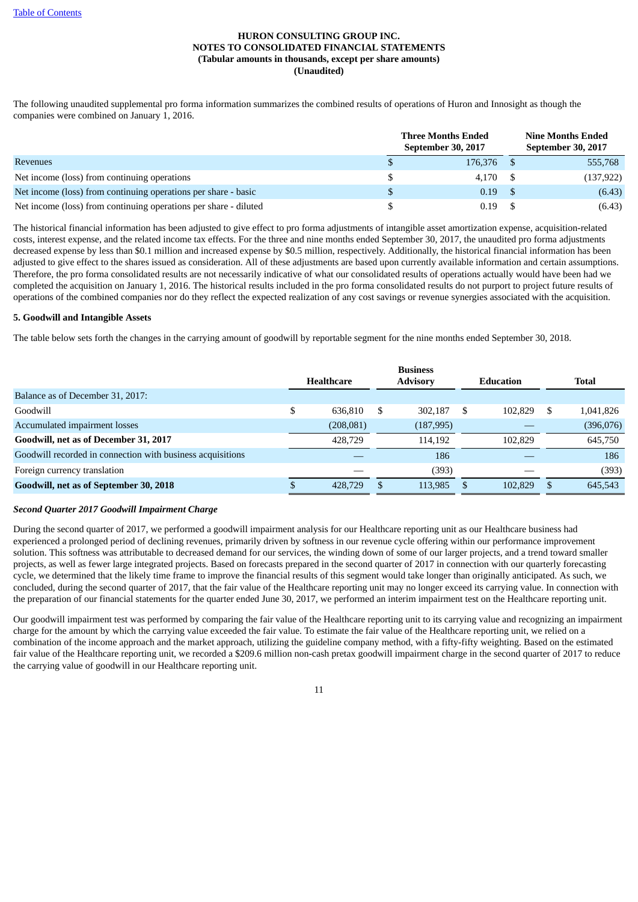**HURON CONSULTING GROUP INC.**
**NOTES TO CONSOLIDATED FINANCIAL STATEMENTS**
**(Tabular amounts in thousands, except per share amounts)**
**(Unaudited)**

The following unaudited supplemental pro forma information summarizes the combined results of operations of Huron and Innosight as though the companies were combined on January 1, 2016.

| | Three Months Ended September 30, 2017 | Nine Months Ended September 30, 2017 |
|---|---|---|
| Revenues | $ 176,376 | $ 555,768 |
| Net income (loss) from continuing operations | $ 4,170 | $ (137,922) |
| Net income (loss) from continuing operations per share - basic | $ 0.19 | $ (6.43) |
| Net income (loss) from continuing operations per share - diluted | $ 0.19 | $ (6.43) |

The historical financial information has been adjusted to give effect to pro forma adjustments of intangible asset amortization expense, acquisition-related costs, interest expense, and the related income tax effects. For the three and nine months ended September 30, 2017, the unaudited pro forma adjustments decreased expense by less than $0.1 million and increased expense by $0.5 million, respectively. Additionally, the historical financial information has been adjusted to give effect to the shares issued as consideration. All of these adjustments are based upon currently available information and certain assumptions. Therefore, the pro forma consolidated results are not necessarily indicative of what our consolidated results of operations actually would have been had we completed the acquisition on January 1, 2016. The historical results included in the pro forma consolidated results do not purport to project future results of operations of the combined companies nor do they reflect the expected realization of any cost savings or revenue synergies associated with the acquisition.

**5. Goodwill and Intangible Assets**

The table below sets forth the changes in the carrying amount of goodwill by reportable segment for the nine months ended September 30, 2018.

| | Healthcare | Business Advisory | Education | Total |
|---|---|---|---|---|
| Balance as of December 31, 2017: | | | | |
| Goodwill | $ 636,810 | $ 302,187 | $ 102,829 | $ 1,041,826 |
| Accumulated impairment losses | (208,081) | (187,995) | — | (396,076) |
| **Goodwill, net as of December 31, 2017** | 428,729 | 114,192 | 102,829 | 645,750 |
| Goodwill recorded in connection with business acquisitions | — | 186 | — | 186 |
| Foreign currency translation | — | (393) | — | (393) |
| **Goodwill, net as of September 30, 2018** | $ 428,729 | $ 113,985 | $ 102,829 | $ 645,543 |

***Second Quarter 2017 Goodwill Impairment Charge***

During the second quarter of 2017, we performed a goodwill impairment analysis for our Healthcare reporting unit as our Healthcare business had experienced a prolonged period of declining revenues, primarily driven by softness in our revenue cycle offering within our performance improvement solution. This softness was attributable to decreased demand for our services, the winding down of some of our larger projects, and a trend toward smaller projects, as well as fewer large integrated projects. Based on forecasts prepared in the second quarter of 2017 in connection with our quarterly forecasting cycle, we determined that the likely time frame to improve the financial results of this segment would take longer than originally anticipated. As such, we concluded, during the second quarter of 2017, that the fair value of the Healthcare reporting unit may no longer exceed its carrying value. In connection with the preparation of our financial statements for the quarter ended June 30, 2017, we performed an interim impairment test on the Healthcare reporting unit.

Our goodwill impairment test was performed by comparing the fair value of the Healthcare reporting unit to its carrying value and recognizing an impairment charge for the amount by which the carrying value exceeded the fair value. To estimate the fair value of the Healthcare reporting unit, we relied on a combination of the income approach and the market approach, utilizing the guideline company method, with a fifty-fifty weighting. Based on the estimated fair value of the Healthcare reporting unit, we recorded a $209.6 million non-cash pretax goodwill impairment charge in the second quarter of 2017 to reduce the carrying value of goodwill in our Healthcare reporting unit.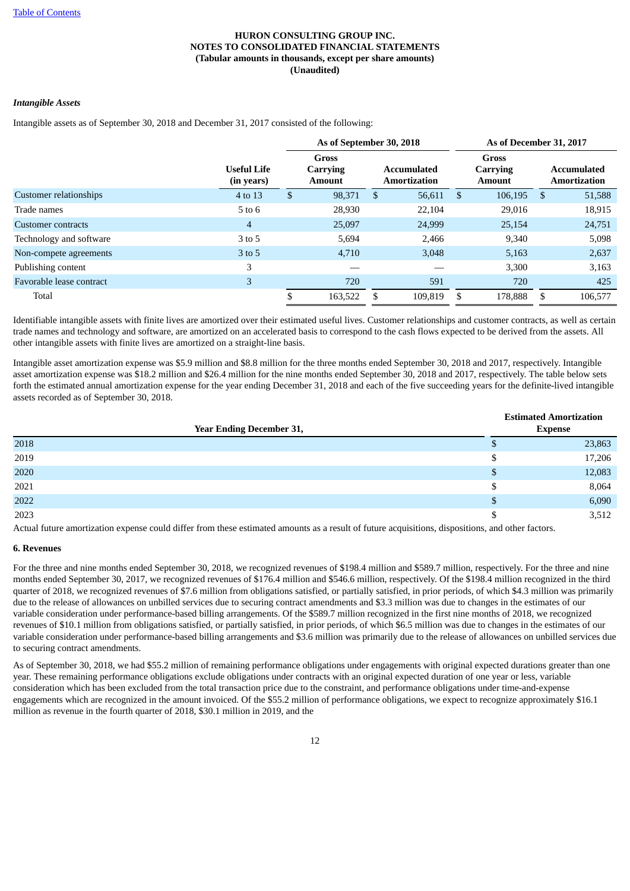### HURON CONSULTING GROUP INC.
### NOTES TO CONSOLIDATED FINANCIAL STATEMENTS
### (Tabular amounts in thousands, except per share amounts)
### (Unaudited)

***Intangible Assets***

Intangible assets as of September 30, 2018 and December 31, 2017 consisted of the following:

| | | As of September 30, 2018 | | As of December 31, 2017 | |
|---|---|---|---|---|---|
| | Useful Life (in years) | Gross Carrying Amount | Accumulated Amortization | Gross Carrying Amount | Accumulated Amortization |
| Customer relationships | 4 to 13 | $ 98,371 | $ 56,611 | $ 106,195 | $ 51,588 |
| Trade names | 5 to 6 | 28,930 | 22,104 | 29,016 | 18,915 |
| Customer contracts | 4 | 25,097 | 24,999 | 25,154 | 24,751 |
| Technology and software | 3 to 5 | 5,694 | 2,466 | 9,340 | 5,098 |
| Non-compete agreements | 3 to 5 | 4,710 | 3,048 | 5,163 | 2,637 |
| Publishing content | 3 | — | — | 3,300 | 3,163 |
| Favorable lease contract | 3 | 720 | 591 | 720 | 425 |
| Total | | $ 163,522 | $ 109,819 | $ 178,888 | $ 106,577 |

Identifiable intangible assets with finite lives are amortized over their estimated useful lives. Customer relationships and customer contracts, as well as certain trade names and technology and software, are amortized on an accelerated basis to correspond to the cash flows expected to be derived from the assets. All other intangible assets with finite lives are amortized on a straight-line basis.

Intangible asset amortization expense was $5.9 million and $8.8 million for the three months ended September 30, 2018 and 2017, respectively. Intangible asset amortization expense was $18.2 million and $26.4 million for the nine months ended September 30, 2018 and 2017, respectively. The table below sets forth the estimated annual amortization expense for the year ending December 31, 2018 and each of the five succeeding years for the definite-lived intangible assets recorded as of September 30, 2018.

| Year Ending December 31, | Estimated Amortization Expense |
|---|---|
| 2018 | $ 23,863 |
| 2019 | $ 17,206 |
| 2020 | $ 12,083 |
| 2021 | $ 8,064 |
| 2022 | $ 6,090 |
| 2023 | $ 3,512 |

Actual future amortization expense could differ from these estimated amounts as a result of future acquisitions, dispositions, and other factors.

**6. Revenues**

For the three and nine months ended September 30, 2018, we recognized revenues of $198.4 million and $589.7 million, respectively. For the three and nine months ended September 30, 2017, we recognized revenues of $176.4 million and $546.6 million, respectively. Of the $198.4 million recognized in the third quarter of 2018, we recognized revenues of $7.6 million from obligations satisfied, or partially satisfied, in prior periods, of which $4.3 million was primarily due to the release of allowances on unbilled services due to securing contract amendments and $3.3 million was due to changes in the estimates of our variable consideration under performance-based billing arrangements. Of the $589.7 million recognized in the first nine months of 2018, we recognized revenues of $10.1 million from obligations satisfied, or partially satisfied, in prior periods, of which $6.5 million was due to changes in the estimates of our variable consideration under performance-based billing arrangements and $3.6 million was primarily due to the release of allowances on unbilled services due to securing contract amendments.

As of September 30, 2018, we had $55.2 million of remaining performance obligations under engagements with original expected durations greater than one year. These remaining performance obligations exclude obligations under contracts with an original expected duration of one year or less, variable consideration which has been excluded from the total transaction price due to the constraint, and performance obligations under time-and-expense engagements which are recognized in the amount invoiced. Of the $55.2 million of performance obligations, we expect to recognize approximately $16.1 million as revenue in the fourth quarter of 2018, $30.1 million in 2019, and the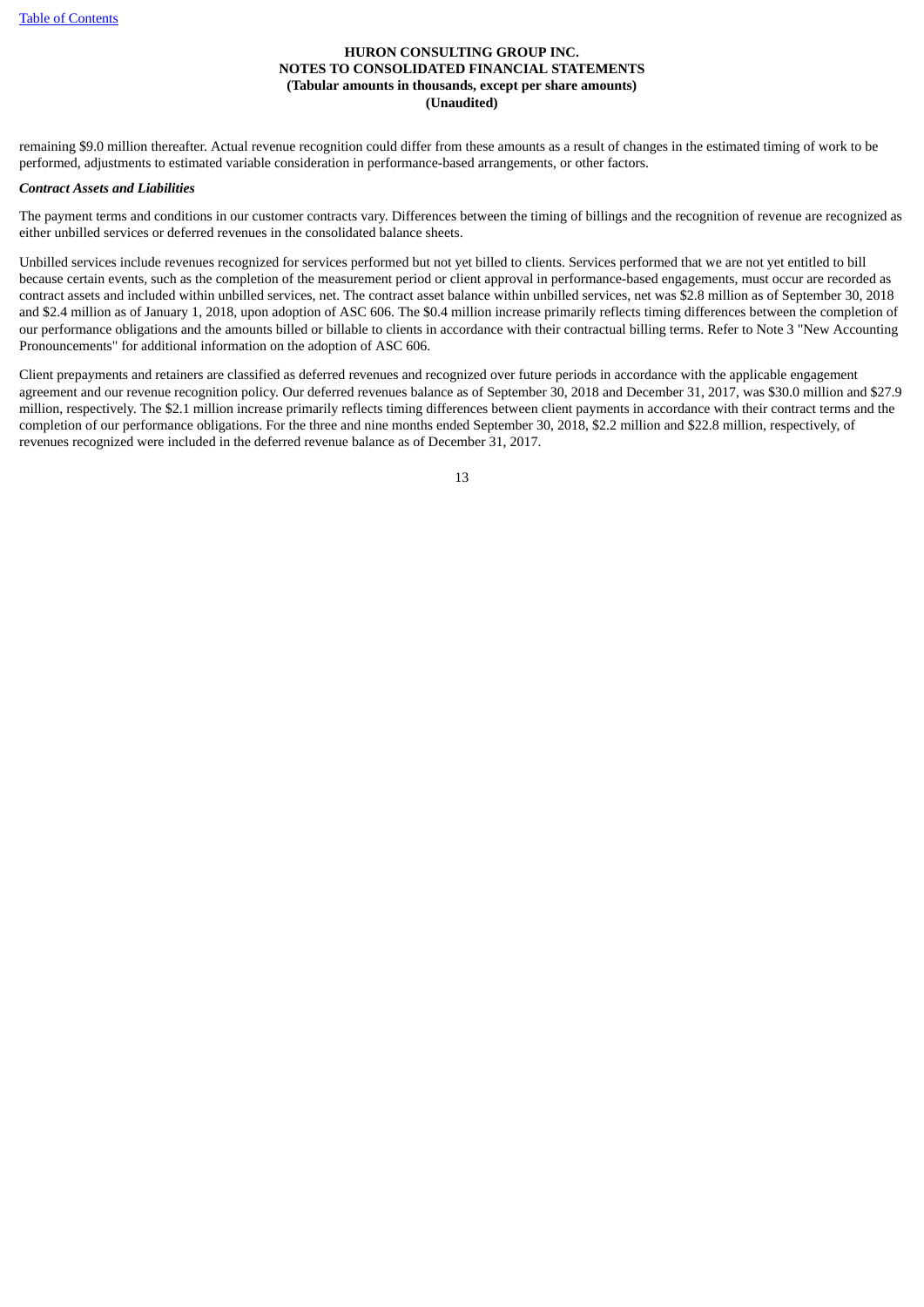remaining $9.0 million thereafter. Actual revenue recognition could differ from these amounts as a result of changes in the estimated timing of work to be performed, adjustments to estimated variable consideration in performance-based arrangements, or other factors.

***Contract Assets and Liabilities***

The payment terms and conditions in our customer contracts vary. Differences between the timing of billings and the recognition of revenue are recognized as either unbilled services or deferred revenues in the consolidated balance sheets.

Unbilled services include revenues recognized for services performed but not yet billed to clients. Services performed that we are not yet entitled to bill because certain events, such as the completion of the measurement period or client approval in performance-based engagements, must occur are recorded as contract assets and included within unbilled services, net. The contract asset balance within unbilled services, net was $2.8 million as of September 30, 2018 and $2.4 million as of January 1, 2018, upon adoption of ASC 606. The $0.4 million increase primarily reflects timing differences between the completion of our performance obligations and the amounts billed or billable to clients in accordance with their contractual billing terms. Refer to Note 3 "New Accounting Pronouncements" for additional information on the adoption of ASC 606.

Client prepayments and retainers are classified as deferred revenues and recognized over future periods in accordance with the applicable engagement agreement and our revenue recognition policy. Our deferred revenues balance as of September 30, 2018 and December 31, 2017, was $30.0 million and $27.9 million, respectively. The $2.1 million increase primarily reflects timing differences between client payments in accordance with their contract terms and the completion of our performance obligations. For the three and nine months ended September 30, 2018, $2.2 million and $22.8 million, respectively, of revenues recognized were included in the deferred revenue balance as of December 31, 2017.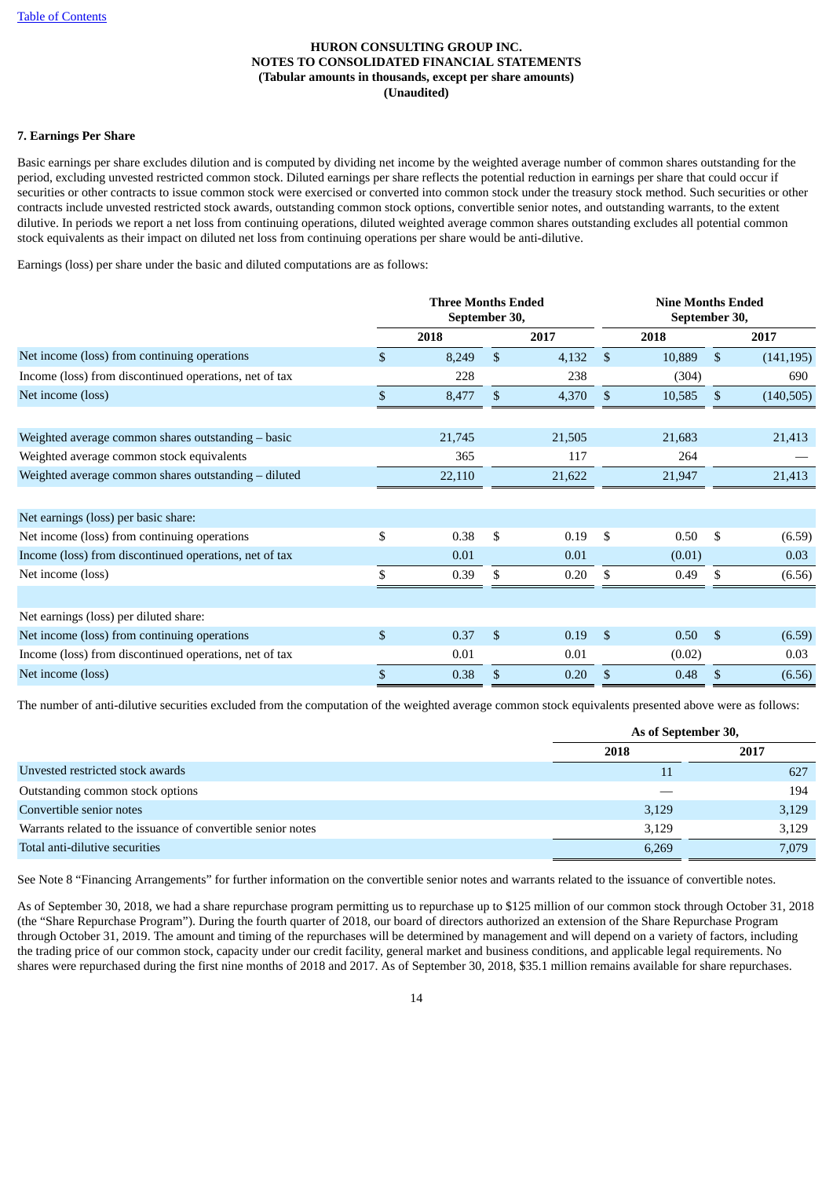**HURON CONSULTING GROUP INC.**
**NOTES TO CONSOLIDATED FINANCIAL STATEMENTS**
**(Tabular amounts in thousands, except per share amounts)**
**(Unaudited)**

**7. Earnings Per Share**

Basic earnings per share excludes dilution and is computed by dividing net income by the weighted average number of common shares outstanding for the period, excluding unvested restricted common stock. Diluted earnings per share reflects the potential reduction in earnings per share that could occur if securities or other contracts to issue common stock were exercised or converted into common stock under the treasury stock method. Such securities or other contracts include unvested restricted stock awards, outstanding common stock options, convertible senior notes, and outstanding warrants, to the extent dilutive. In periods we report a net loss from continuing operations, diluted weighted average common shares outstanding excludes all potential common stock equivalents as their impact on diluted net loss from continuing operations per share would be anti-dilutive.

Earnings (loss) per share under the basic and diluted computations are as follows:

| | Three Months Ended September 30, | | Nine Months Ended September 30, | |
|---|---|---|---|---|
| | 2018 | 2017 | 2018 | 2017 |
| Net income (loss) from continuing operations | $ 8,249 | $ 4,132 | $ 10,889 | $ (141,195) |
| Income (loss) from discontinued operations, net of tax | 228 | 238 | (304) | 690 |
| Net income (loss) | $ 8,477 | $ 4,370 | $ 10,585 | $ (140,505) |
| | | | | |
| Weighted average common shares outstanding – basic | 21,745 | 21,505 | 21,683 | 21,413 |
| Weighted average common stock equivalents | 365 | 117 | 264 | — |
| Weighted average common shares outstanding – diluted | 22,110 | 21,622 | 21,947 | 21,413 |
| | | | | |
| Net earnings (loss) per basic share: | | | | |
| Net income (loss) from continuing operations | $ 0.38 | $ 0.19 | $ 0.50 | $ (6.59) |
| Income (loss) from discontinued operations, net of tax | 0.01 | 0.01 | (0.01) | 0.03 |
| Net income (loss) | $ 0.39 | $ 0.20 | $ 0.49 | $ (6.56) |
| | | | | |
| Net earnings (loss) per diluted share: | | | | |
| Net income (loss) from continuing operations | $ 0.37 | $ 0.19 | $ 0.50 | $ (6.59) |
| Income (loss) from discontinued operations, net of tax | 0.01 | 0.01 | (0.02) | 0.03 |
| Net income (loss) | $ 0.38 | $ 0.20 | $ 0.48 | $ (6.56) |

The number of anti-dilutive securities excluded from the computation of the weighted average common stock equivalents presented above were as follows:

| | As of September 30, | |
|---|---|---|
| | 2018 | 2017 |
| Unvested restricted stock awards | 11 | 627 |
| Outstanding common stock options | — | 194 |
| Convertible senior notes | 3,129 | 3,129 |
| Warrants related to the issuance of convertible senior notes | 3,129 | 3,129 |
| Total anti-dilutive securities | 6,269 | 7,079 |

See Note 8 "Financing Arrangements" for further information on the convertible senior notes and warrants related to the issuance of convertible notes.

As of September 30, 2018, we had a share repurchase program permitting us to repurchase up to $125 million of our common stock through October 31, 2018 (the "Share Repurchase Program"). During the fourth quarter of 2018, our board of directors authorized an extension of the Share Repurchase Program through October 31, 2019. The amount and timing of the repurchases will be determined by management and will depend on a variety of factors, including the trading price of our common stock, capacity under our credit facility, general market and business conditions, and applicable legal requirements. No shares were repurchased during the first nine months of 2018 and 2017. As of September 30, 2018, $35.1 million remains available for share repurchases.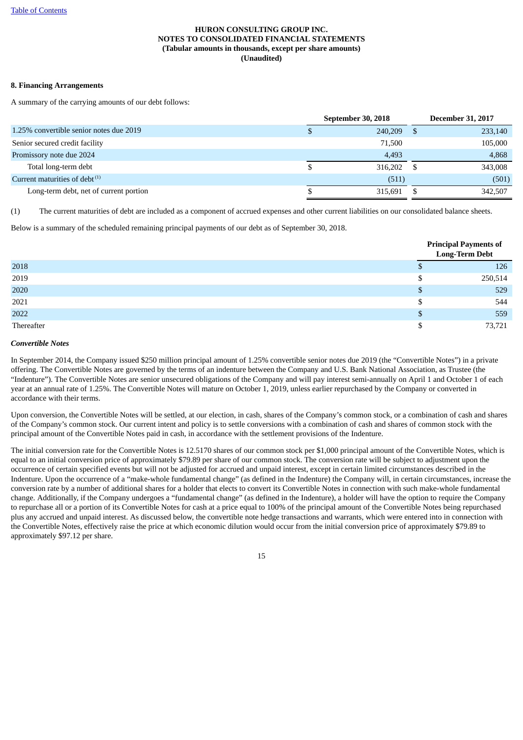**HURON CONSULTING GROUP INC.**
**NOTES TO CONSOLIDATED FINANCIAL STATEMENTS**
**(Tabular amounts in thousands, except per share amounts)**
**(Unaudited)**

**8. Financing Arrangements**

A summary of the carrying amounts of our debt follows:

| | September 30, 2018 | December 31, 2017 |
|---|---|---|
| 1.25% convertible senior notes due 2019 | $ 240,209 | $ 233,140 |
| Senior secured credit facility | 71,500 | 105,000 |
| Promissory note due 2024 | 4,493 | 4,868 |
| Total long-term debt | $ 316,202 | $ 343,008 |
| Current maturities of debt [(1)] | (511) | (501) |
| Long-term debt, net of current portion | $ 315,691 | $ 342,507 |

(1) The current maturities of debt are included as a component of accrued expenses and other current liabilities on our consolidated balance sheets.

Below is a summary of the scheduled remaining principal payments of our debt as of September 30, 2018.

| | Principal Payments of Long-Term Debt |
|---|---|
| 2018 | $ 126 |
| 2019 | $ 250,514 |
| 2020 | $ 529 |
| 2021 | $ 544 |
| 2022 | $ 559 |
| Thereafter | $ 73,721 |

***Convertible Notes***

In September 2014, the Company issued $250 million principal amount of 1.25% convertible senior notes due 2019 (the "Convertible Notes") in a private offering. The Convertible Notes are governed by the terms of an indenture between the Company and U.S. Bank National Association, as Trustee (the "Indenture"). The Convertible Notes are senior unsecured obligations of the Company and will pay interest semi-annually on April 1 and October 1 of each year at an annual rate of 1.25%. The Convertible Notes will mature on October 1, 2019, unless earlier repurchased by the Company or converted in accordance with their terms.

Upon conversion, the Convertible Notes will be settled, at our election, in cash, shares of the Company's common stock, or a combination of cash and shares of the Company's common stock. Our current intent and policy is to settle conversions with a combination of cash and shares of common stock with the principal amount of the Convertible Notes paid in cash, in accordance with the settlement provisions of the Indenture.

The initial conversion rate for the Convertible Notes is 12.5170 shares of our common stock per $1,000 principal amount of the Convertible Notes, which is equal to an initial conversion price of approximately $79.89 per share of our common stock. The conversion rate will be subject to adjustment upon the occurrence of certain specified events but will not be adjusted for accrued and unpaid interest, except in certain limited circumstances described in the Indenture. Upon the occurrence of a "make-whole fundamental change" (as defined in the Indenture) the Company will, in certain circumstances, increase the conversion rate by a number of additional shares for a holder that elects to convert its Convertible Notes in connection with such make-whole fundamental change. Additionally, if the Company undergoes a "fundamental change" (as defined in the Indenture), a holder will have the option to require the Company to repurchase all or a portion of its Convertible Notes for cash at a price equal to 100% of the principal amount of the Convertible Notes being repurchased plus any accrued and unpaid interest. As discussed below, the convertible note hedge transactions and warrants, which were entered into in connection with the Convertible Notes, effectively raise the price at which economic dilution would occur from the initial conversion price of approximately $79.89 to approximately $97.12 per share.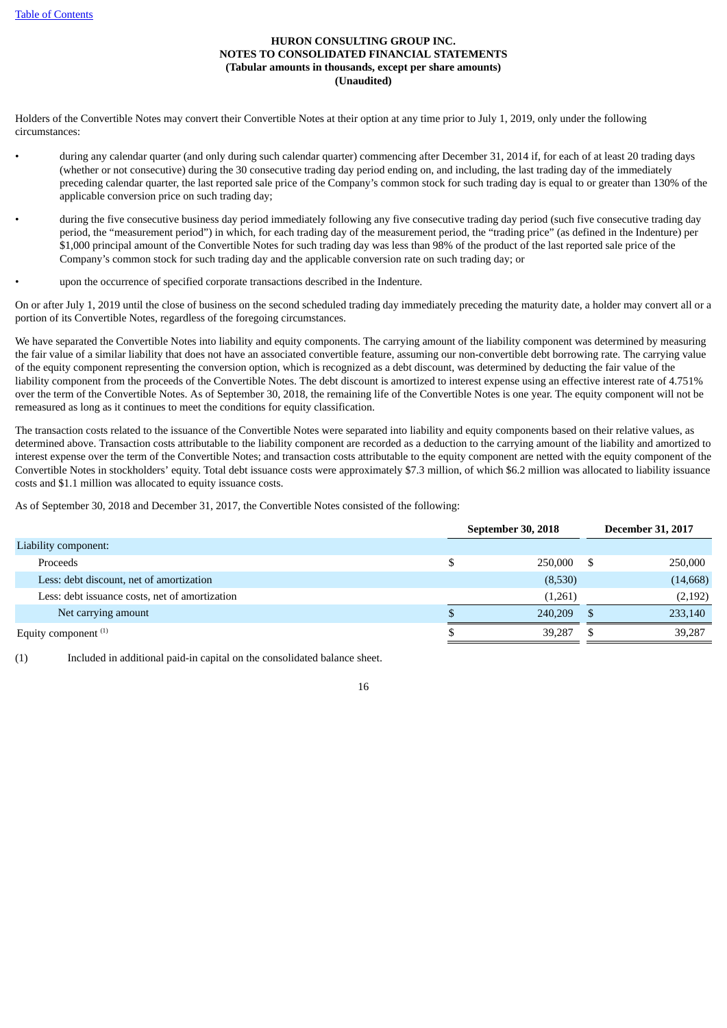Holders of the Convertible Notes may convert their Convertible Notes at their option at any time prior to July 1, 2019, only under the following circumstances:

- during any calendar quarter (and only during such calendar quarter) commencing after December 31, 2014 if, for each of at least 20 trading days (whether or not consecutive) during the 30 consecutive trading day period ending on, and including, the last trading day of the immediately preceding calendar quarter, the last reported sale price of the Company's common stock for such trading day is equal to or greater than 130% of the applicable conversion price on such trading day;
- during the five consecutive business day period immediately following any five consecutive trading day period (such five consecutive trading day period, the "measurement period") in which, for each trading day of the measurement period, the "trading price" (as defined in the Indenture) per $1,000 principal amount of the Convertible Notes for such trading day was less than 98% of the product of the last reported sale price of the Company's common stock for such trading day and the applicable conversion rate on such trading day; or
- upon the occurrence of specified corporate transactions described in the Indenture.

On or after July 1, 2019 until the close of business on the second scheduled trading day immediately preceding the maturity date, a holder may convert all or a portion of its Convertible Notes, regardless of the foregoing circumstances.

We have separated the Convertible Notes into liability and equity components. The carrying amount of the liability component was determined by measuring the fair value of a similar liability that does not have an associated convertible feature, assuming our non-convertible debt borrowing rate. The carrying value of the equity component representing the conversion option, which is recognized as a debt discount, was determined by deducting the fair value of the liability component from the proceeds of the Convertible Notes. The debt discount is amortized to interest expense using an effective interest rate of 4.751% over the term of the Convertible Notes. As of September 30, 2018, the remaining life of the Convertible Notes is one year. The equity component will not be remeasured as long as it continues to meet the conditions for equity classification.

The transaction costs related to the issuance of the Convertible Notes were separated into liability and equity components based on their relative values, as determined above. Transaction costs attributable to the liability component are recorded as a deduction to the carrying amount of the liability and amortized to interest expense over the term of the Convertible Notes; and transaction costs attributable to the equity component are netted with the equity component of the Convertible Notes in stockholders' equity. Total debt issuance costs were approximately $7.3 million, of which $6.2 million was allocated to liability issuance costs and $1.1 million was allocated to equity issuance costs.

As of September 30, 2018 and December 31, 2017, the Convertible Notes consisted of the following:

| | September 30, 2018 | December 31, 2017 |
|---|---|---|
| Liability component: | | |
| Proceeds | $ 250,000 | $ 250,000 |
| Less: debt discount, net of amortization | (8,530) | (14,668) |
| Less: debt issuance costs, net of amortization | (1,261) | (2,192) |
| Net carrying amount | $ 240,209 | $ 233,140 |
| Equity component [(1)] | $ 39,287 | $ 39,287 |

(1) Included in additional paid-in capital on the consolidated balance sheet.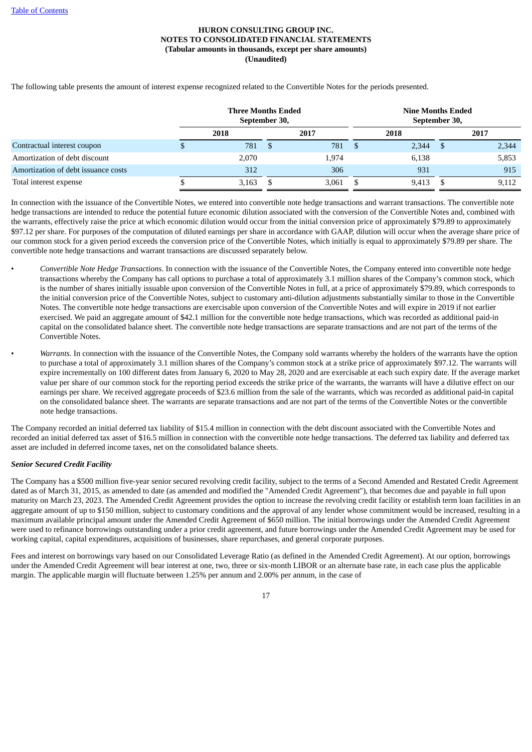**HURON CONSULTING GROUP INC.**
**NOTES TO CONSOLIDATED FINANCIAL STATEMENTS**
**(Tabular amounts in thousands, except per share amounts)**
**(Unaudited)**

The following table presents the amount of interest expense recognized related to the Convertible Notes for the periods presented.

| | Three Months Ended September 30, | | Nine Months Ended September 30, | |
|---|---|---|---|---|
| | 2018 | 2017 | 2018 | 2017 |
| Contractual interest coupon | $ 781 | $ 781 | $ 2,344 | $ 2,344 |
| Amortization of debt discount | 2,070 | 1,974 | 6,138 | 5,853 |
| Amortization of debt issuance costs | 312 | 306 | 931 | 915 |
| Total interest expense | $ 3,163 | $ 3,061 | $ 9,413 | $ 9,112 |

In connection with the issuance of the Convertible Notes, we entered into convertible note hedge transactions and warrant transactions. The convertible note hedge transactions are intended to reduce the potential future economic dilution associated with the conversion of the Convertible Notes and, combined with the warrants, effectively raise the price at which economic dilution would occur from the initial conversion price of approximately $79.89 to approximately $97.12 per share. For purposes of the computation of diluted earnings per share in accordance with GAAP, dilution will occur when the average share price of our common stock for a given period exceeds the conversion price of the Convertible Notes, which initially is equal to approximately $79.89 per share. The convertible note hedge transactions and warrant transactions are discussed separately below.

- *Convertible Note Hedge Transactions*. In connection with the issuance of the Convertible Notes, the Company entered into convertible note hedge transactions whereby the Company has call options to purchase a total of approximately 3.1 million shares of the Company's common stock, which is the number of shares initially issuable upon conversion of the Convertible Notes in full, at a price of approximately $79.89, which corresponds to the initial conversion price of the Convertible Notes, subject to customary anti-dilution adjustments substantially similar to those in the Convertible Notes. The convertible note hedge transactions are exercisable upon conversion of the Convertible Notes and will expire in 2019 if not earlier exercised. We paid an aggregate amount of $42.1 million for the convertible note hedge transactions, which was recorded as additional paid-in capital on the consolidated balance sheet. The convertible note hedge transactions are separate transactions and are not part of the terms of the Convertible Notes.

- *Warrants.* In connection with the issuance of the Convertible Notes, the Company sold warrants whereby the holders of the warrants have the option to purchase a total of approximately 3.1 million shares of the Company's common stock at a strike price of approximately $97.12. The warrants will expire incrementally on 100 different dates from January 6, 2020 to May 28, 2020 and are exercisable at each such expiry date. If the average market value per share of our common stock for the reporting period exceeds the strike price of the warrants, the warrants will have a dilutive effect on our earnings per share. We received aggregate proceeds of $23.6 million from the sale of the warrants, which was recorded as additional paid-in capital on the consolidated balance sheet. The warrants are separate transactions and are not part of the terms of the Convertible Notes or the convertible note hedge transactions.

The Company recorded an initial deferred tax liability of $15.4 million in connection with the debt discount associated with the Convertible Notes and recorded an initial deferred tax asset of $16.5 million in connection with the convertible note hedge transactions. The deferred tax liability and deferred tax asset are included in deferred income taxes, net on the consolidated balance sheets.

***Senior Secured Credit Facility***

The Company has a $500 million five-year senior secured revolving credit facility, subject to the terms of a Second Amended and Restated Credit Agreement dated as of March 31, 2015, as amended to date (as amended and modified the "Amended Credit Agreement"), that becomes due and payable in full upon maturity on March 23, 2023. The Amended Credit Agreement provides the option to increase the revolving credit facility or establish term loan facilities in an aggregate amount of up to $150 million, subject to customary conditions and the approval of any lender whose commitment would be increased, resulting in a maximum available principal amount under the Amended Credit Agreement of $650 million. The initial borrowings under the Amended Credit Agreement were used to refinance borrowings outstanding under a prior credit agreement, and future borrowings under the Amended Credit Agreement may be used for working capital, capital expenditures, acquisitions of businesses, share repurchases, and general corporate purposes.

Fees and interest on borrowings vary based on our Consolidated Leverage Ratio (as defined in the Amended Credit Agreement). At our option, borrowings under the Amended Credit Agreement will bear interest at one, two, three or six-month LIBOR or an alternate base rate, in each case plus the applicable margin. The applicable margin will fluctuate between 1.25% per annum and 2.00% per annum, in the case of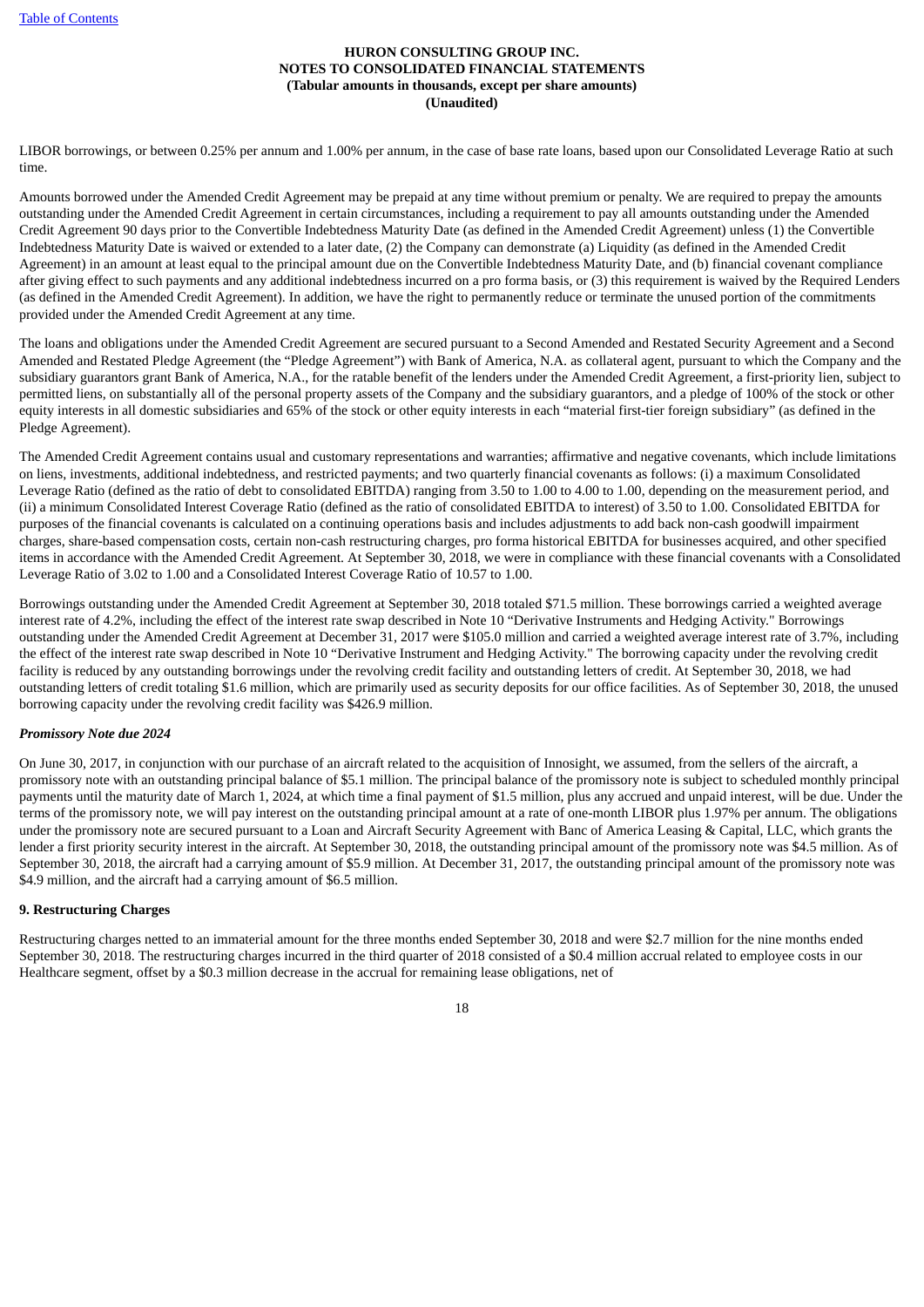LIBOR borrowings, or between 0.25% per annum and 1.00% per annum, in the case of base rate loans, based upon our Consolidated Leverage Ratio at such time.

Amounts borrowed under the Amended Credit Agreement may be prepaid at any time without premium or penalty. We are required to prepay the amounts outstanding under the Amended Credit Agreement in certain circumstances, including a requirement to pay all amounts outstanding under the Amended Credit Agreement 90 days prior to the Convertible Indebtedness Maturity Date (as defined in the Amended Credit Agreement) unless (1) the Convertible Indebtedness Maturity Date is waived or extended to a later date, (2) the Company can demonstrate (a) Liquidity (as defined in the Amended Credit Agreement) in an amount at least equal to the principal amount due on the Convertible Indebtedness Maturity Date, and (b) financial covenant compliance after giving effect to such payments and any additional indebtedness incurred on a pro forma basis, or (3) this requirement is waived by the Required Lenders (as defined in the Amended Credit Agreement). In addition, we have the right to permanently reduce or terminate the unused portion of the commitments provided under the Amended Credit Agreement at any time.

The loans and obligations under the Amended Credit Agreement are secured pursuant to a Second Amended and Restated Security Agreement and a Second Amended and Restated Pledge Agreement (the "Pledge Agreement") with Bank of America, N.A. as collateral agent, pursuant to which the Company and the subsidiary guarantors grant Bank of America, N.A., for the ratable benefit of the lenders under the Amended Credit Agreement, a first-priority lien, subject to permitted liens, on substantially all of the personal property assets of the Company and the subsidiary guarantors, and a pledge of 100% of the stock or other equity interests in all domestic subsidiaries and 65% of the stock or other equity interests in each "material first-tier foreign subsidiary" (as defined in the Pledge Agreement).

The Amended Credit Agreement contains usual and customary representations and warranties; affirmative and negative covenants, which include limitations on liens, investments, additional indebtedness, and restricted payments; and two quarterly financial covenants as follows: (i) a maximum Consolidated Leverage Ratio (defined as the ratio of debt to consolidated EBITDA) ranging from 3.50 to 1.00 to 4.00 to 1.00, depending on the measurement period, and (ii) a minimum Consolidated Interest Coverage Ratio (defined as the ratio of consolidated EBITDA to interest) of 3.50 to 1.00. Consolidated EBITDA for purposes of the financial covenants is calculated on a continuing operations basis and includes adjustments to add back non-cash goodwill impairment charges, share-based compensation costs, certain non-cash restructuring charges, pro forma historical EBITDA for businesses acquired, and other specified items in accordance with the Amended Credit Agreement. At September 30, 2018, we were in compliance with these financial covenants with a Consolidated Leverage Ratio of 3.02 to 1.00 and a Consolidated Interest Coverage Ratio of 10.57 to 1.00.

Borrowings outstanding under the Amended Credit Agreement at September 30, 2018 totaled $71.5 million. These borrowings carried a weighted average interest rate of 4.2%, including the effect of the interest rate swap described in Note 10 "Derivative Instruments and Hedging Activity." Borrowings outstanding under the Amended Credit Agreement at December 31, 2017 were $105.0 million and carried a weighted average interest rate of 3.7%, including the effect of the interest rate swap described in Note 10 "Derivative Instrument and Hedging Activity." The borrowing capacity under the revolving credit facility is reduced by any outstanding borrowings under the revolving credit facility and outstanding letters of credit. At September 30, 2018, we had outstanding letters of credit totaling $1.6 million, which are primarily used as security deposits for our office facilities. As of September 30, 2018, the unused borrowing capacity under the revolving credit facility was $426.9 million.

***Promissory Note due 2024***

On June 30, 2017, in conjunction with our purchase of an aircraft related to the acquisition of Innosight, we assumed, from the sellers of the aircraft, a promissory note with an outstanding principal balance of $5.1 million. The principal balance of the promissory note is subject to scheduled monthly principal payments until the maturity date of March 1, 2024, at which time a final payment of $1.5 million, plus any accrued and unpaid interest, will be due. Under the terms of the promissory note, we will pay interest on the outstanding principal amount at a rate of one-month LIBOR plus 1.97% per annum. The obligations under the promissory note are secured pursuant to a Loan and Aircraft Security Agreement with Banc of America Leasing & Capital, LLC, which grants the lender a first priority security interest in the aircraft. At September 30, 2018, the outstanding principal amount of the promissory note was $4.5 million. As of September 30, 2018, the aircraft had a carrying amount of $5.9 million. At December 31, 2017, the outstanding principal amount of the promissory note was $4.9 million, and the aircraft had a carrying amount of $6.5 million.

**9. Restructuring Charges**

Restructuring charges netted to an immaterial amount for the three months ended September 30, 2018 and were $2.7 million for the nine months ended September 30, 2018. The restructuring charges incurred in the third quarter of 2018 consisted of a $0.4 million accrual related to employee costs in our Healthcare segment, offset by a $0.3 million decrease in the accrual for remaining lease obligations, net of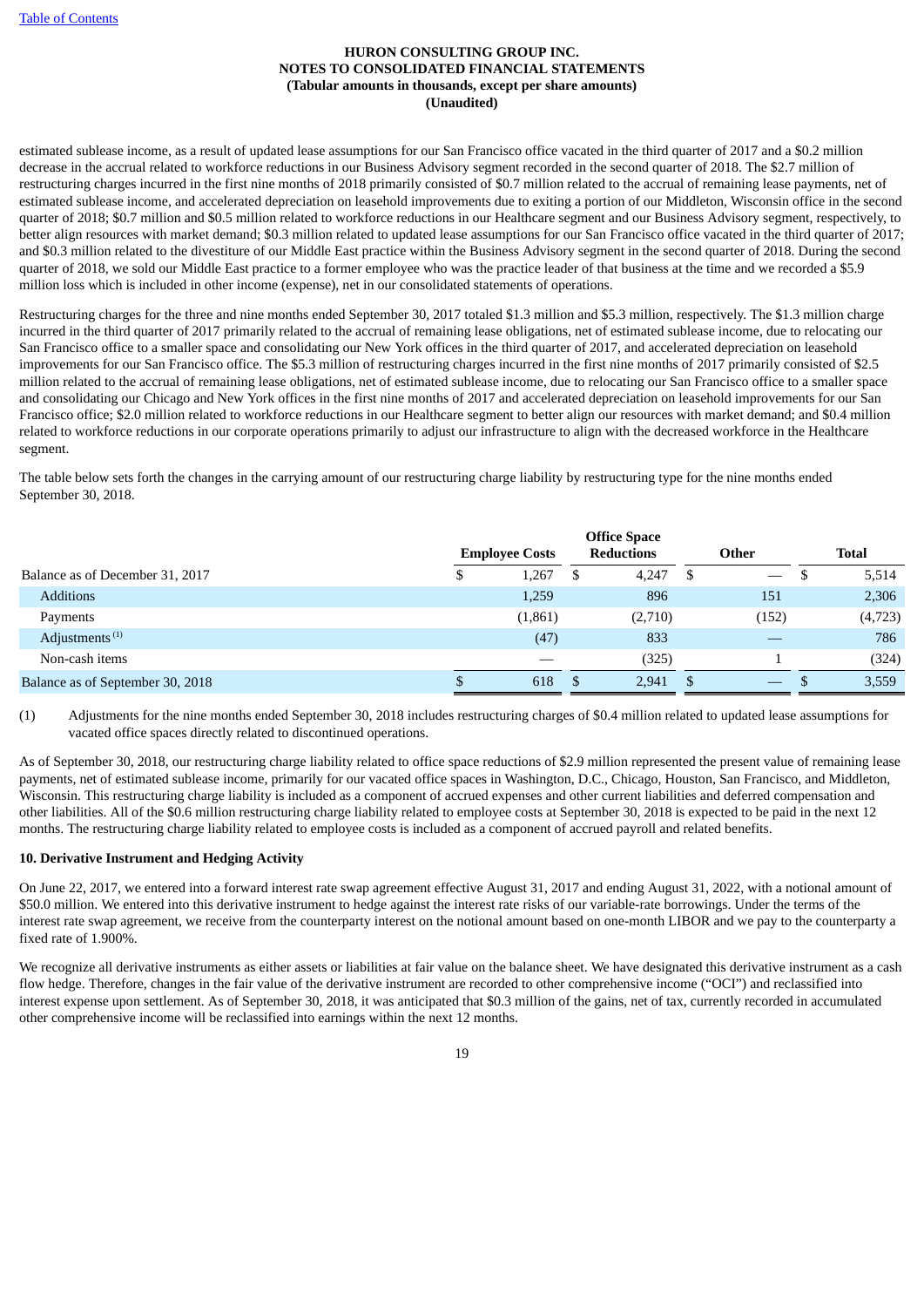estimated sublease income, as a result of updated lease assumptions for our San Francisco office vacated in the third quarter of 2017 and a $0.2 million decrease in the accrual related to workforce reductions in our Business Advisory segment recorded in the second quarter of 2018. The $2.7 million of restructuring charges incurred in the first nine months of 2018 primarily consisted of $0.7 million related to the accrual of remaining lease payments, net of estimated sublease income, and accelerated depreciation on leasehold improvements due to exiting a portion of our Middleton, Wisconsin office in the second quarter of 2018; $0.7 million and $0.5 million related to workforce reductions in our Healthcare segment and our Business Advisory segment, respectively, to better align resources with market demand; $0.3 million related to updated lease assumptions for our San Francisco office vacated in the third quarter of 2017; and $0.3 million related to the divestiture of our Middle East practice within the Business Advisory segment in the second quarter of 2018. During the second quarter of 2018, we sold our Middle East practice to a former employee who was the practice leader of that business at the time and we recorded a $5.9 million loss which is included in other income (expense), net in our consolidated statements of operations.

Restructuring charges for the three and nine months ended September 30, 2017 totaled $1.3 million and $5.3 million, respectively. The $1.3 million charge incurred in the third quarter of 2017 primarily related to the accrual of remaining lease obligations, net of estimated sublease income, due to relocating our San Francisco office to a smaller space and consolidating our New York offices in the third quarter of 2017, and accelerated depreciation on leasehold improvements for our San Francisco office. The $5.3 million of restructuring charges incurred in the first nine months of 2017 primarily consisted of $2.5 million related to the accrual of remaining lease obligations, net of estimated sublease income, due to relocating our San Francisco office to a smaller space and consolidating our Chicago and New York offices in the first nine months of 2017 and accelerated depreciation on leasehold improvements for our San Francisco office; $2.0 million related to workforce reductions in our Healthcare segment to better align our resources with market demand; and $0.4 million related to workforce reductions in our corporate operations primarily to adjust our infrastructure to align with the decreased workforce in the Healthcare segment.

The table below sets forth the changes in the carrying amount of our restructuring charge liability by restructuring type for the nine months ended September 30, 2018.

| | Employee Costs | Office Space Reductions | Other | Total |
|---|---|---|---|---|
| Balance as of December 31, 2017 | $ 1,267 | $ 4,247 | $ — | $ 5,514 |
| Additions | 1,259 | 896 | 151 | 2,306 |
| Payments | (1,861) | (2,710) | (152) | (4,723) |
| Adjustments [(1)] | (47) | 833 | — | 786 |
| Non-cash items | — | (325) | 1 | (324) |
| Balance as of September 30, 2018 | $ 618 | $ 2,941 | $ — | $ 3,559 |

(1) Adjustments for the nine months ended September 30, 2018 includes restructuring charges of $0.4 million related to updated lease assumptions for vacated office spaces directly related to discontinued operations.

As of September 30, 2018, our restructuring charge liability related to office space reductions of $2.9 million represented the present value of remaining lease payments, net of estimated sublease income, primarily for our vacated office spaces in Washington, D.C., Chicago, Houston, San Francisco, and Middleton, Wisconsin. This restructuring charge liability is included as a component of accrued expenses and other current liabilities and deferred compensation and other liabilities. All of the $0.6 million restructuring charge liability related to employee costs at September 30, 2018 is expected to be paid in the next 12 months. The restructuring charge liability related to employee costs is included as a component of accrued payroll and related benefits.

**10. Derivative Instrument and Hedging Activity**

On June 22, 2017, we entered into a forward interest rate swap agreement effective August 31, 2017 and ending August 31, 2022, with a notional amount of $50.0 million. We entered into this derivative instrument to hedge against the interest rate risks of our variable-rate borrowings. Under the terms of the interest rate swap agreement, we receive from the counterparty interest on the notional amount based on one-month LIBOR and we pay to the counterparty a fixed rate of 1.900%.

We recognize all derivative instruments as either assets or liabilities at fair value on the balance sheet. We have designated this derivative instrument as a cash flow hedge. Therefore, changes in the fair value of the derivative instrument are recorded to other comprehensive income ("OCI") and reclassified into interest expense upon settlement. As of September 30, 2018, it was anticipated that $0.3 million of the gains, net of tax, currently recorded in accumulated other comprehensive income will be reclassified into earnings within the next 12 months.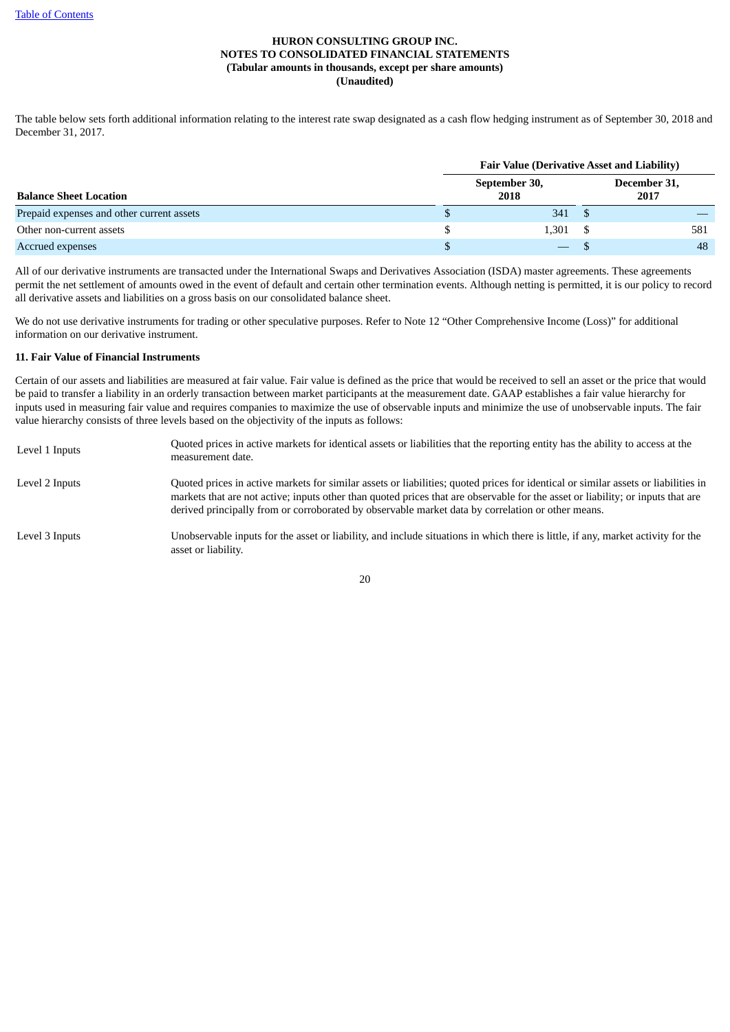The table below sets forth additional information relating to the interest rate swap designated as a cash flow hedging instrument as of September 30, 2018 and December 31, 2017.

| | Fair Value (Derivative Asset and Liability) | |
|---|---|---|
| **Balance Sheet Location** | **September 30, 2018** | **December 31, 2017** |
| Prepaid expenses and other current assets | $ 341 | $ — |
| Other non-current assets | $ 1,301 | $ 581 |
| Accrued expenses | $ — | $ 48 |

All of our derivative instruments are transacted under the International Swaps and Derivatives Association (ISDA) master agreements. These agreements permit the net settlement of amounts owed in the event of default and certain other termination events. Although netting is permitted, it is our policy to record all derivative assets and liabilities on a gross basis on our consolidated balance sheet.

We do not use derivative instruments for trading or other speculative purposes. Refer to Note 12 "Other Comprehensive Income (Loss)" for additional information on our derivative instrument.

**11. Fair Value of Financial Instruments**

Certain of our assets and liabilities are measured at fair value. Fair value is defined as the price that would be received to sell an asset or the price that would be paid to transfer a liability in an orderly transaction between market participants at the measurement date. GAAP establishes a fair value hierarchy for inputs used in measuring fair value and requires companies to maximize the use of observable inputs and minimize the use of unobservable inputs. The fair value hierarchy consists of three levels based on the objectivity of the inputs as follows:

| | |
|---|---|
| Level 1 Inputs | Quoted prices in active markets for identical assets or liabilities that the reporting entity has the ability to access at the measurement date. |
| Level 2 Inputs | Quoted prices in active markets for similar assets or liabilities; quoted prices for identical or similar assets or liabilities in markets that are not active; inputs other than quoted prices that are observable for the asset or liability; or inputs that are derived principally from or corroborated by observable market data by correlation or other means. |
| Level 3 Inputs | Unobservable inputs for the asset or liability, and include situations in which there is little, if any, market activity for the asset or liability. |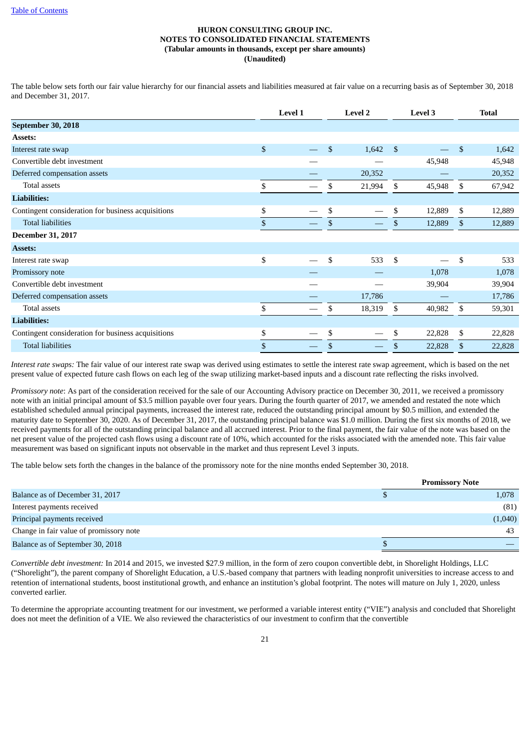**HURON CONSULTING GROUP INC.**
**NOTES TO CONSOLIDATED FINANCIAL STATEMENTS**
**(Tabular amounts in thousands, except per share amounts)**
**(Unaudited)**

The table below sets forth our fair value hierarchy for our financial assets and liabilities measured at fair value on a recurring basis as of September 30, 2018 and December 31, 2017.

| | Level 1 | Level 2 | Level 3 | Total |
|---|---|---|---|---|
| **September 30, 2018** | | | | |
| **Assets:** | | | | |
| Interest rate swap | $ — | $ 1,642 | $ — | $ 1,642 |
| Convertible debt investment | — | — | 45,948 | 45,948 |
| Deferred compensation assets | — | 20,352 | — | 20,352 |
| Total assets | $ — | $ 21,994 | $ 45,948 | $ 67,942 |
| **Liabilities:** | | | | |
| Contingent consideration for business acquisitions | $ — | $ — | $ 12,889 | $ 12,889 |
| Total liabilities | $ — | $ — | $ 12,889 | $ 12,889 |
| **December 31, 2017** | | | | |
| **Assets:** | | | | |
| Interest rate swap | $ — | $ 533 | $ — | $ 533 |
| Promissory note | — | — | 1,078 | 1,078 |
| Convertible debt investment | — | — | 39,904 | 39,904 |
| Deferred compensation assets | — | 17,786 | — | 17,786 |
| Total assets | $ — | $ 18,319 | $ 40,982 | $ 59,301 |
| **Liabilities:** | | | | |
| Contingent consideration for business acquisitions | $ — | $ — | $ 22,828 | $ 22,828 |
| Total liabilities | $ — | $ — | $ 22,828 | $ 22,828 |

*Interest rate swaps:* The fair value of our interest rate swap was derived using estimates to settle the interest rate swap agreement, which is based on the net present value of expected future cash flows on each leg of the swap utilizing market-based inputs and a discount rate reflecting the risks involved.

*Promissory note*: As part of the consideration received for the sale of our Accounting Advisory practice on December 30, 2011, we received a promissory note with an initial principal amount of $3.5 million payable over four years. During the fourth quarter of 2017, we amended and restated the note which established scheduled annual principal payments, increased the interest rate, reduced the outstanding principal amount by $0.5 million, and extended the maturity date to September 30, 2020. As of December 31, 2017, the outstanding principal balance was $1.0 million. During the first six months of 2018, we received payments for all of the outstanding principal balance and all accrued interest. Prior to the final payment, the fair value of the note was based on the net present value of the projected cash flows using a discount rate of 10%, which accounted for the risks associated with the amended note. This fair value measurement was based on significant inputs not observable in the market and thus represent Level 3 inputs.

The table below sets forth the changes in the balance of the promissory note for the nine months ended September 30, 2018.

| | Promissory Note |
|---|---|
| Balance as of December 31, 2017 | $ 1,078 |
| Interest payments received | (81) |
| Principal payments received | (1,040) |
| Change in fair value of promissory note | 43 |
| Balance as of September 30, 2018 | $ — |

*Convertible debt investment:* In 2014 and 2015, we invested $27.9 million, in the form of zero coupon convertible debt, in Shorelight Holdings, LLC ("Shorelight"), the parent company of Shorelight Education, a U.S.-based company that partners with leading nonprofit universities to increase access to and retention of international students, boost institutional growth, and enhance an institution's global footprint. The notes will mature on July 1, 2020, unless converted earlier.

To determine the appropriate accounting treatment for our investment, we performed a variable interest entity ("VIE") analysis and concluded that Shorelight does not meet the definition of a VIE. We also reviewed the characteristics of our investment to confirm that the convertible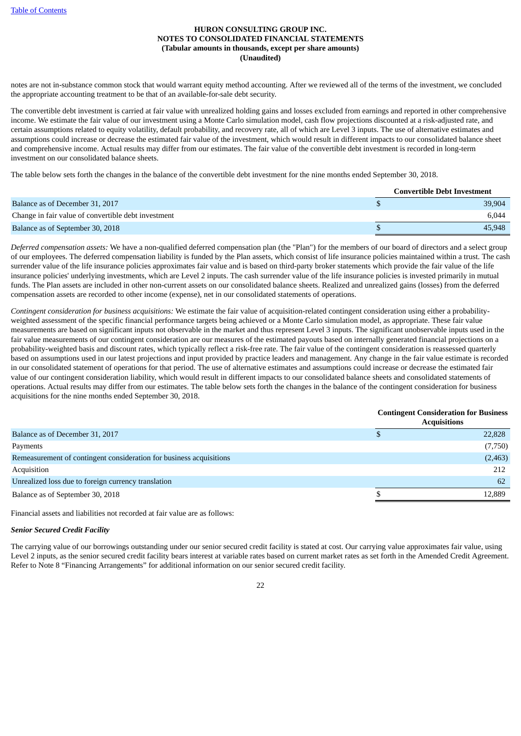notes are not in-substance common stock that would warrant equity method accounting. After we reviewed all of the terms of the investment, we concluded the appropriate accounting treatment to be that of an available-for-sale debt security.

The convertible debt investment is carried at fair value with unrealized holding gains and losses excluded from earnings and reported in other comprehensive income. We estimate the fair value of our investment using a Monte Carlo simulation model, cash flow projections discounted at a risk-adjusted rate, and certain assumptions related to equity volatility, default probability, and recovery rate, all of which are Level 3 inputs. The use of alternative estimates and assumptions could increase or decrease the estimated fair value of the investment, which would result in different impacts to our consolidated balance sheet and comprehensive income. Actual results may differ from our estimates. The fair value of the convertible debt investment is recorded in long-term investment on our consolidated balance sheets.

The table below sets forth the changes in the balance of the convertible debt investment for the nine months ended September 30, 2018.

| | Convertible Debt Investment |
|---|---|
| Balance as of December 31, 2017 | $ 39,904 |
| Change in fair value of convertible debt investment | 6,044 |
| Balance as of September 30, 2018 | $ 45,948 |

*Deferred compensation assets:* We have a non-qualified deferred compensation plan (the "Plan") for the members of our board of directors and a select group of our employees. The deferred compensation liability is funded by the Plan assets, which consist of life insurance policies maintained within a trust. The cash surrender value of the life insurance policies approximates fair value and is based on third-party broker statements which provide the fair value of the life insurance policies' underlying investments, which are Level 2 inputs. The cash surrender value of the life insurance policies is invested primarily in mutual funds. The Plan assets are included in other non-current assets on our consolidated balance sheets. Realized and unrealized gains (losses) from the deferred compensation assets are recorded to other income (expense), net in our consolidated statements of operations.

*Contingent consideration for business acquisitions:* We estimate the fair value of acquisition-related contingent consideration using either a probability-weighted assessment of the specific financial performance targets being achieved or a Monte Carlo simulation model, as appropriate. These fair value measurements are based on significant inputs not observable in the market and thus represent Level 3 inputs. The significant unobservable inputs used in the fair value measurements of our contingent consideration are our measures of the estimated payouts based on internally generated financial projections on a probability-weighted basis and discount rates, which typically reflect a risk-free rate. The fair value of the contingent consideration is reassessed quarterly based on assumptions used in our latest projections and input provided by practice leaders and management. Any change in the fair value estimate is recorded in our consolidated statement of operations for that period. The use of alternative estimates and assumptions could increase or decrease the estimated fair value of our contingent consideration liability, which would result in different impacts to our consolidated balance sheets and consolidated statements of operations. Actual results may differ from our estimates. The table below sets forth the changes in the balance of the contingent consideration for business acquisitions for the nine months ended September 30, 2018.

| | Contingent Consideration for Business Acquisitions |
|---|---|
| Balance as of December 31, 2017 | $ 22,828 |
| Payments | (7,750) |
| Remeasurement of contingent consideration for business acquisitions | (2,463) |
| Acquisition | 212 |
| Unrealized loss due to foreign currency translation | 62 |
| Balance as of September 30, 2018 | $ 12,889 |

Financial assets and liabilities not recorded at fair value are as follows:

***Senior Secured Credit Facility***

The carrying value of our borrowings outstanding under our senior secured credit facility is stated at cost. Our carrying value approximates fair value, using Level 2 inputs, as the senior secured credit facility bears interest at variable rates based on current market rates as set forth in the Amended Credit Agreement. Refer to Note 8 "Financing Arrangements" for additional information on our senior secured credit facility.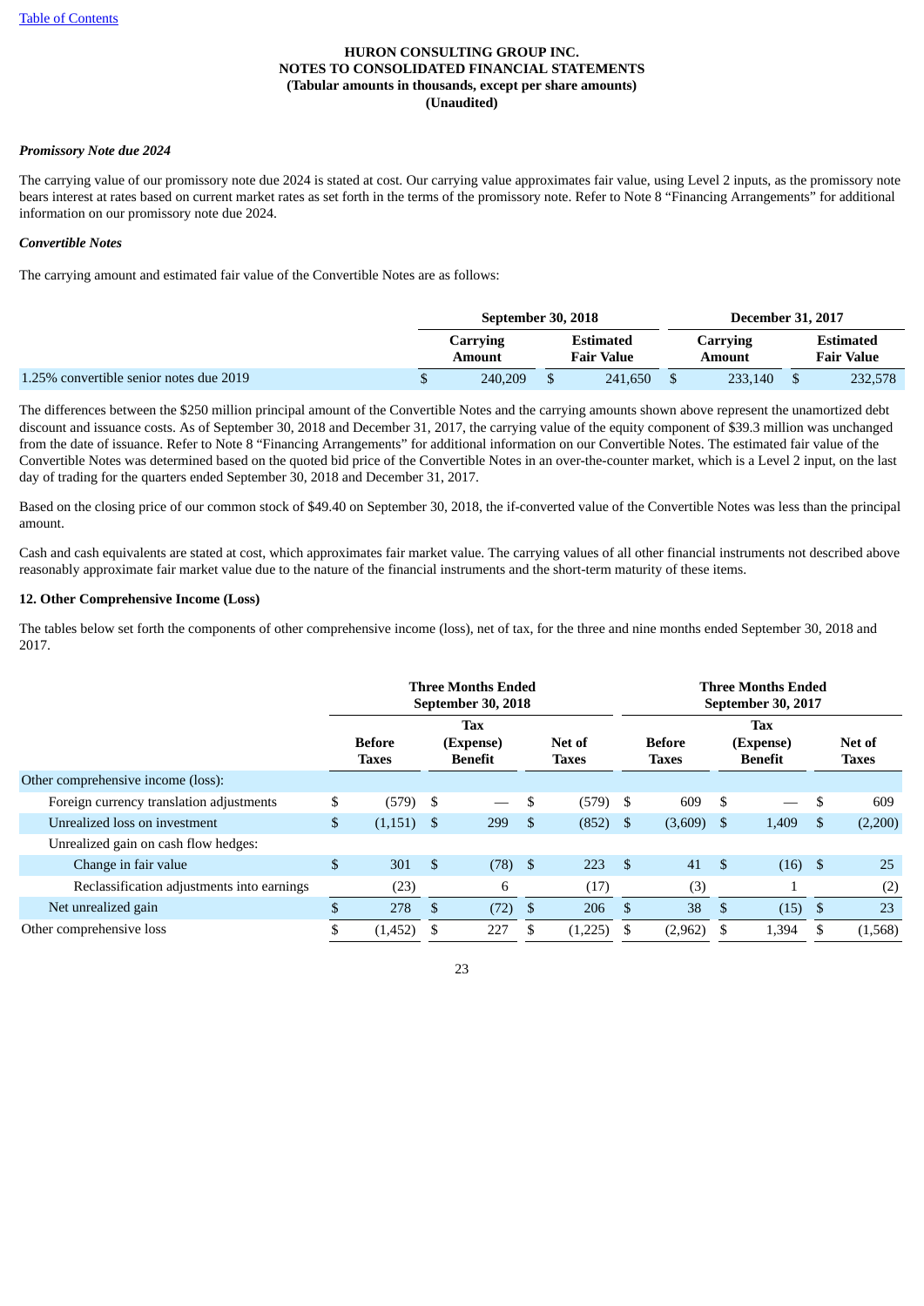*Promissory Note due 2024*

The carrying value of our promissory note due 2024 is stated at cost. Our carrying value approximates fair value, using Level 2 inputs, as the promissory note bears interest at rates based on current market rates as set forth in the terms of the promissory note. Refer to Note 8 "Financing Arrangements" for additional information on our promissory note due 2024.

*Convertible Notes*

The carrying amount and estimated fair value of the Convertible Notes are as follows:

| | September 30, 2018 | | December 31, 2017 | |
|---|---|---|---|---|
| | Carrying Amount | Estimated Fair Value | Carrying Amount | Estimated Fair Value |
| 1.25% convertible senior notes due 2019 | $ 240,209 | $ 241,650 | $ 233,140 | $ 232,578 |

The differences between the $250 million principal amount of the Convertible Notes and the carrying amounts shown above represent the unamortized debt discount and issuance costs. As of September 30, 2018 and December 31, 2017, the carrying value of the equity component of $39.3 million was unchanged from the date of issuance. Refer to Note 8 "Financing Arrangements" for additional information on our Convertible Notes. The estimated fair value of the Convertible Notes was determined based on the quoted bid price of the Convertible Notes in an over-the-counter market, which is a Level 2 input, on the last day of trading for the quarters ended September 30, 2018 and December 31, 2017.

Based on the closing price of our common stock of $49.40 on September 30, 2018, the if-converted value of the Convertible Notes was less than the principal amount.

Cash and cash equivalents are stated at cost, which approximates fair market value. The carrying values of all other financial instruments not described above reasonably approximate fair market value due to the nature of the financial instruments and the short-term maturity of these items.

**12. Other Comprehensive Income (Loss)**

The tables below set forth the components of other comprehensive income (loss), net of tax, for the three and nine months ended September 30, 2018 and 2017.

| | Three Months Ended September 30, 2018 | | | Three Months Ended September 30, 2017 | | |
|---|---|---|---|---|---|---|
| | Before Taxes | Tax (Expense) Benefit | Net of Taxes | Before Taxes | Tax (Expense) Benefit | Net of Taxes |
| Other comprehensive income (loss): | | | | | | |
| Foreign currency translation adjustments | $ (579) | $ — | $ (579) | $ 609 | $ — | $ 609 |
| Unrealized loss on investment | $ (1,151) | $ 299 | $ (852) | $ (3,609) | $ 1,409 | $ (2,200) |
| Unrealized gain on cash flow hedges: | | | | | | |
| Change in fair value | $ 301 | $ (78) | $ 223 | $ 41 | $ (16) | $ 25 |
| Reclassification adjustments into earnings | (23) | 6 | (17) | (3) | 1 | (2) |
| Net unrealized gain | $ 278 | $ (72) | $ 206 | $ 38 | $ (15) | $ 23 |
| Other comprehensive loss | $ (1,452) | $ 227 | $ (1,225) | $ (2,962) | $ 1,394 | $ (1,568) |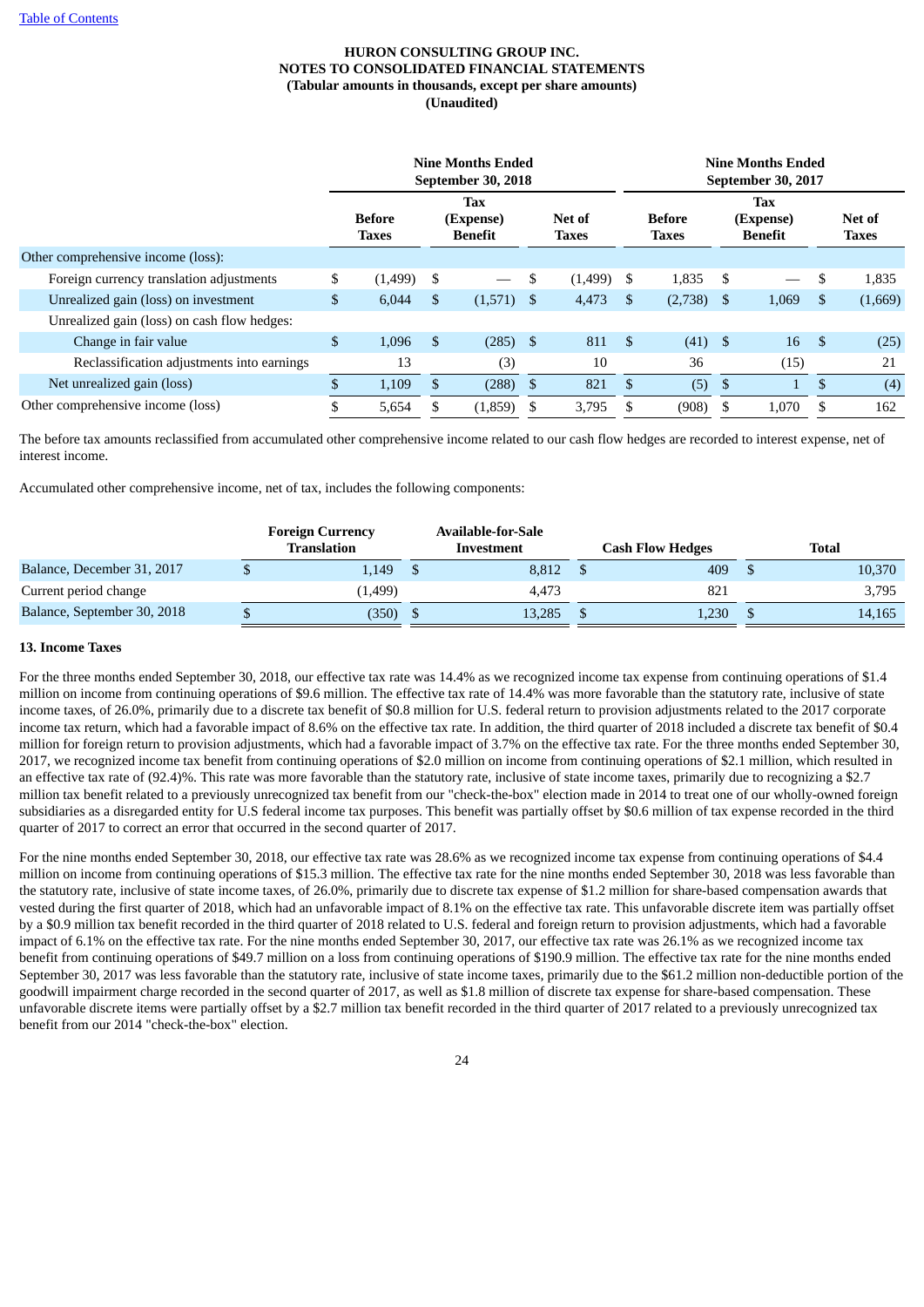**HURON CONSULTING GROUP INC.**
**NOTES TO CONSOLIDATED FINANCIAL STATEMENTS**
**(Tabular amounts in thousands, except per share amounts)**
**(Unaudited)**

| | Nine Months Ended September 30, 2018 | | | Nine Months Ended September 30, 2017 | | |
|---|---|---|---|---|---|---|
| | Before Taxes | Tax (Expense) Benefit | Net of Taxes | Before Taxes | Tax (Expense) Benefit | Net of Taxes |
| Other comprehensive income (loss): | | | | | | |
| Foreign currency translation adjustments | $ (1,499) | $ — | $ (1,499) | $ 1,835 | $ — | $ 1,835 |
| Unrealized gain (loss) on investment | $ 6,044 | $ (1,571) | $ 4,473 | $ (2,738) | $ 1,069 | $ (1,669) |
| Unrealized gain (loss) on cash flow hedges: | | | | | | |
| Change in fair value | $ 1,096 | $ (285) | $ 811 | $ (41) | $ 16 | $ (25) |
| Reclassification adjustments into earnings | 13 | (3) | 10 | 36 | (15) | 21 |
| Net unrealized gain (loss) | $ 1,109 | $ (288) | $ 821 | $ (5) | $ 1 | $ (4) |
| Other comprehensive income (loss) | $ 5,654 | $ (1,859) | $ 3,795 | $ (908) | $ 1,070 | $ 162 |

The before tax amounts reclassified from accumulated other comprehensive income related to our cash flow hedges are recorded to interest expense, net of interest income.

Accumulated other comprehensive income, net of tax, includes the following components:

| | Foreign Currency Translation | Available-for-Sale Investment | Cash Flow Hedges | Total |
|---|---|---|---|---|
| Balance, December 31, 2017 | $ 1,149 | $ 8,812 | $ 409 | $ 10,370 |
| Current period change | (1,499) | 4,473 | 821 | 3,795 |
| Balance, September 30, 2018 | $ (350) | $ 13,285 | $ 1,230 | $ 14,165 |

**13. Income Taxes**

For the three months ended September 30, 2018, our effective tax rate was 14.4% as we recognized income tax expense from continuing operations of $1.4 million on income from continuing operations of $9.6 million. The effective tax rate of 14.4% was more favorable than the statutory rate, inclusive of state income taxes, of 26.0%, primarily due to a discrete tax benefit of $0.8 million for U.S. federal return to provision adjustments related to the 2017 corporate income tax return, which had a favorable impact of 8.6% on the effective tax rate. In addition, the third quarter of 2018 included a discrete tax benefit of $0.4 million for foreign return to provision adjustments, which had a favorable impact of 3.7% on the effective tax rate. For the three months ended September 30, 2017, we recognized income tax benefit from continuing operations of $2.0 million on income from continuing operations of $2.1 million, which resulted in an effective tax rate of (92.4)%. This rate was more favorable than the statutory rate, inclusive of state income taxes, primarily due to recognizing a $2.7 million tax benefit related to a previously unrecognized tax benefit from our "check-the-box" election made in 2014 to treat one of our wholly-owned foreign subsidiaries as a disregarded entity for U.S federal income tax purposes. This benefit was partially offset by $0.6 million of tax expense recorded in the third quarter of 2017 to correct an error that occurred in the second quarter of 2017.

For the nine months ended September 30, 2018, our effective tax rate was 28.6% as we recognized income tax expense from continuing operations of $4.4 million on income from continuing operations of $15.3 million. The effective tax rate for the nine months ended September 30, 2018 was less favorable than the statutory rate, inclusive of state income taxes, of 26.0%, primarily due to discrete tax expense of $1.2 million for share-based compensation awards that vested during the first quarter of 2018, which had an unfavorable impact of 8.1% on the effective tax rate. This unfavorable discrete item was partially offset by a $0.9 million tax benefit recorded in the third quarter of 2018 related to U.S. federal and foreign return to provision adjustments, which had a favorable impact of 6.1% on the effective tax rate. For the nine months ended September 30, 2017, our effective tax rate was 26.1% as we recognized income tax benefit from continuing operations of $49.7 million on a loss from continuing operations of $190.9 million. The effective tax rate for the nine months ended September 30, 2017 was less favorable than the statutory rate, inclusive of state income taxes, primarily due to the $61.2 million non-deductible portion of the goodwill impairment charge recorded in the second quarter of 2017, as well as $1.8 million of discrete tax expense for share-based compensation. These unfavorable discrete items were partially offset by a $2.7 million tax benefit recorded in the third quarter of 2017 related to a previously unrecognized tax benefit from our 2014 "check-the-box" election.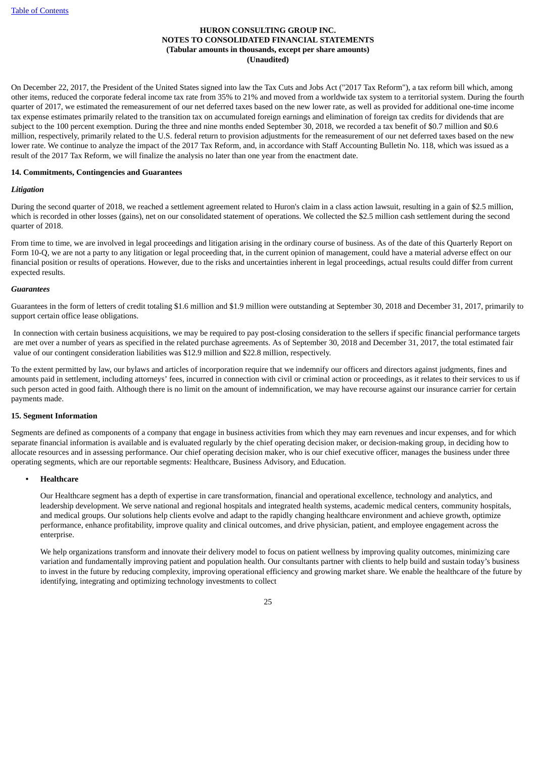On December 22, 2017, the President of the United States signed into law the Tax Cuts and Jobs Act ("2017 Tax Reform"), a tax reform bill which, among other items, reduced the corporate federal income tax rate from 35% to 21% and moved from a worldwide tax system to a territorial system. During the fourth quarter of 2017, we estimated the remeasurement of our net deferred taxes based on the new lower rate, as well as provided for additional one-time income tax expense estimates primarily related to the transition tax on accumulated foreign earnings and elimination of foreign tax credits for dividends that are subject to the 100 percent exemption. During the three and nine months ended September 30, 2018, we recorded a tax benefit of $0.7 million and $0.6 million, respectively, primarily related to the U.S. federal return to provision adjustments for the remeasurement of our net deferred taxes based on the new lower rate. We continue to analyze the impact of the 2017 Tax Reform, and, in accordance with Staff Accounting Bulletin No. 118, which was issued as a result of the 2017 Tax Reform, we will finalize the analysis no later than one year from the enactment date.

## 14. Commitments, Contingencies and Guarantees

### *Litigation*

During the second quarter of 2018, we reached a settlement agreement related to Huron's claim in a class action lawsuit, resulting in a gain of $2.5 million, which is recorded in other losses (gains), net on our consolidated statement of operations. We collected the $2.5 million cash settlement during the second quarter of 2018.

From time to time, we are involved in legal proceedings and litigation arising in the ordinary course of business. As of the date of this Quarterly Report on Form 10-Q, we are not a party to any litigation or legal proceeding that, in the current opinion of management, could have a material adverse effect on our financial position or results of operations. However, due to the risks and uncertainties inherent in legal proceedings, actual results could differ from current expected results.

### *Guarantees*

Guarantees in the form of letters of credit totaling $1.6 million and $1.9 million were outstanding at September 30, 2018 and December 31, 2017, primarily to support certain office lease obligations.

In connection with certain business acquisitions, we may be required to pay post-closing consideration to the sellers if specific financial performance targets are met over a number of years as specified in the related purchase agreements. As of September 30, 2018 and December 31, 2017, the total estimated fair value of our contingent consideration liabilities was $12.9 million and $22.8 million, respectively.

To the extent permitted by law, our bylaws and articles of incorporation require that we indemnify our officers and directors against judgments, fines and amounts paid in settlement, including attorneys' fees, incurred in connection with civil or criminal action or proceedings, as it relates to their services to us if such person acted in good faith. Although there is no limit on the amount of indemnification, we may have recourse against our insurance carrier for certain payments made.

## 15. Segment Information

Segments are defined as components of a company that engage in business activities from which they may earn revenues and incur expenses, and for which separate financial information is available and is evaluated regularly by the chief operating decision maker, or decision-making group, in deciding how to allocate resources and in assessing performance. Our chief operating decision maker, who is our chief executive officer, manages the business under three operating segments, which are our reportable segments: Healthcare, Business Advisory, and Education.

- **Healthcare**

  Our Healthcare segment has a depth of expertise in care transformation, financial and operational excellence, technology and analytics, and leadership development. We serve national and regional hospitals and integrated health systems, academic medical centers, community hospitals, and medical groups. Our solutions help clients evolve and adapt to the rapidly changing healthcare environment and achieve growth, optimize performance, enhance profitability, improve quality and clinical outcomes, and drive physician, patient, and employee engagement across the enterprise.

  We help organizations transform and innovate their delivery model to focus on patient wellness by improving quality outcomes, minimizing care variation and fundamentally improving patient and population health. Our consultants partner with clients to help build and sustain today's business to invest in the future by reducing complexity, improving operational efficiency and growing market share. We enable the healthcare of the future by identifying, integrating and optimizing technology investments to collect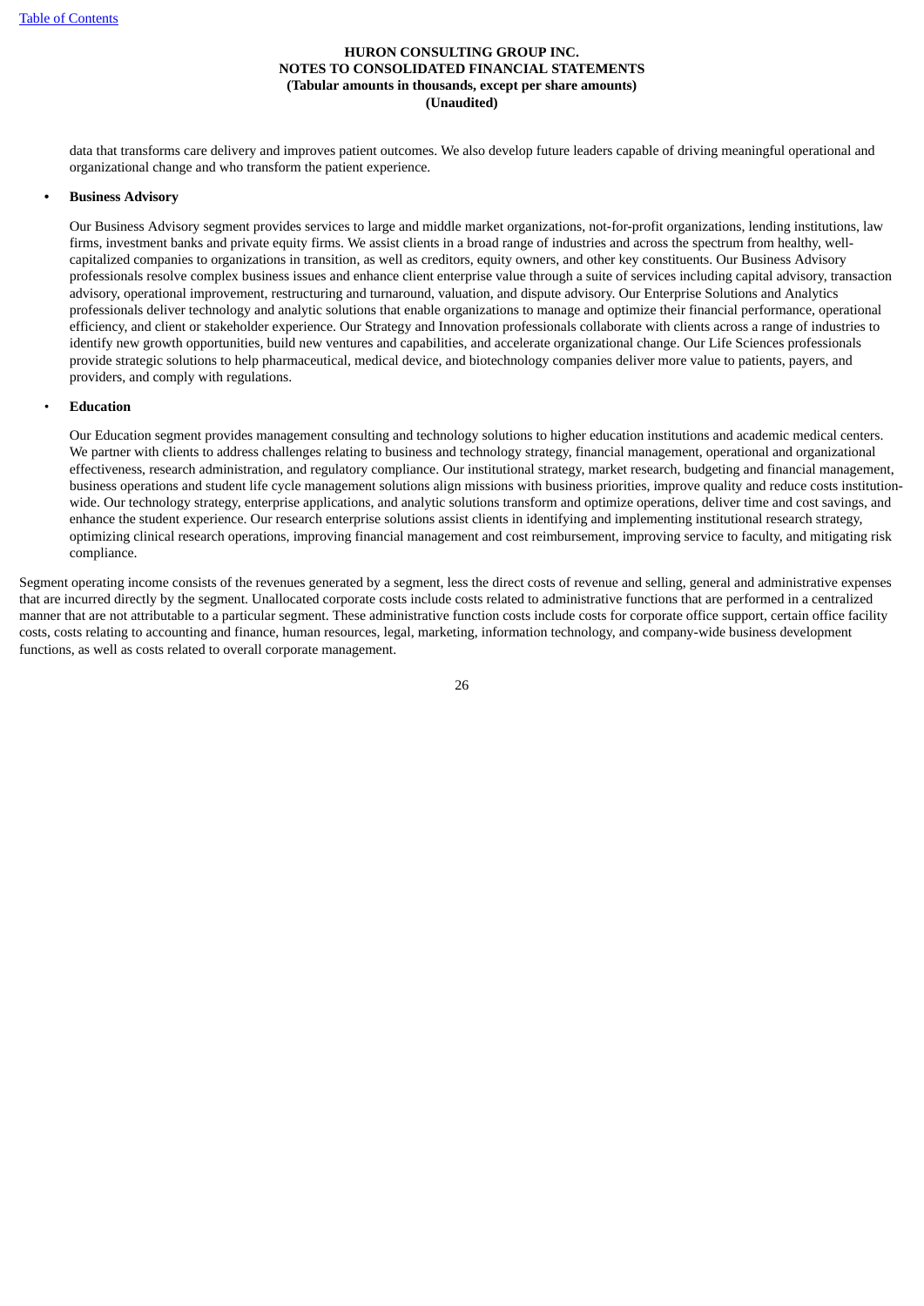data that transforms care delivery and improves patient outcomes. We also develop future leaders capable of driving meaningful operational and organizational change and who transform the patient experience.

- **Business Advisory**

  Our Business Advisory segment provides services to large and middle market organizations, not-for-profit organizations, lending institutions, law firms, investment banks and private equity firms. We assist clients in a broad range of industries and across the spectrum from healthy, well-capitalized companies to organizations in transition, as well as creditors, equity owners, and other key constituents. Our Business Advisory professionals resolve complex business issues and enhance client enterprise value through a suite of services including capital advisory, transaction advisory, operational improvement, restructuring and turnaround, valuation, and dispute advisory. Our Enterprise Solutions and Analytics professionals deliver technology and analytic solutions that enable organizations to manage and optimize their financial performance, operational efficiency, and client or stakeholder experience. Our Strategy and Innovation professionals collaborate with clients across a range of industries to identify new growth opportunities, build new ventures and capabilities, and accelerate organizational change. Our Life Sciences professionals provide strategic solutions to help pharmaceutical, medical device, and biotechnology companies deliver more value to patients, payers, and providers, and comply with regulations.

- **Education**

  Our Education segment provides management consulting and technology solutions to higher education institutions and academic medical centers. We partner with clients to address challenges relating to business and technology strategy, financial management, operational and organizational effectiveness, research administration, and regulatory compliance. Our institutional strategy, market research, budgeting and financial management, business operations and student life cycle management solutions align missions with business priorities, improve quality and reduce costs institution-wide. Our technology strategy, enterprise applications, and analytic solutions transform and optimize operations, deliver time and cost savings, and enhance the student experience. Our research enterprise solutions assist clients in identifying and implementing institutional research strategy, optimizing clinical research operations, improving financial management and cost reimbursement, improving service to faculty, and mitigating risk compliance.

Segment operating income consists of the revenues generated by a segment, less the direct costs of revenue and selling, general and administrative expenses that are incurred directly by the segment. Unallocated corporate costs include costs related to administrative functions that are performed in a centralized manner that are not attributable to a particular segment. These administrative function costs include costs for corporate office support, certain office facility costs, costs relating to accounting and finance, human resources, legal, marketing, information technology, and company-wide business development functions, as well as costs related to overall corporate management.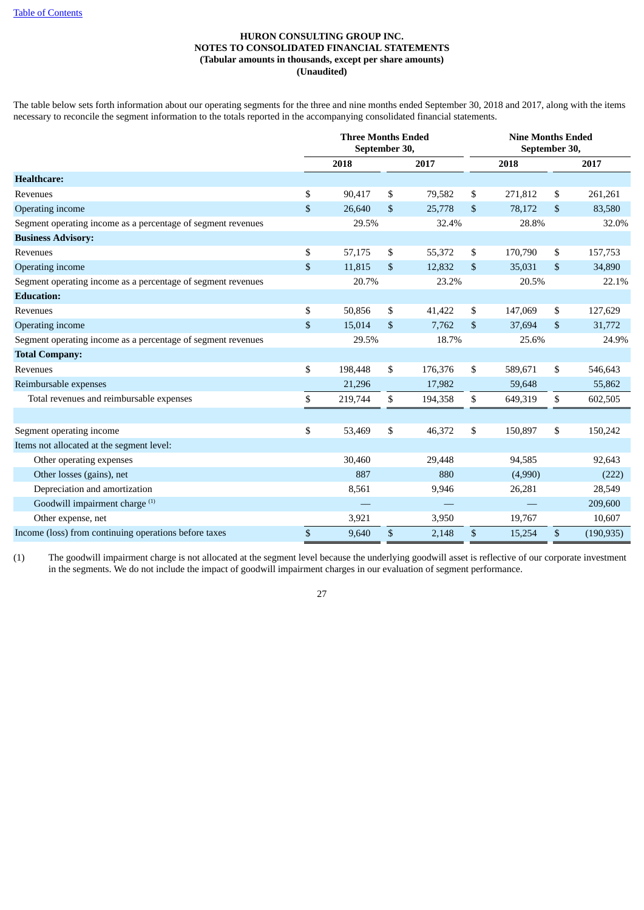**HURON CONSULTING GROUP INC.**
**NOTES TO CONSOLIDATED FINANCIAL STATEMENTS**
**(Tabular amounts in thousands, except per share amounts)**
**(Unaudited)**

The table below sets forth information about our operating segments for the three and nine months ended September 30, 2018 and 2017, along with the items necessary to reconcile the segment information to the totals reported in the accompanying consolidated financial statements.

| | Three Months Ended September 30, | | Nine Months Ended September 30, | |
|---|---|---|---|---|
| | 2018 | 2017 | 2018 | 2017 |
| **Healthcare:** | | | | |
| Revenues | $ 90,417 | $ 79,582 | $ 271,812 | $ 261,261 |
| Operating income | $ 26,640 | $ 25,778 | $ 78,172 | $ 83,580 |
| Segment operating income as a percentage of segment revenues | 29.5% | 32.4% | 28.8% | 32.0% |
| **Business Advisory:** | | | | |
| Revenues | $ 57,175 | $ 55,372 | $ 170,790 | $ 157,753 |
| Operating income | $ 11,815 | $ 12,832 | $ 35,031 | $ 34,890 |
| Segment operating income as a percentage of segment revenues | 20.7% | 23.2% | 20.5% | 22.1% |
| **Education:** | | | | |
| Revenues | $ 50,856 | $ 41,422 | $ 147,069 | $ 127,629 |
| Operating income | $ 15,014 | $ 7,762 | $ 37,694 | $ 31,772 |
| Segment operating income as a percentage of segment revenues | 29.5% | 18.7% | 25.6% | 24.9% |
| **Total Company:** | | | | |
| Revenues | $ 198,448 | $ 176,376 | $ 589,671 | $ 546,643 |
| Reimbursable expenses | 21,296 | 17,982 | 59,648 | 55,862 |
| Total revenues and reimbursable expenses | $ 219,744 | $ 194,358 | $ 649,319 | $ 602,505 |
| | | | | |
| Segment operating income | $ 53,469 | $ 46,372 | $ 150,897 | $ 150,242 |
| Items not allocated at the segment level: | | | | |
| Other operating expenses | 30,460 | 29,448 | 94,585 | 92,643 |
| Other losses (gains), net | 887 | 880 | (4,990) | (222) |
| Depreciation and amortization | 8,561 | 9,946 | 26,281 | 28,549 |
| Goodwill impairment charge [(1)] | — | — | — | 209,600 |
| Other expense, net | 3,921 | 3,950 | 19,767 | 10,607 |
| Income (loss) from continuing operations before taxes | $ 9,640 | $ 2,148 | $ 15,254 | $ (190,935) |

(1) The goodwill impairment charge is not allocated at the segment level because the underlying goodwill asset is reflective of our corporate investment in the segments. We do not include the impact of goodwill impairment charges in our evaluation of segment performance.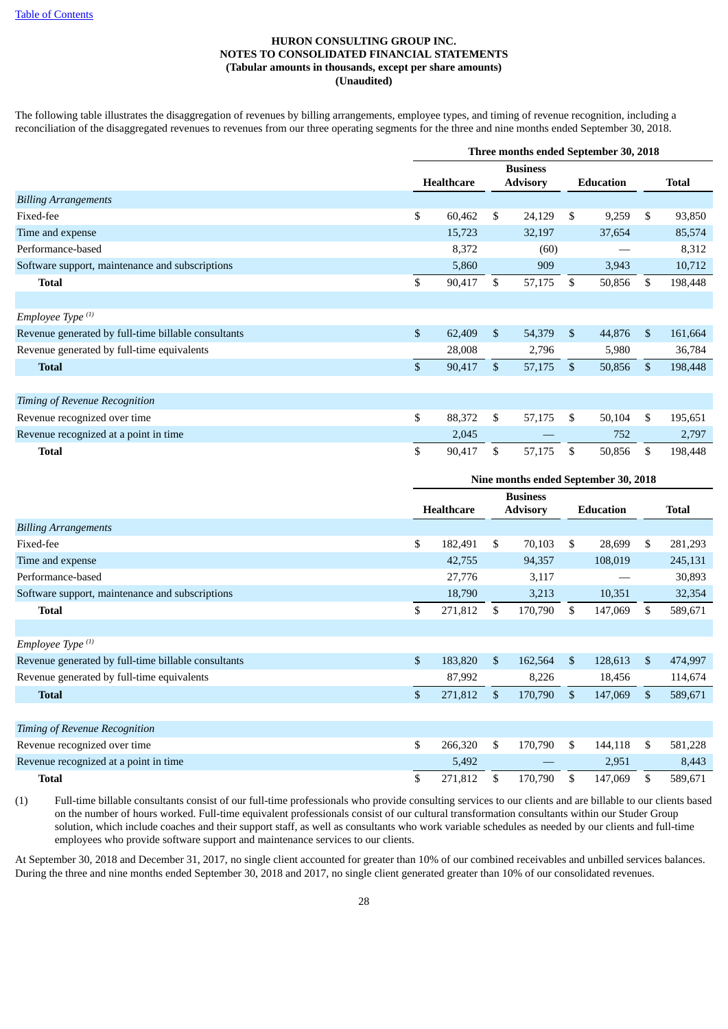HURON CONSULTING GROUP INC.
NOTES TO CONSOLIDATED FINANCIAL STATEMENTS
(Tabular amounts in thousands, except per share amounts)
(Unaudited)

The following table illustrates the disaggregation of revenues by billing arrangements, employee types, and timing of revenue recognition, including a reconciliation of the disaggregated revenues to revenues from our three operating segments for the three and nine months ended September 30, 2018.

| | Three months ended September 30, 2018 | | | |
|---|---|---|---|---|
| | Healthcare | Business Advisory | Education | Total |
| *Billing Arrangements* | | | | |
| Fixed-fee | $ 60,462 | $ 24,129 | $ 9,259 | $ 93,850 |
| Time and expense | 15,723 | 32,197 | 37,654 | 85,574 |
| Performance-based | 8,372 | (60) | — | 8,312 |
| Software support, maintenance and subscriptions | 5,860 | 909 | 3,943 | 10,712 |
| **Total** | $ 90,417 | $ 57,175 | $ 50,856 | $ 198,448 |
| | | | | |
| *Employee Type* (1) | | | | |
| Revenue generated by full-time billable consultants | $ 62,409 | $ 54,379 | $ 44,876 | $ 161,664 |
| Revenue generated by full-time equivalents | 28,008 | 2,796 | 5,980 | 36,784 |
| **Total** | $ 90,417 | $ 57,175 | $ 50,856 | $ 198,448 |
| | | | | |
| *Timing of Revenue Recognition* | | | | |
| Revenue recognized over time | $ 88,372 | $ 57,175 | $ 50,104 | $ 195,651 |
| Revenue recognized at a point in time | 2,045 | — | 752 | 2,797 |
| **Total** | $ 90,417 | $ 57,175 | $ 50,856 | $ 198,448 |

| | Nine months ended September 30, 2018 | | | |
|---|---|---|---|---|
| | Healthcare | Business Advisory | Education | Total |
| *Billing Arrangements* | | | | |
| Fixed-fee | $ 182,491 | $ 70,103 | $ 28,699 | $ 281,293 |
| Time and expense | 42,755 | 94,357 | 108,019 | 245,131 |
| Performance-based | 27,776 | 3,117 | — | 30,893 |
| Software support, maintenance and subscriptions | 18,790 | 3,213 | 10,351 | 32,354 |
| **Total** | $ 271,812 | $ 170,790 | $ 147,069 | $ 589,671 |
| | | | | |
| *Employee Type* (1) | | | | |
| Revenue generated by full-time billable consultants | $ 183,820 | $ 162,564 | $ 128,613 | $ 474,997 |
| Revenue generated by full-time equivalents | 87,992 | 8,226 | 18,456 | 114,674 |
| **Total** | $ 271,812 | $ 170,790 | $ 147,069 | $ 589,671 |
| | | | | |
| *Timing of Revenue Recognition* | | | | |
| Revenue recognized over time | $ 266,320 | $ 170,790 | $ 144,118 | $ 581,228 |
| Revenue recognized at a point in time | 5,492 | — | 2,951 | 8,443 |
| **Total** | $ 271,812 | $ 170,790 | $ 147,069 | $ 589,671 |

(1) Full-time billable consultants consist of our full-time professionals who provide consulting services to our clients and are billable to our clients based on the number of hours worked. Full-time equivalent professionals consist of our cultural transformation consultants within our Studer Group solution, which include coaches and their support staff, as well as consultants who work variable schedules as needed by our clients and full-time employees who provide software support and maintenance services to our clients.

At September 30, 2018 and December 31, 2017, no single client accounted for greater than 10% of our combined receivables and unbilled services balances. During the three and nine months ended September 30, 2018 and 2017, no single client generated greater than 10% of our consolidated revenues.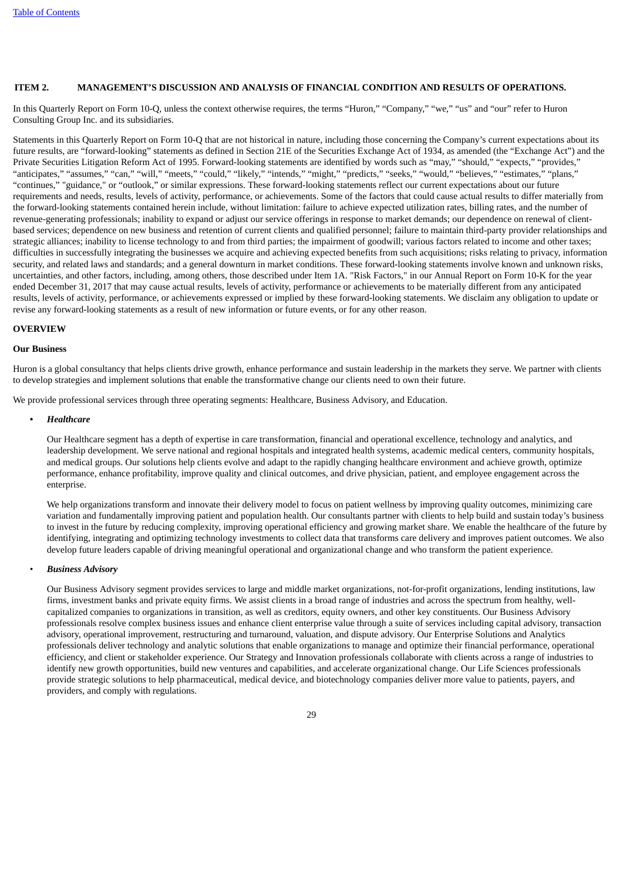## ITEM 2. MANAGEMENT'S DISCUSSION AND ANALYSIS OF FINANCIAL CONDITION AND RESULTS OF OPERATIONS.

In this Quarterly Report on Form 10-Q, unless the context otherwise requires, the terms "Huron," "Company," "we," "us" and "our" refer to Huron Consulting Group Inc. and its subsidiaries.

Statements in this Quarterly Report on Form 10-Q that are not historical in nature, including those concerning the Company's current expectations about its future results, are "forward-looking" statements as defined in Section 21E of the Securities Exchange Act of 1934, as amended (the "Exchange Act") and the Private Securities Litigation Reform Act of 1995. Forward-looking statements are identified by words such as "may," "should," "expects," "provides," "anticipates," "assumes," "can," "will," "meets," "could," "likely," "intends," "might," "predicts," "seeks," "would," "believes," "estimates," "plans," "continues," "guidance," or "outlook," or similar expressions. These forward-looking statements reflect our current expectations about our future requirements and needs, results, levels of activity, performance, or achievements. Some of the factors that could cause actual results to differ materially from the forward-looking statements contained herein include, without limitation: failure to achieve expected utilization rates, billing rates, and the number of revenue-generating professionals; inability to expand or adjust our service offerings in response to market demands; our dependence on renewal of client-based services; dependence on new business and retention of current clients and qualified personnel; failure to maintain third-party provider relationships and strategic alliances; inability to license technology to and from third parties; the impairment of goodwill; various factors related to income and other taxes; difficulties in successfully integrating the businesses we acquire and achieving expected benefits from such acquisitions; risks relating to privacy, information security, and related laws and standards; and a general downturn in market conditions. These forward-looking statements involve known and unknown risks, uncertainties, and other factors, including, among others, those described under Item 1A. "Risk Factors," in our Annual Report on Form 10-K for the year ended December 31, 2017 that may cause actual results, levels of activity, performance or achievements to be materially different from any anticipated results, levels of activity, performance, or achievements expressed or implied by these forward-looking statements. We disclaim any obligation to update or revise any forward-looking statements as a result of new information or future events, or for any other reason.

### OVERVIEW

#### Our Business

Huron is a global consultancy that helps clients drive growth, enhance performance and sustain leadership in the markets they serve. We partner with clients to develop strategies and implement solutions that enable the transformative change our clients need to own their future.

We provide professional services through three operating segments: Healthcare, Business Advisory, and Education.

- ***Healthcare***

  Our Healthcare segment has a depth of expertise in care transformation, financial and operational excellence, technology and analytics, and leadership development. We serve national and regional hospitals and integrated health systems, academic medical centers, community hospitals, and medical groups. Our solutions help clients evolve and adapt to the rapidly changing healthcare environment and achieve growth, optimize performance, enhance profitability, improve quality and clinical outcomes, and drive physician, patient, and employee engagement across the enterprise.

  We help organizations transform and innovate their delivery model to focus on patient wellness by improving quality outcomes, minimizing care variation and fundamentally improving patient and population health. Our consultants partner with clients to help build and sustain today's business to invest in the future by reducing complexity, improving operational efficiency and growing market share. We enable the healthcare of the future by identifying, integrating and optimizing technology investments to collect data that transforms care delivery and improves patient outcomes. We also develop future leaders capable of driving meaningful operational and organizational change and who transform the patient experience.

- ***Business Advisory***

  Our Business Advisory segment provides services to large and middle market organizations, not-for-profit organizations, lending institutions, law firms, investment banks and private equity firms. We assist clients in a broad range of industries and across the spectrum from healthy, well-capitalized companies to organizations in transition, as well as creditors, equity owners, and other key constituents. Our Business Advisory professionals resolve complex business issues and enhance client enterprise value through a suite of services including capital advisory, transaction advisory, operational improvement, restructuring and turnaround, valuation, and dispute advisory. Our Enterprise Solutions and Analytics professionals deliver technology and analytic solutions that enable organizations to manage and optimize their financial performance, operational efficiency, and client or stakeholder experience. Our Strategy and Innovation professionals collaborate with clients across a range of industries to identify new growth opportunities, build new ventures and capabilities, and accelerate organizational change. Our Life Sciences professionals provide strategic solutions to help pharmaceutical, medical device, and biotechnology companies deliver more value to patients, payers, and providers, and comply with regulations.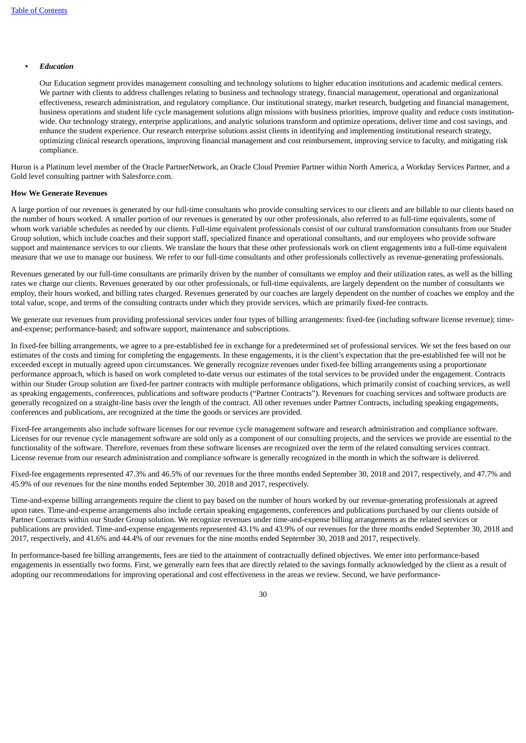- ***Education***

  Our Education segment provides management consulting and technology solutions to higher education institutions and academic medical centers. We partner with clients to address challenges relating to business and technology strategy, financial management, operational and organizational effectiveness, research administration, and regulatory compliance. Our institutional strategy, market research, budgeting and financial management, business operations and student life cycle management solutions align missions with business priorities, improve quality and reduce costs institution-wide. Our technology strategy, enterprise applications, and analytic solutions transform and optimize operations, deliver time and cost savings, and enhance the student experience. Our research enterprise solutions assist clients in identifying and implementing institutional research strategy, optimizing clinical research operations, improving financial management and cost reimbursement, improving service to faculty, and mitigating risk compliance.

Huron is a Platinum level member of the Oracle PartnerNetwork, an Oracle Cloud Premier Partner within North America, a Workday Services Partner, and a Gold level consulting partner with Salesforce.com.

**How We Generate Revenues**

A large portion of our revenues is generated by our full-time consultants who provide consulting services to our clients and are billable to our clients based on the number of hours worked. A smaller portion of our revenues is generated by our other professionals, also referred to as full-time equivalents, some of whom work variable schedules as needed by our clients. Full-time equivalent professionals consist of our cultural transformation consultants from our Studer Group solution, which include coaches and their support staff, specialized finance and operational consultants, and our employees who provide software support and maintenance services to our clients. We translate the hours that these other professionals work on client engagements into a full-time equivalent measure that we use to manage our business. We refer to our full-time consultants and other professionals collectively as revenue-generating professionals.

Revenues generated by our full-time consultants are primarily driven by the number of consultants we employ and their utilization rates, as well as the billing rates we charge our clients. Revenues generated by our other professionals, or full-time equivalents, are largely dependent on the number of consultants we employ, their hours worked, and billing rates charged. Revenues generated by our coaches are largely dependent on the number of coaches we employ and the total value, scope, and terms of the consulting contracts under which they provide services, which are primarily fixed-fee contracts.

We generate our revenues from providing professional services under four types of billing arrangements: fixed-fee (including software license revenue); time-and-expense; performance-based; and software support, maintenance and subscriptions.

In fixed-fee billing arrangements, we agree to a pre-established fee in exchange for a predetermined set of professional services. We set the fees based on our estimates of the costs and timing for completing the engagements. In these engagements, it is the client's expectation that the pre-established fee will not be exceeded except in mutually agreed upon circumstances. We generally recognize revenues under fixed-fee billing arrangements using a proportionate performance approach, which is based on work completed to-date versus our estimates of the total services to be provided under the engagement. Contracts within our Studer Group solution are fixed-fee partner contracts with multiple performance obligations, which primarily consist of coaching services, as well as speaking engagements, conferences, publications and software products ("Partner Contracts"). Revenues for coaching services and software products are generally recognized on a straight-line basis over the length of the contract. All other revenues under Partner Contracts, including speaking engagements, conferences and publications, are recognized at the time the goods or services are provided.

Fixed-fee arrangements also include software licenses for our revenue cycle management software and research administration and compliance software. Licenses for our revenue cycle management software are sold only as a component of our consulting projects, and the services we provide are essential to the functionality of the software. Therefore, revenues from these software licenses are recognized over the term of the related consulting services contract. License revenue from our research administration and compliance software is generally recognized in the month in which the software is delivered.

Fixed-fee engagements represented 47.3% and 46.5% of our revenues for the three months ended September 30, 2018 and 2017, respectively, and 47.7% and 45.9% of our revenues for the nine months ended September 30, 2018 and 2017, respectively.

Time-and-expense billing arrangements require the client to pay based on the number of hours worked by our revenue-generating professionals at agreed upon rates. Time-and-expense arrangements also include certain speaking engagements, conferences and publications purchased by our clients outside of Partner Contracts within our Studer Group solution. We recognize revenues under time-and-expense billing arrangements as the related services or publications are provided. Time-and-expense engagements represented 43.1% and 43.9% of our revenues for the three months ended September 30, 2018 and 2017, respectively, and 41.6% and 44.4% of our revenues for the nine months ended September 30, 2018 and 2017, respectively.

In performance-based fee billing arrangements, fees are tied to the attainment of contractually defined objectives. We enter into performance-based engagements in essentially two forms. First, we generally earn fees that are directly related to the savings formally acknowledged by the client as a result of adopting our recommendations for improving operational and cost effectiveness in the areas we review. Second, we have performance-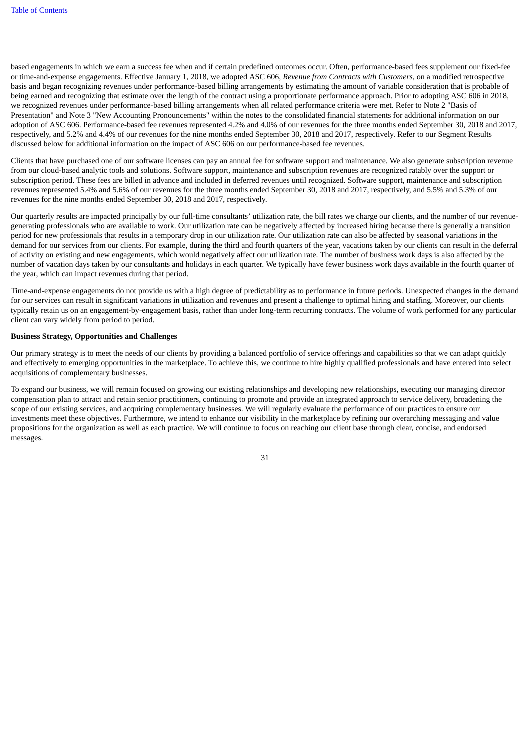based engagements in which we earn a success fee when and if certain predefined outcomes occur. Often, performance-based fees supplement our fixed-fee or time-and-expense engagements. Effective January 1, 2018, we adopted ASC 606, *Revenue from Contracts with Customers,* on a modified retrospective basis and began recognizing revenues under performance-based billing arrangements by estimating the amount of variable consideration that is probable of being earned and recognizing that estimate over the length of the contract using a proportionate performance approach. Prior to adopting ASC 606 in 2018, we recognized revenues under performance-based billing arrangements when all related performance criteria were met. Refer to Note 2 "Basis of Presentation" and Note 3 "New Accounting Pronouncements" within the notes to the consolidated financial statements for additional information on our adoption of ASC 606. Performance-based fee revenues represented 4.2% and 4.0% of our revenues for the three months ended September 30, 2018 and 2017, respectively, and 5.2% and 4.4% of our revenues for the nine months ended September 30, 2018 and 2017, respectively. Refer to our Segment Results discussed below for additional information on the impact of ASC 606 on our performance-based fee revenues.

Clients that have purchased one of our software licenses can pay an annual fee for software support and maintenance. We also generate subscription revenue from our cloud-based analytic tools and solutions. Software support, maintenance and subscription revenues are recognized ratably over the support or subscription period. These fees are billed in advance and included in deferred revenues until recognized. Software support, maintenance and subscription revenues represented 5.4% and 5.6% of our revenues for the three months ended September 30, 2018 and 2017, respectively, and 5.5% and 5.3% of our revenues for the nine months ended September 30, 2018 and 2017, respectively.

Our quarterly results are impacted principally by our full-time consultants' utilization rate, the bill rates we charge our clients, and the number of our revenue-generating professionals who are available to work. Our utilization rate can be negatively affected by increased hiring because there is generally a transition period for new professionals that results in a temporary drop in our utilization rate. Our utilization rate can also be affected by seasonal variations in the demand for our services from our clients. For example, during the third and fourth quarters of the year, vacations taken by our clients can result in the deferral of activity on existing and new engagements, which would negatively affect our utilization rate. The number of business work days is also affected by the number of vacation days taken by our consultants and holidays in each quarter. We typically have fewer business work days available in the fourth quarter of the year, which can impact revenues during that period.

Time-and-expense engagements do not provide us with a high degree of predictability as to performance in future periods. Unexpected changes in the demand for our services can result in significant variations in utilization and revenues and present a challenge to optimal hiring and staffing. Moreover, our clients typically retain us on an engagement-by-engagement basis, rather than under long-term recurring contracts. The volume of work performed for any particular client can vary widely from period to period.

**Business Strategy, Opportunities and Challenges**

Our primary strategy is to meet the needs of our clients by providing a balanced portfolio of service offerings and capabilities so that we can adapt quickly and effectively to emerging opportunities in the marketplace. To achieve this, we continue to hire highly qualified professionals and have entered into select acquisitions of complementary businesses.

To expand our business, we will remain focused on growing our existing relationships and developing new relationships, executing our managing director compensation plan to attract and retain senior practitioners, continuing to promote and provide an integrated approach to service delivery, broadening the scope of our existing services, and acquiring complementary businesses. We will regularly evaluate the performance of our practices to ensure our investments meet these objectives. Furthermore, we intend to enhance our visibility in the marketplace by refining our overarching messaging and value propositions for the organization as well as each practice. We will continue to focus on reaching our client base through clear, concise, and endorsed messages.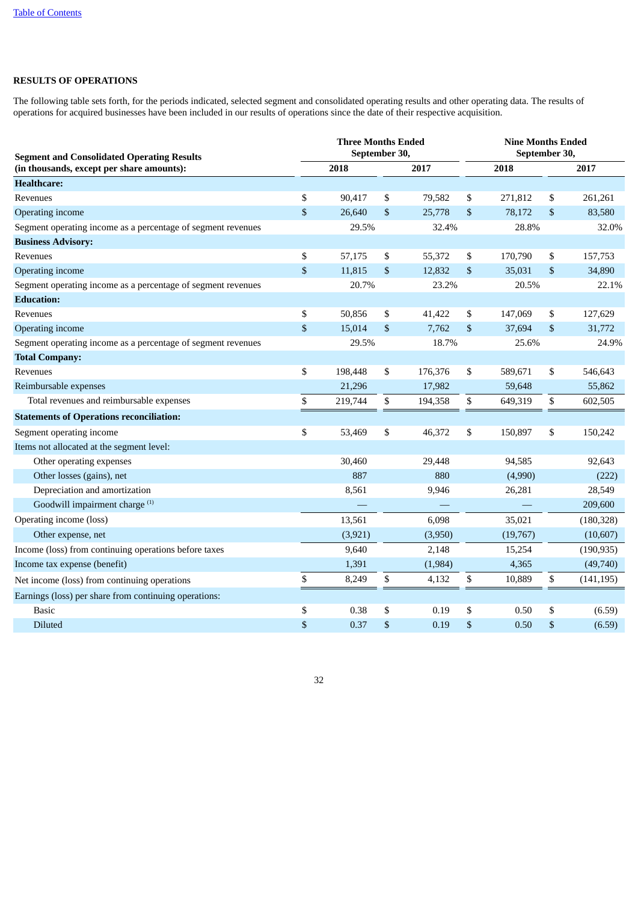## RESULTS OF OPERATIONS

The following table sets forth, for the periods indicated, selected segment and consolidated operating results and other operating data. The results of operations for acquired businesses have been included in our results of operations since the date of their respective acquisition.

| Segment and Consolidated Operating Results (in thousands, except per share amounts): | Three Months Ended September 30, 2018 | Three Months Ended September 30, 2017 | Nine Months Ended September 30, 2018 | Nine Months Ended September 30, 2017 |
|---|---|---|---|---|
| **Healthcare:** | | | | |
| Revenues | $ 90,417 | $ 79,582 | $ 271,812 | $ 261,261 |
| Operating income | $ 26,640 | $ 25,778 | $ 78,172 | $ 83,580 |
| Segment operating income as a percentage of segment revenues | 29.5% | 32.4% | 28.8% | 32.0% |
| **Business Advisory:** | | | | |
| Revenues | $ 57,175 | $ 55,372 | $ 170,790 | $ 157,753 |
| Operating income | $ 11,815 | $ 12,832 | $ 35,031 | $ 34,890 |
| Segment operating income as a percentage of segment revenues | 20.7% | 23.2% | 20.5% | 22.1% |
| **Education:** | | | | |
| Revenues | $ 50,856 | $ 41,422 | $ 147,069 | $ 127,629 |
| Operating income | $ 15,014 | $ 7,762 | $ 37,694 | $ 31,772 |
| Segment operating income as a percentage of segment revenues | 29.5% | 18.7% | 25.6% | 24.9% |
| **Total Company:** | | | | |
| Revenues | $ 198,448 | $ 176,376 | $ 589,671 | $ 546,643 |
| Reimbursable expenses | 21,296 | 17,982 | 59,648 | 55,862 |
| Total revenues and reimbursable expenses | $ 219,744 | $ 194,358 | $ 649,319 | $ 602,505 |
| **Statements of Operations reconciliation:** | | | | |
| Segment operating income | $ 53,469 | $ 46,372 | $ 150,897 | $ 150,242 |
| Items not allocated at the segment level: | | | | |
| Other operating expenses | 30,460 | 29,448 | 94,585 | 92,643 |
| Other losses (gains), net | 887 | 880 | (4,990) | (222) |
| Depreciation and amortization | 8,561 | 9,946 | 26,281 | 28,549 |
| Goodwill impairment charge [(1)] | — | — | — | 209,600 |
| Operating income (loss) | 13,561 | 6,098 | 35,021 | (180,328) |
| Other expense, net | (3,921) | (3,950) | (19,767) | (10,607) |
| Income (loss) from continuing operations before taxes | 9,640 | 2,148 | 15,254 | (190,935) |
| Income tax expense (benefit) | 1,391 | (1,984) | 4,365 | (49,740) |
| Net income (loss) from continuing operations | $ 8,249 | $ 4,132 | $ 10,889 | $ (141,195) |
| Earnings (loss) per share from continuing operations: | | | | |
| Basic | $ 0.38 | $ 0.19 | $ 0.50 | $ (6.59) |
| Diluted | $ 0.37 | $ 0.19 | $ 0.50 | $ (6.59) |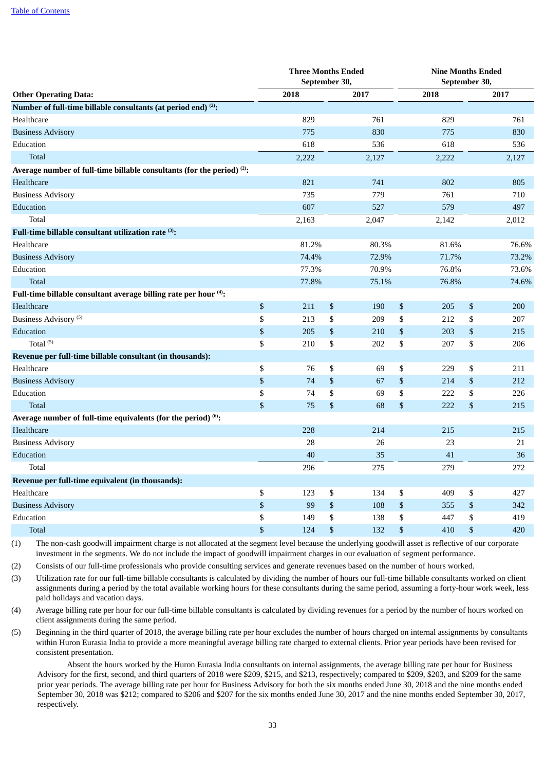| Other Operating Data: | Three Months Ended September 30, | | Nine Months Ended September 30, | |
|---|---|---|---|---|
| | 2018 | 2017 | 2018 | 2017 |
| **Number of full-time billable consultants (at period end) [2]:** | | | | |
| Healthcare | 829 | 761 | 829 | 761 |
| Business Advisory | 775 | 830 | 775 | 830 |
| Education | 618 | 536 | 618 | 536 |
| Total | 2,222 | 2,127 | 2,222 | 2,127 |
| **Average number of full-time billable consultants (for the period) [2]:** | | | | |
| Healthcare | 821 | 741 | 802 | 805 |
| Business Advisory | 735 | 779 | 761 | 710 |
| Education | 607 | 527 | 579 | 497 |
| Total | 2,163 | 2,047 | 2,142 | 2,012 |
| **Full-time billable consultant utilization rate [3]:** | | | | |
| Healthcare | 81.2% | 80.3% | 81.6% | 76.6% |
| Business Advisory | 74.4% | 72.9% | 71.7% | 73.2% |
| Education | 77.3% | 70.9% | 76.8% | 73.6% |
| Total | 77.8% | 75.1% | 76.8% | 74.6% |
| **Full-time billable consultant average billing rate per hour [4]:** | | | | |
| Healthcare | $ 211 | $ 190 | $ 205 | $ 200 |
| Business Advisory [5] | $ 213 | $ 209 | $ 212 | $ 207 |
| Education | $ 205 | $ 210 | $ 203 | $ 215 |
| Total [5] | $ 210 | $ 202 | $ 207 | $ 206 |
| **Revenue per full-time billable consultant (in thousands):** | | | | |
| Healthcare | $ 76 | $ 69 | $ 229 | $ 211 |
| Business Advisory | $ 74 | $ 67 | $ 214 | $ 212 |
| Education | $ 74 | $ 69 | $ 222 | $ 226 |
| Total | $ 75 | $ 68 | $ 222 | $ 215 |
| **Average number of full-time equivalents (for the period) [6]:** | | | | |
| Healthcare | 228 | 214 | 215 | 215 |
| Business Advisory | 28 | 26 | 23 | 21 |
| Education | 40 | 35 | 41 | 36 |
| Total | 296 | 275 | 279 | 272 |
| **Revenue per full-time equivalent (in thousands):** | | | | |
| Healthcare | $ 123 | $ 134 | $ 409 | $ 427 |
| Business Advisory | $ 99 | $ 108 | $ 355 | $ 342 |
| Education | $ 149 | $ 138 | $ 447 | $ 419 |
| Total | $ 124 | $ 132 | $ 410 | $ 420 |

(1) The non-cash goodwill impairment charge is not allocated at the segment level because the underlying goodwill asset is reflective of our corporate investment in the segments. We do not include the impact of goodwill impairment charges in our evaluation of segment performance.

(2) Consists of our full-time professionals who provide consulting services and generate revenues based on the number of hours worked.

(3) Utilization rate for our full-time billable consultants is calculated by dividing the number of hours our full-time billable consultants worked on client assignments during a period by the total available working hours for these consultants during the same period, assuming a forty-hour work week, less paid holidays and vacation days.

(4) Average billing rate per hour for our full-time billable consultants is calculated by dividing revenues for a period by the number of hours worked on client assignments during the same period.

(5) Beginning in the third quarter of 2018, the average billing rate per hour excludes the number of hours charged on internal assignments by consultants within Huron Eurasia India to provide a more meaningful average billing rate charged to external clients. Prior year periods have been revised for consistent presentation.

Absent the hours worked by the Huron Eurasia India consultants on internal assignments, the average billing rate per hour for Business Advisory for the first, second, and third quarters of 2018 were $209, $215, and $213, respectively; compared to $209, $203, and $209 for the same prior year periods. The average billing rate per hour for Business Advisory for both the six months ended June 30, 2018 and the nine months ended September 30, 2018 was $212; compared to $206 and $207 for the six months ended June 30, 2017 and the nine months ended September 30, 2017, respectively.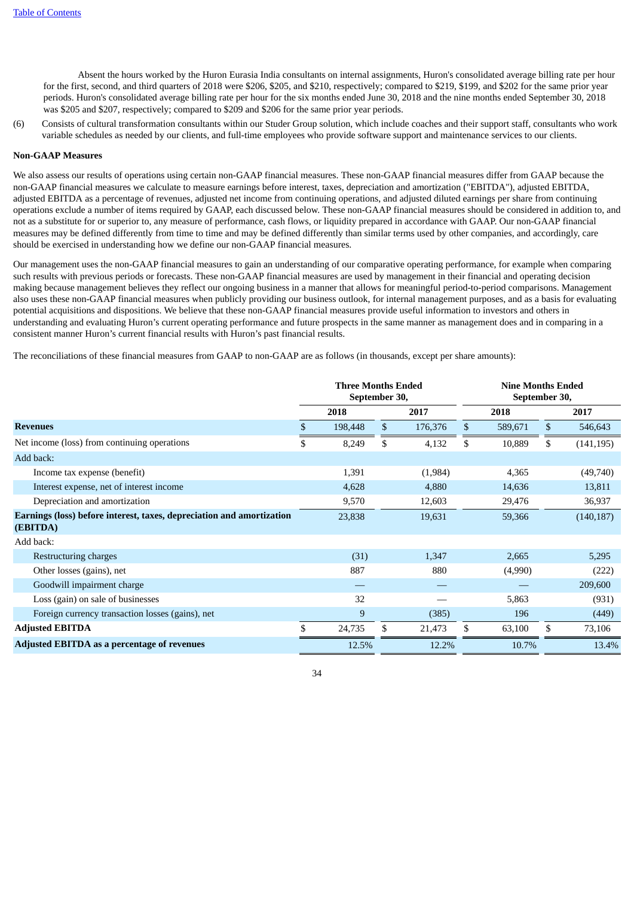Absent the hours worked by the Huron Eurasia India consultants on internal assignments, Huron's consolidated average billing rate per hour for the first, second, and third quarters of 2018 were $206, $205, and $210, respectively; compared to $219, $199, and $202 for the same prior year periods. Huron's consolidated average billing rate per hour for the six months ended June 30, 2018 and the nine months ended September 30, 2018 was $205 and $207, respectively; compared to $209 and $206 for the same prior year periods.

(6) Consists of cultural transformation consultants within our Studer Group solution, which include coaches and their support staff, consultants who work variable schedules as needed by our clients, and full-time employees who provide software support and maintenance services to our clients.

**Non-GAAP Measures**

We also assess our results of operations using certain non-GAAP financial measures. These non-GAAP financial measures differ from GAAP because the non-GAAP financial measures we calculate to measure earnings before interest, taxes, depreciation and amortization ("EBITDA"), adjusted EBITDA, adjusted EBITDA as a percentage of revenues, adjusted net income from continuing operations, and adjusted diluted earnings per share from continuing operations exclude a number of items required by GAAP, each discussed below. These non-GAAP financial measures should be considered in addition to, and not as a substitute for or superior to, any measure of performance, cash flows, or liquidity prepared in accordance with GAAP. Our non-GAAP financial measures may be defined differently from time to time and may be defined differently than similar terms used by other companies, and accordingly, care should be exercised in understanding how we define our non-GAAP financial measures.

Our management uses the non-GAAP financial measures to gain an understanding of our comparative operating performance, for example when comparing such results with previous periods or forecasts. These non-GAAP financial measures are used by management in their financial and operating decision making because management believes they reflect our ongoing business in a manner that allows for meaningful period-to-period comparisons. Management also uses these non-GAAP financial measures when publicly providing our business outlook, for internal management purposes, and as a basis for evaluating potential acquisitions and dispositions. We believe that these non-GAAP financial measures provide useful information to investors and others in understanding and evaluating Huron's current operating performance and future prospects in the same manner as management does and in comparing in a consistent manner Huron's current financial results with Huron's past financial results.

The reconciliations of these financial measures from GAAP to non-GAAP are as follows (in thousands, except per share amounts):

| | Three Months Ended September 30, | | Nine Months Ended September 30, | |
|---|---|---|---|---|
| | 2018 | 2017 | 2018 | 2017 |
| **Revenues** | $ 198,448 | $ 176,376 | $ 589,671 | $ 546,643 |
| Net income (loss) from continuing operations | $ 8,249 | $ 4,132 | $ 10,889 | $ (141,195) |
| Add back: | | | | |
| Income tax expense (benefit) | 1,391 | (1,984) | 4,365 | (49,740) |
| Interest expense, net of interest income | 4,628 | 4,880 | 14,636 | 13,811 |
| Depreciation and amortization | 9,570 | 12,603 | 29,476 | 36,937 |
| **Earnings (loss) before interest, taxes, depreciation and amortization (EBITDA)** | 23,838 | 19,631 | 59,366 | (140,187) |
| Add back: | | | | |
| Restructuring charges | (31) | 1,347 | 2,665 | 5,295 |
| Other losses (gains), net | 887 | 880 | (4,990) | (222) |
| Goodwill impairment charge | — | — | — | 209,600 |
| Loss (gain) on sale of businesses | 32 | — | 5,863 | (931) |
| Foreign currency transaction losses (gains), net | 9 | (385) | 196 | (449) |
| **Adjusted EBITDA** | $ 24,735 | $ 21,473 | $ 63,100 | $ 73,106 |
| **Adjusted EBITDA as a percentage of revenues** | 12.5% | 12.2% | 10.7% | 13.4% |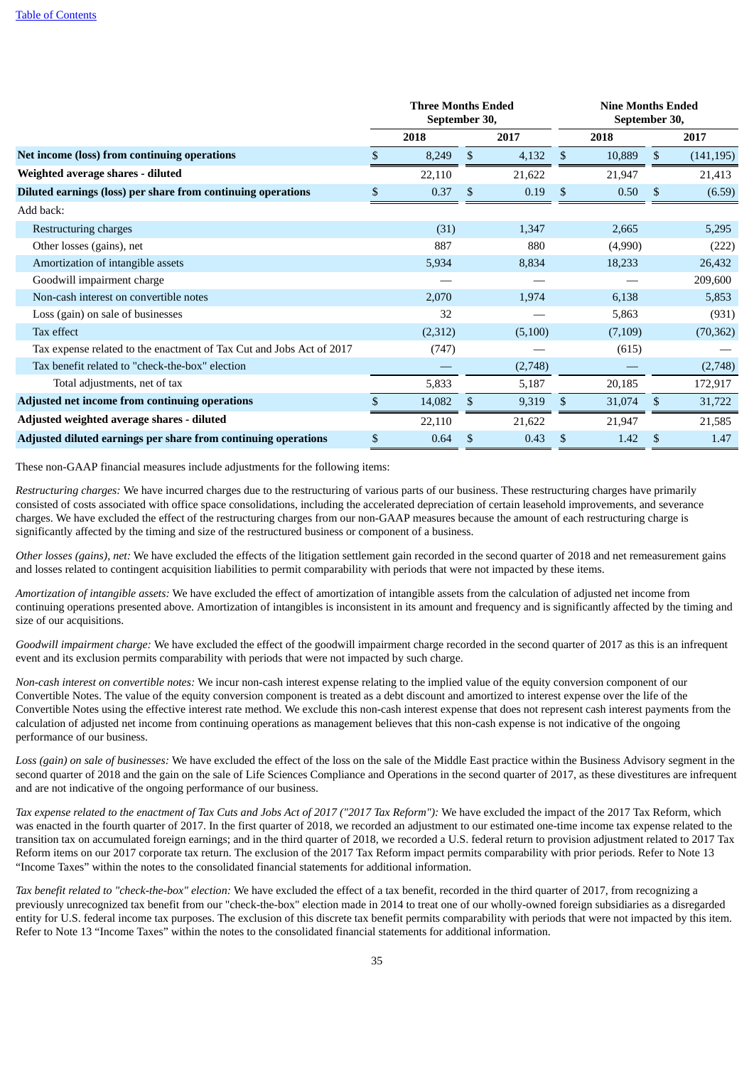| | Three Months Ended September 30, | | Nine Months Ended September 30, | |
|---|---|---|---|---|
| | 2018 | 2017 | 2018 | 2017 |
| **Net income (loss) from continuing operations** | $ 8,249 | $ 4,132 | $ 10,889 | $ (141,195) |
| **Weighted average shares - diluted** | 22,110 | 21,622 | 21,947 | 21,413 |
| **Diluted earnings (loss) per share from continuing operations** | $ 0.37 | $ 0.19 | $ 0.50 | $ (6.59) |
| Add back: | | | | |
| Restructuring charges | (31) | 1,347 | 2,665 | 5,295 |
| Other losses (gains), net | 887 | 880 | (4,990) | (222) |
| Amortization of intangible assets | 5,934 | 8,834 | 18,233 | 26,432 |
| Goodwill impairment charge | — | — | — | 209,600 |
| Non-cash interest on convertible notes | 2,070 | 1,974 | 6,138 | 5,853 |
| Loss (gain) on sale of businesses | 32 | — | 5,863 | (931) |
| Tax effect | (2,312) | (5,100) | (7,109) | (70,362) |
| Tax expense related to the enactment of Tax Cut and Jobs Act of 2017 | (747) | — | (615) | — |
| Tax benefit related to "check-the-box" election | — | (2,748) | — | (2,748) |
| Total adjustments, net of tax | 5,833 | 5,187 | 20,185 | 172,917 |
| **Adjusted net income from continuing operations** | $ 14,082 | $ 9,319 | $ 31,074 | $ 31,722 |
| **Adjusted weighted average shares - diluted** | 22,110 | 21,622 | 21,947 | 21,585 |
| **Adjusted diluted earnings per share from continuing operations** | $ 0.64 | $ 0.43 | $ 1.42 | $ 1.47 |

These non-GAAP financial measures include adjustments for the following items:

*Restructuring charges:* We have incurred charges due to the restructuring of various parts of our business. These restructuring charges have primarily consisted of costs associated with office space consolidations, including the accelerated depreciation of certain leasehold improvements, and severance charges. We have excluded the effect of the restructuring charges from our non-GAAP measures because the amount of each restructuring charge is significantly affected by the timing and size of the restructured business or component of a business.

*Other losses (gains), net:* We have excluded the effects of the litigation settlement gain recorded in the second quarter of 2018 and net remeasurement gains and losses related to contingent acquisition liabilities to permit comparability with periods that were not impacted by these items.

*Amortization of intangible assets:* We have excluded the effect of amortization of intangible assets from the calculation of adjusted net income from continuing operations presented above. Amortization of intangibles is inconsistent in its amount and frequency and is significantly affected by the timing and size of our acquisitions.

*Goodwill impairment charge:* We have excluded the effect of the goodwill impairment charge recorded in the second quarter of 2017 as this is an infrequent event and its exclusion permits comparability with periods that were not impacted by such charge.

*Non-cash interest on convertible notes:* We incur non-cash interest expense relating to the implied value of the equity conversion component of our Convertible Notes. The value of the equity conversion component is treated as a debt discount and amortized to interest expense over the life of the Convertible Notes using the effective interest rate method. We exclude this non-cash interest expense that does not represent cash interest payments from the calculation of adjusted net income from continuing operations as management believes that this non-cash expense is not indicative of the ongoing performance of our business.

*Loss (gain) on sale of businesses:* We have excluded the effect of the loss on the sale of the Middle East practice within the Business Advisory segment in the second quarter of 2018 and the gain on the sale of Life Sciences Compliance and Operations in the second quarter of 2017, as these divestitures are infrequent and are not indicative of the ongoing performance of our business.

*Tax expense related to the enactment of Tax Cuts and Jobs Act of 2017 ("2017 Tax Reform"):* We have excluded the impact of the 2017 Tax Reform, which was enacted in the fourth quarter of 2017. In the first quarter of 2018, we recorded an adjustment to our estimated one-time income tax expense related to the transition tax on accumulated foreign earnings; and in the third quarter of 2018, we recorded a U.S. federal return to provision adjustment related to 2017 Tax Reform items on our 2017 corporate tax return. The exclusion of the 2017 Tax Reform impact permits comparability with prior periods. Refer to Note 13 "Income Taxes" within the notes to the consolidated financial statements for additional information.

*Tax benefit related to "check-the-box" election:* We have excluded the effect of a tax benefit, recorded in the third quarter of 2017, from recognizing a previously unrecognized tax benefit from our "check-the-box" election made in 2014 to treat one of our wholly-owned foreign subsidiaries as a disregarded entity for U.S. federal income tax purposes. The exclusion of this discrete tax benefit permits comparability with periods that were not impacted by this item. Refer to Note 13 "Income Taxes" within the notes to the consolidated financial statements for additional information.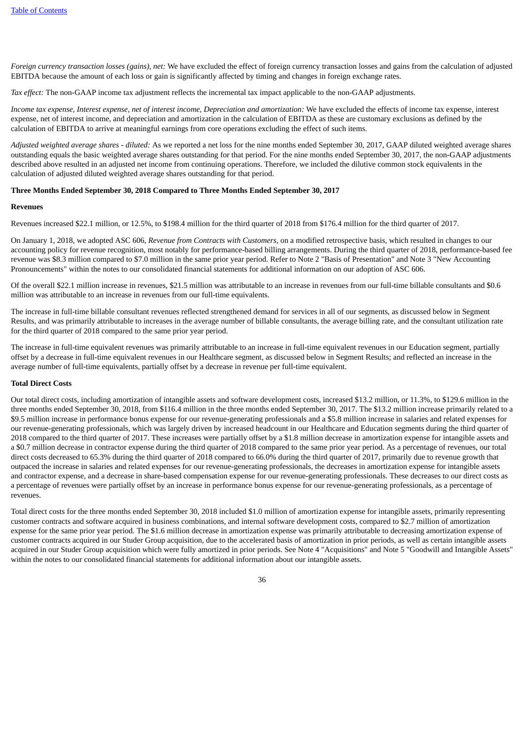*Foreign currency transaction losses (gains), net:* We have excluded the effect of foreign currency transaction losses and gains from the calculation of adjusted EBITDA because the amount of each loss or gain is significantly affected by timing and changes in foreign exchange rates.

*Tax effect:* The non-GAAP income tax adjustment reflects the incremental tax impact applicable to the non-GAAP adjustments.

*Income tax expense, Interest expense, net of interest income, Depreciation and amortization:* We have excluded the effects of income tax expense, interest expense, net of interest income, and depreciation and amortization in the calculation of EBITDA as these are customary exclusions as defined by the calculation of EBITDA to arrive at meaningful earnings from core operations excluding the effect of such items.

*Adjusted weighted average shares - diluted:* As we reported a net loss for the nine months ended September 30, 2017, GAAP diluted weighted average shares outstanding equals the basic weighted average shares outstanding for that period. For the nine months ended September 30, 2017, the non-GAAP adjustments described above resulted in an adjusted net income from continuing operations. Therefore, we included the dilutive common stock equivalents in the calculation of adjusted diluted weighted average shares outstanding for that period.

**Three Months Ended September 30, 2018 Compared to Three Months Ended September 30, 2017**

**Revenues**

Revenues increased $22.1 million, or 12.5%, to $198.4 million for the third quarter of 2018 from $176.4 million for the third quarter of 2017.

On January 1, 2018, we adopted ASC 606, *Revenue from Contracts with Customers*, on a modified retrospective basis, which resulted in changes to our accounting policy for revenue recognition, most notably for performance-based billing arrangements. During the third quarter of 2018, performance-based fee revenue was $8.3 million compared to $7.0 million in the same prior year period. Refer to Note 2 "Basis of Presentation" and Note 3 "New Accounting Pronouncements" within the notes to our consolidated financial statements for additional information on our adoption of ASC 606.

Of the overall $22.1 million increase in revenues, $21.5 million was attributable to an increase in revenues from our full-time billable consultants and $0.6 million was attributable to an increase in revenues from our full-time equivalents.

The increase in full-time billable consultant revenues reflected strengthened demand for services in all of our segments, as discussed below in Segment Results, and was primarily attributable to increases in the average number of billable consultants, the average billing rate, and the consultant utilization rate for the third quarter of 2018 compared to the same prior year period.

The increase in full-time equivalent revenues was primarily attributable to an increase in full-time equivalent revenues in our Education segment, partially offset by a decrease in full-time equivalent revenues in our Healthcare segment, as discussed below in Segment Results; and reflected an increase in the average number of full-time equivalents, partially offset by a decrease in revenue per full-time equivalent.

**Total Direct Costs**

Our total direct costs, including amortization of intangible assets and software development costs, increased $13.2 million, or 11.3%, to $129.6 million in the three months ended September 30, 2018, from $116.4 million in the three months ended September 30, 2017. The $13.2 million increase primarily related to a $9.5 million increase in performance bonus expense for our revenue-generating professionals and a $5.8 million increase in salaries and related expenses for our revenue-generating professionals, which was largely driven by increased headcount in our Healthcare and Education segments during the third quarter of 2018 compared to the third quarter of 2017. These increases were partially offset by a $1.8 million decrease in amortization expense for intangible assets and a $0.7 million decrease in contractor expense during the third quarter of 2018 compared to the same prior year period. As a percentage of revenues, our total direct costs decreased to 65.3% during the third quarter of 2018 compared to 66.0% during the third quarter of 2017, primarily due to revenue growth that outpaced the increase in salaries and related expenses for our revenue-generating professionals, the decreases in amortization expense for intangible assets and contractor expense, and a decrease in share-based compensation expense for our revenue-generating professionals. These decreases to our direct costs as a percentage of revenues were partially offset by an increase in performance bonus expense for our revenue-generating professionals, as a percentage of revenues.

Total direct costs for the three months ended September 30, 2018 included $1.0 million of amortization expense for intangible assets, primarily representing customer contracts and software acquired in business combinations, and internal software development costs, compared to $2.7 million of amortization expense for the same prior year period. The $1.6 million decrease in amortization expense was primarily attributable to decreasing amortization expense of customer contracts acquired in our Studer Group acquisition, due to the accelerated basis of amortization in prior periods, as well as certain intangible assets acquired in our Studer Group acquisition which were fully amortized in prior periods. See Note 4 "Acquisitions" and Note 5 "Goodwill and Intangible Assets" within the notes to our consolidated financial statements for additional information about our intangible assets.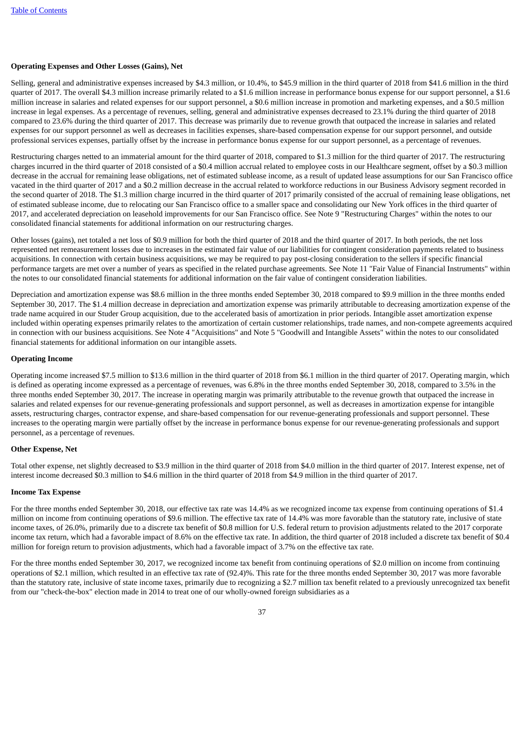### Operating Expenses and Other Losses (Gains), Net

Selling, general and administrative expenses increased by $4.3 million, or 10.4%, to $45.9 million in the third quarter of 2018 from $41.6 million in the third quarter of 2017. The overall $4.3 million increase primarily related to a $1.6 million increase in performance bonus expense for our support personnel, a $1.6 million increase in salaries and related expenses for our support personnel, a $0.6 million increase in promotion and marketing expenses, and a $0.5 million increase in legal expenses. As a percentage of revenues, selling, general and administrative expenses decreased to 23.1% during the third quarter of 2018 compared to 23.6% during the third quarter of 2017. This decrease was primarily due to revenue growth that outpaced the increase in salaries and related expenses for our support personnel as well as decreases in facilities expenses, share-based compensation expense for our support personnel, and outside professional services expenses, partially offset by the increase in performance bonus expense for our support personnel, as a percentage of revenues.

Restructuring charges netted to an immaterial amount for the third quarter of 2018, compared to $1.3 million for the third quarter of 2017. The restructuring charges incurred in the third quarter of 2018 consisted of a $0.4 million accrual related to employee costs in our Healthcare segment, offset by a $0.3 million decrease in the accrual for remaining lease obligations, net of estimated sublease income, as a result of updated lease assumptions for our San Francisco office vacated in the third quarter of 2017 and a $0.2 million decrease in the accrual related to workforce reductions in our Business Advisory segment recorded in the second quarter of 2018. The $1.3 million charge incurred in the third quarter of 2017 primarily consisted of the accrual of remaining lease obligations, net of estimated sublease income, due to relocating our San Francisco office to a smaller space and consolidating our New York offices in the third quarter of 2017, and accelerated depreciation on leasehold improvements for our San Francisco office. See Note 9 "Restructuring Charges" within the notes to our consolidated financial statements for additional information on our restructuring charges.

Other losses (gains), net totaled a net loss of $0.9 million for both the third quarter of 2018 and the third quarter of 2017. In both periods, the net loss represented net remeasurement losses due to increases in the estimated fair value of our liabilities for contingent consideration payments related to business acquisitions. In connection with certain business acquisitions, we may be required to pay post-closing consideration to the sellers if specific financial performance targets are met over a number of years as specified in the related purchase agreements. See Note 11 "Fair Value of Financial Instruments" within the notes to our consolidated financial statements for additional information on the fair value of contingent consideration liabilities.

Depreciation and amortization expense was $8.6 million in the three months ended September 30, 2018 compared to $9.9 million in the three months ended September 30, 2017. The $1.4 million decrease in depreciation and amortization expense was primarily attributable to decreasing amortization expense of the trade name acquired in our Studer Group acquisition, due to the accelerated basis of amortization in prior periods. Intangible asset amortization expense included within operating expenses primarily relates to the amortization of certain customer relationships, trade names, and non-compete agreements acquired in connection with our business acquisitions. See Note 4 "Acquisitions" and Note 5 "Goodwill and Intangible Assets" within the notes to our consolidated financial statements for additional information on our intangible assets.

### Operating Income

Operating income increased $7.5 million to $13.6 million in the third quarter of 2018 from $6.1 million in the third quarter of 2017. Operating margin, which is defined as operating income expressed as a percentage of revenues, was 6.8% in the three months ended September 30, 2018, compared to 3.5% in the three months ended September 30, 2017. The increase in operating margin was primarily attributable to the revenue growth that outpaced the increase in salaries and related expenses for our revenue-generating professionals and support personnel, as well as decreases in amortization expense for intangible assets, restructuring charges, contractor expense, and share-based compensation for our revenue-generating professionals and support personnel. These increases to the operating margin were partially offset by the increase in performance bonus expense for our revenue-generating professionals and support personnel, as a percentage of revenues.

### Other Expense, Net

Total other expense, net slightly decreased to $3.9 million in the third quarter of 2018 from $4.0 million in the third quarter of 2017. Interest expense, net of interest income decreased $0.3 million to $4.6 million in the third quarter of 2018 from $4.9 million in the third quarter of 2017.

### Income Tax Expense

For the three months ended September 30, 2018, our effective tax rate was 14.4% as we recognized income tax expense from continuing operations of $1.4 million on income from continuing operations of $9.6 million. The effective tax rate of 14.4% was more favorable than the statutory rate, inclusive of state income taxes, of 26.0%, primarily due to a discrete tax benefit of $0.8 million for U.S. federal return to provision adjustments related to the 2017 corporate income tax return, which had a favorable impact of 8.6% on the effective tax rate. In addition, the third quarter of 2018 included a discrete tax benefit of $0.4 million for foreign return to provision adjustments, which had a favorable impact of 3.7% on the effective tax rate.

For the three months ended September 30, 2017, we recognized income tax benefit from continuing operations of $2.0 million on income from continuing operations of $2.1 million, which resulted in an effective tax rate of (92.4)%. This rate for the three months ended September 30, 2017 was more favorable than the statutory rate, inclusive of state income taxes, primarily due to recognizing a $2.7 million tax benefit related to a previously unrecognized tax benefit from our "check-the-box" election made in 2014 to treat one of our wholly-owned foreign subsidiaries as a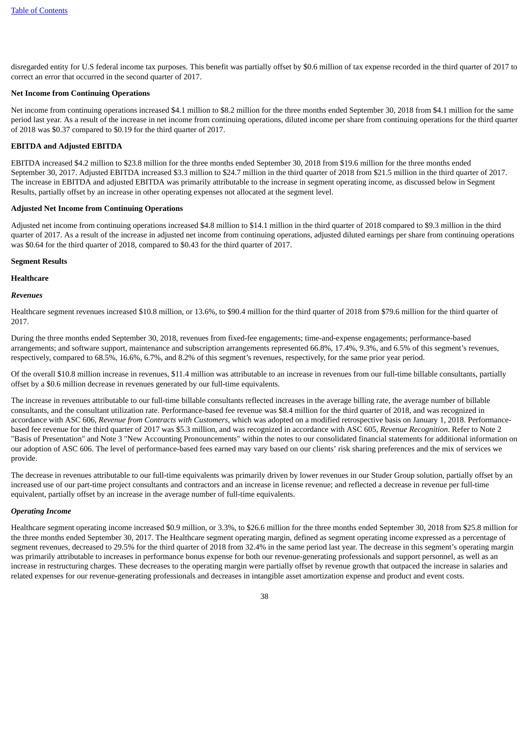disregarded entity for U.S federal income tax purposes. This benefit was partially offset by $0.6 million of tax expense recorded in the third quarter of 2017 to correct an error that occurred in the second quarter of 2017.

**Net Income from Continuing Operations**

Net income from continuing operations increased $4.1 million to $8.2 million for the three months ended September 30, 2018 from $4.1 million for the same period last year. As a result of the increase in net income from continuing operations, diluted income per share from continuing operations for the third quarter of 2018 was $0.37 compared to $0.19 for the third quarter of 2017.

**EBITDA and Adjusted EBITDA**

EBITDA increased $4.2 million to $23.8 million for the three months ended September 30, 2018 from $19.6 million for the three months ended September 30, 2017. Adjusted EBITDA increased $3.3 million to $24.7 million in the third quarter of 2018 from $21.5 million in the third quarter of 2017. The increase in EBITDA and adjusted EBITDA was primarily attributable to the increase in segment operating income, as discussed below in Segment Results, partially offset by an increase in other operating expenses not allocated at the segment level.

**Adjusted Net Income from Continuing Operations**

Adjusted net income from continuing operations increased $4.8 million to $14.1 million in the third quarter of 2018 compared to $9.3 million in the third quarter of 2017. As a result of the increase in adjusted net income from continuing operations, adjusted diluted earnings per share from continuing operations was $0.64 for the third quarter of 2018, compared to $0.43 for the third quarter of 2017.

**Segment Results**

**Healthcare**

***Revenues***

Healthcare segment revenues increased $10.8 million, or 13.6%, to $90.4 million for the third quarter of 2018 from $79.6 million for the third quarter of 2017.

During the three months ended September 30, 2018, revenues from fixed-fee engagements; time-and-expense engagements; performance-based arrangements; and software support, maintenance and subscription arrangements represented 66.8%, 17.4%, 9.3%, and 6.5% of this segment's revenues, respectively, compared to 68.5%, 16.6%, 6.7%, and 8.2% of this segment's revenues, respectively, for the same prior year period.

Of the overall $10.8 million increase in revenues, $11.4 million was attributable to an increase in revenues from our full-time billable consultants, partially offset by a $0.6 million decrease in revenues generated by our full-time equivalents.

The increase in revenues attributable to our full-time billable consultants reflected increases in the average billing rate, the average number of billable consultants, and the consultant utilization rate. Performance-based fee revenue was $8.4 million for the third quarter of 2018, and was recognized in accordance with ASC 606, *Revenue from Contracts with Customers*, which was adopted on a modified retrospective basis on January 1, 2018. Performance-based fee revenue for the third quarter of 2017 was $5.3 million, and was recognized in accordance with ASC 605, *Revenue Recognition*. Refer to Note 2 "Basis of Presentation" and Note 3 "New Accounting Pronouncements" within the notes to our consolidated financial statements for additional information on our adoption of ASC 606. The level of performance-based fees earned may vary based on our clients' risk sharing preferences and the mix of services we provide.

The decrease in revenues attributable to our full-time equivalents was primarily driven by lower revenues in our Studer Group solution, partially offset by an increased use of our part-time project consultants and contractors and an increase in license revenue; and reflected a decrease in revenue per full-time equivalent, partially offset by an increase in the average number of full-time equivalents.

***Operating Income***

Healthcare segment operating income increased $0.9 million, or 3.3%, to $26.6 million for the three months ended September 30, 2018 from $25.8 million for the three months ended September 30, 2017. The Healthcare segment operating margin, defined as segment operating income expressed as a percentage of segment revenues, decreased to 29.5% for the third quarter of 2018 from 32.4% in the same period last year. The decrease in this segment's operating margin was primarily attributable to increases in performance bonus expense for both our revenue-generating professionals and support personnel, as well as an increase in restructuring charges. These decreases to the operating margin were partially offset by revenue growth that outpaced the increase in salaries and related expenses for our revenue-generating professionals and decreases in intangible asset amortization expense and product and event costs.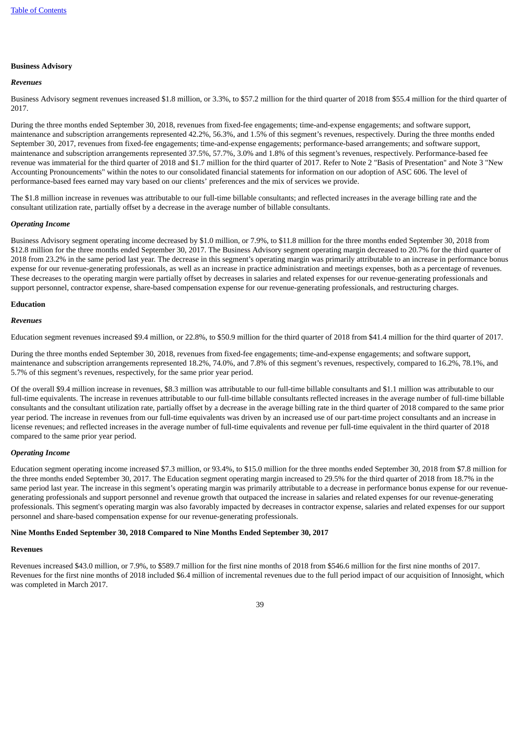**Business Advisory**

*Revenues*

Business Advisory segment revenues increased $1.8 million, or 3.3%, to $57.2 million for the third quarter of 2018 from $55.4 million for the third quarter of 2017.

During the three months ended September 30, 2018, revenues from fixed-fee engagements; time-and-expense engagements; and software support, maintenance and subscription arrangements represented 42.2%, 56.3%, and 1.5% of this segment's revenues, respectively. During the three months ended September 30, 2017, revenues from fixed-fee engagements; time-and-expense engagements; performance-based arrangements; and software support, maintenance and subscription arrangements represented 37.5%, 57.7%, 3.0% and 1.8% of this segment's revenues, respectively. Performance-based fee revenue was immaterial for the third quarter of 2018 and $1.7 million for the third quarter of 2017. Refer to Note 2 "Basis of Presentation" and Note 3 "New Accounting Pronouncements" within the notes to our consolidated financial statements for information on our adoption of ASC 606. The level of performance-based fees earned may vary based on our clients' preferences and the mix of services we provide.

The $1.8 million increase in revenues was attributable to our full-time billable consultants; and reflected increases in the average billing rate and the consultant utilization rate, partially offset by a decrease in the average number of billable consultants.

*Operating Income*

Business Advisory segment operating income decreased by $1.0 million, or 7.9%, to $11.8 million for the three months ended September 30, 2018 from $12.8 million for the three months ended September 30, 2017. The Business Advisory segment operating margin decreased to 20.7% for the third quarter of 2018 from 23.2% in the same period last year. The decrease in this segment's operating margin was primarily attributable to an increase in performance bonus expense for our revenue-generating professionals, as well as an increase in practice administration and meetings expenses, both as a percentage of revenues. These decreases to the operating margin were partially offset by decreases in salaries and related expenses for our revenue-generating professionals and support personnel, contractor expense, share-based compensation expense for our revenue-generating professionals, and restructuring charges.

**Education**

*Revenues*

Education segment revenues increased $9.4 million, or 22.8%, to $50.9 million for the third quarter of 2018 from $41.4 million for the third quarter of 2017.

During the three months ended September 30, 2018, revenues from fixed-fee engagements; time-and-expense engagements; and software support, maintenance and subscription arrangements represented 18.2%, 74.0%, and 7.8% of this segment's revenues, respectively, compared to 16.2%, 78.1%, and 5.7% of this segment's revenues, respectively, for the same prior year period.

Of the overall $9.4 million increase in revenues, $8.3 million was attributable to our full-time billable consultants and $1.1 million was attributable to our full-time equivalents. The increase in revenues attributable to our full-time billable consultants reflected increases in the average number of full-time billable consultants and the consultant utilization rate, partially offset by a decrease in the average billing rate in the third quarter of 2018 compared to the same prior year period. The increase in revenues from our full-time equivalents was driven by an increased use of our part-time project consultants and an increase in license revenues; and reflected increases in the average number of full-time equivalents and revenue per full-time equivalent in the third quarter of 2018 compared to the same prior year period.

*Operating Income*

Education segment operating income increased $7.3 million, or 93.4%, to $15.0 million for the three months ended September 30, 2018 from $7.8 million for the three months ended September 30, 2017. The Education segment operating margin increased to 29.5% for the third quarter of 2018 from 18.7% in the same period last year. The increase in this segment's operating margin was primarily attributable to a decrease in performance bonus expense for our revenue-generating professionals and support personnel and revenue growth that outpaced the increase in salaries and related expenses for our revenue-generating professionals. This segment's operating margin was also favorably impacted by decreases in contractor expense, salaries and related expenses for our support personnel and share-based compensation expense for our revenue-generating professionals.

**Nine Months Ended September 30, 2018 Compared to Nine Months Ended September 30, 2017**

**Revenues**

Revenues increased $43.0 million, or 7.9%, to $589.7 million for the first nine months of 2018 from $546.6 million for the first nine months of 2017. Revenues for the first nine months of 2018 included $6.4 million of incremental revenues due to the full period impact of our acquisition of Innosight, which was completed in March 2017.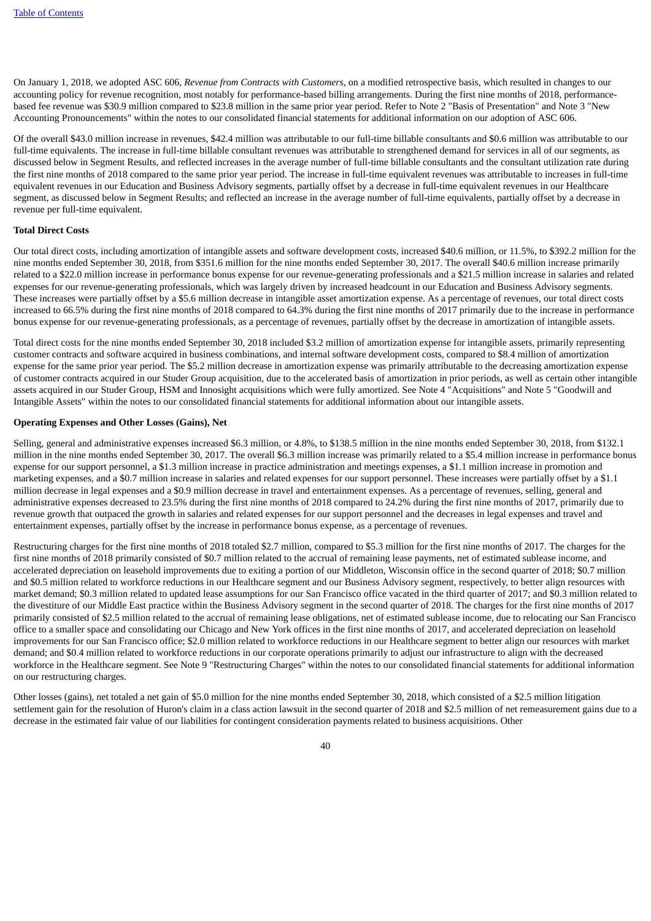On January 1, 2018, we adopted ASC 606, *Revenue from Contracts with Customers*, on a modified retrospective basis, which resulted in changes to our accounting policy for revenue recognition, most notably for performance-based billing arrangements. During the first nine months of 2018, performance-based fee revenue was $30.9 million compared to $23.8 million in the same prior year period. Refer to Note 2 "Basis of Presentation" and Note 3 "New Accounting Pronouncements" within the notes to our consolidated financial statements for additional information on our adoption of ASC 606.

Of the overall $43.0 million increase in revenues, $42.4 million was attributable to our full-time billable consultants and $0.6 million was attributable to our full-time equivalents. The increase in full-time billable consultant revenues was attributable to strengthened demand for services in all of our segments, as discussed below in Segment Results, and reflected increases in the average number of full-time billable consultants and the consultant utilization rate during the first nine months of 2018 compared to the same prior year period. The increase in full-time equivalent revenues was attributable to increases in full-time equivalent revenues in our Education and Business Advisory segments, partially offset by a decrease in full-time equivalent revenues in our Healthcare segment, as discussed below in Segment Results; and reflected an increase in the average number of full-time equivalents, partially offset by a decrease in revenue per full-time equivalent.

**Total Direct Costs**

Our total direct costs, including amortization of intangible assets and software development costs, increased $40.6 million, or 11.5%, to $392.2 million for the nine months ended September 30, 2018, from $351.6 million for the nine months ended September 30, 2017. The overall $40.6 million increase primarily related to a $22.0 million increase in performance bonus expense for our revenue-generating professionals and a $21.5 million increase in salaries and related expenses for our revenue-generating professionals, which was largely driven by increased headcount in our Education and Business Advisory segments. These increases were partially offset by a $5.6 million decrease in intangible asset amortization expense. As a percentage of revenues, our total direct costs increased to 66.5% during the first nine months of 2018 compared to 64.3% during the first nine months of 2017 primarily due to the increase in performance bonus expense for our revenue-generating professionals, as a percentage of revenues, partially offset by the decrease in amortization of intangible assets.

Total direct costs for the nine months ended September 30, 2018 included $3.2 million of amortization expense for intangible assets, primarily representing customer contracts and software acquired in business combinations, and internal software development costs, compared to $8.4 million of amortization expense for the same prior year period. The $5.2 million decrease in amortization expense was primarily attributable to the decreasing amortization expense of customer contracts acquired in our Studer Group acquisition, due to the accelerated basis of amortization in prior periods, as well as certain other intangible assets acquired in our Studer Group, HSM and Innosight acquisitions which were fully amortized. See Note 4 "Acquisitions" and Note 5 "Goodwill and Intangible Assets" within the notes to our consolidated financial statements for additional information about our intangible assets.

**Operating Expenses and Other Losses (Gains), Net**

Selling, general and administrative expenses increased $6.3 million, or 4.8%, to $138.5 million in the nine months ended September 30, 2018, from $132.1 million in the nine months ended September 30, 2017. The overall $6.3 million increase was primarily related to a $5.4 million increase in performance bonus expense for our support personnel, a $1.3 million increase in practice administration and meetings expenses, a $1.1 million increase in promotion and marketing expenses, and a $0.7 million increase in salaries and related expenses for our support personnel. These increases were partially offset by a $1.1 million decrease in legal expenses and a $0.9 million decrease in travel and entertainment expenses. As a percentage of revenues, selling, general and administrative expenses decreased to 23.5% during the first nine months of 2018 compared to 24.2% during the first nine months of 2017, primarily due to revenue growth that outpaced the growth in salaries and related expenses for our support personnel and the decreases in legal expenses and travel and entertainment expenses, partially offset by the increase in performance bonus expense, as a percentage of revenues.

Restructuring charges for the first nine months of 2018 totaled $2.7 million, compared to $5.3 million for the first nine months of 2017. The charges for the first nine months of 2018 primarily consisted of $0.7 million related to the accrual of remaining lease payments, net of estimated sublease income, and accelerated depreciation on leasehold improvements due to exiting a portion of our Middleton, Wisconsin office in the second quarter of 2018; $0.7 million and $0.5 million related to workforce reductions in our Healthcare segment and our Business Advisory segment, respectively, to better align resources with market demand; $0.3 million related to updated lease assumptions for our San Francisco office vacated in the third quarter of 2017; and $0.3 million related to the divestiture of our Middle East practice within the Business Advisory segment in the second quarter of 2018. The charges for the first nine months of 2017 primarily consisted of $2.5 million related to the accrual of remaining lease obligations, net of estimated sublease income, due to relocating our San Francisco office to a smaller space and consolidating our Chicago and New York offices in the first nine months of 2017, and accelerated depreciation on leasehold improvements for our San Francisco office; $2.0 million related to workforce reductions in our Healthcare segment to better align our resources with market demand; and $0.4 million related to workforce reductions in our corporate operations primarily to adjust our infrastructure to align with the decreased workforce in the Healthcare segment. See Note 9 "Restructuring Charges" within the notes to our consolidated financial statements for additional information on our restructuring charges.

Other losses (gains), net totaled a net gain of $5.0 million for the nine months ended September 30, 2018, which consisted of a $2.5 million litigation settlement gain for the resolution of Huron's claim in a class action lawsuit in the second quarter of 2018 and $2.5 million of net remeasurement gains due to a decrease in the estimated fair value of our liabilities for contingent consideration payments related to business acquisitions. Other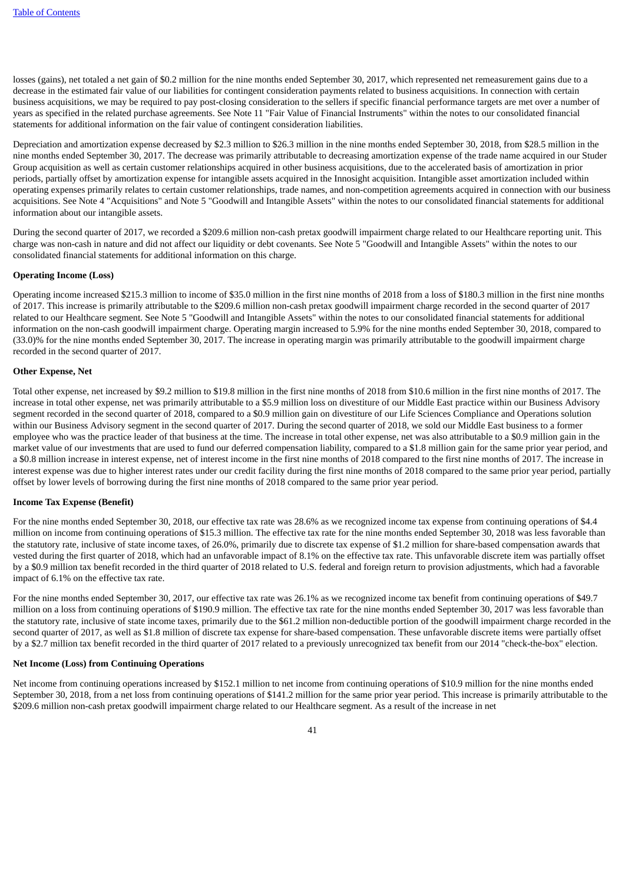losses (gains), net totaled a net gain of $0.2 million for the nine months ended September 30, 2017, which represented net remeasurement gains due to a decrease in the estimated fair value of our liabilities for contingent consideration payments related to business acquisitions. In connection with certain business acquisitions, we may be required to pay post-closing consideration to the sellers if specific financial performance targets are met over a number of years as specified in the related purchase agreements. See Note 11 "Fair Value of Financial Instruments" within the notes to our consolidated financial statements for additional information on the fair value of contingent consideration liabilities.

Depreciation and amortization expense decreased by $2.3 million to $26.3 million in the nine months ended September 30, 2018, from $28.5 million in the nine months ended September 30, 2017. The decrease was primarily attributable to decreasing amortization expense of the trade name acquired in our Studer Group acquisition as well as certain customer relationships acquired in other business acquisitions, due to the accelerated basis of amortization in prior periods, partially offset by amortization expense for intangible assets acquired in the Innosight acquisition. Intangible asset amortization included within operating expenses primarily relates to certain customer relationships, trade names, and non-competition agreements acquired in connection with our business acquisitions. See Note 4 "Acquisitions" and Note 5 "Goodwill and Intangible Assets" within the notes to our consolidated financial statements for additional information about our intangible assets.

During the second quarter of 2017, we recorded a $209.6 million non-cash pretax goodwill impairment charge related to our Healthcare reporting unit. This charge was non-cash in nature and did not affect our liquidity or debt covenants. See Note 5 "Goodwill and Intangible Assets" within the notes to our consolidated financial statements for additional information on this charge.

**Operating Income (Loss)**

Operating income increased $215.3 million to income of $35.0 million in the first nine months of 2018 from a loss of $180.3 million in the first nine months of 2017. This increase is primarily attributable to the $209.6 million non-cash pretax goodwill impairment charge recorded in the second quarter of 2017 related to our Healthcare segment. See Note 5 "Goodwill and Intangible Assets" within the notes to our consolidated financial statements for additional information on the non-cash goodwill impairment charge. Operating margin increased to 5.9% for the nine months ended September 30, 2018, compared to (33.0)% for the nine months ended September 30, 2017. The increase in operating margin was primarily attributable to the goodwill impairment charge recorded in the second quarter of 2017.

**Other Expense, Net**

Total other expense, net increased by $9.2 million to $19.8 million in the first nine months of 2018 from $10.6 million in the first nine months of 2017. The increase in total other expense, net was primarily attributable to a $5.9 million loss on divestiture of our Middle East practice within our Business Advisory segment recorded in the second quarter of 2018, compared to a $0.9 million gain on divestiture of our Life Sciences Compliance and Operations solution within our Business Advisory segment in the second quarter of 2017. During the second quarter of 2018, we sold our Middle East business to a former employee who was the practice leader of that business at the time. The increase in total other expense, net was also attributable to a $0.9 million gain in the market value of our investments that are used to fund our deferred compensation liability, compared to a $1.8 million gain for the same prior year period, and a $0.8 million increase in interest expense, net of interest income in the first nine months of 2018 compared to the first nine months of 2017. The increase in interest expense was due to higher interest rates under our credit facility during the first nine months of 2018 compared to the same prior year period, partially offset by lower levels of borrowing during the first nine months of 2018 compared to the same prior year period.

**Income Tax Expense (Benefit)**

For the nine months ended September 30, 2018, our effective tax rate was 28.6% as we recognized income tax expense from continuing operations of $4.4 million on income from continuing operations of $15.3 million. The effective tax rate for the nine months ended September 30, 2018 was less favorable than the statutory rate, inclusive of state income taxes, of 26.0%, primarily due to discrete tax expense of $1.2 million for share-based compensation awards that vested during the first quarter of 2018, which had an unfavorable impact of 8.1% on the effective tax rate. This unfavorable discrete item was partially offset by a $0.9 million tax benefit recorded in the third quarter of 2018 related to U.S. federal and foreign return to provision adjustments, which had a favorable impact of 6.1% on the effective tax rate.

For the nine months ended September 30, 2017, our effective tax rate was 26.1% as we recognized income tax benefit from continuing operations of $49.7 million on a loss from continuing operations of $190.9 million. The effective tax rate for the nine months ended September 30, 2017 was less favorable than the statutory rate, inclusive of state income taxes, primarily due to the $61.2 million non-deductible portion of the goodwill impairment charge recorded in the second quarter of 2017, as well as $1.8 million of discrete tax expense for share-based compensation. These unfavorable discrete items were partially offset by a $2.7 million tax benefit recorded in the third quarter of 2017 related to a previously unrecognized tax benefit from our 2014 "check-the-box" election.

**Net Income (Loss) from Continuing Operations**

Net income from continuing operations increased by $152.1 million to net income from continuing operations of $10.9 million for the nine months ended September 30, 2018, from a net loss from continuing operations of $141.2 million for the same prior year period. This increase is primarily attributable to the $209.6 million non-cash pretax goodwill impairment charge related to our Healthcare segment. As a result of the increase in net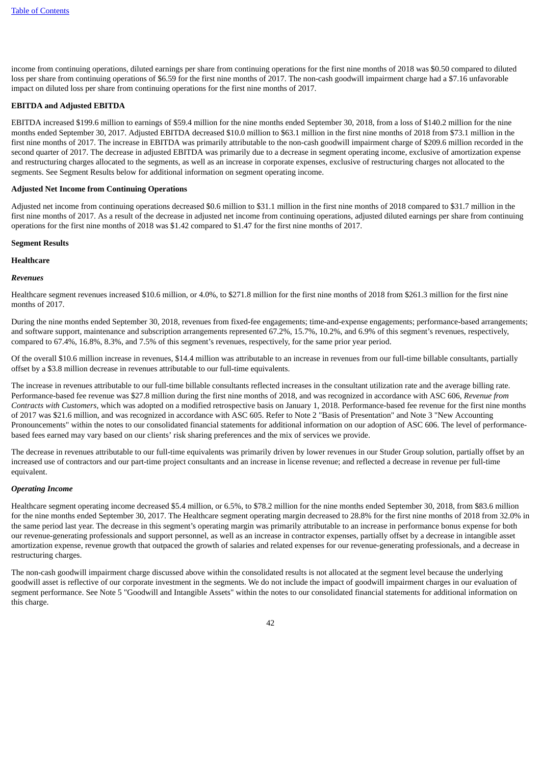income from continuing operations, diluted earnings per share from continuing operations for the first nine months of 2018 was $0.50 compared to diluted loss per share from continuing operations of $6.59 for the first nine months of 2017. The non-cash goodwill impairment charge had a $7.16 unfavorable impact on diluted loss per share from continuing operations for the first nine months of 2017.

**EBITDA and Adjusted EBITDA**

EBITDA increased $199.6 million to earnings of $59.4 million for the nine months ended September 30, 2018, from a loss of $140.2 million for the nine months ended September 30, 2017. Adjusted EBITDA decreased $10.0 million to $63.1 million in the first nine months of 2018 from $73.1 million in the first nine months of 2017. The increase in EBITDA was primarily attributable to the non-cash goodwill impairment charge of $209.6 million recorded in the second quarter of 2017. The decrease in adjusted EBITDA was primarily due to a decrease in segment operating income, exclusive of amortization expense and restructuring charges allocated to the segments, as well as an increase in corporate expenses, exclusive of restructuring charges not allocated to the segments. See Segment Results below for additional information on segment operating income.

**Adjusted Net Income from Continuing Operations**

Adjusted net income from continuing operations decreased $0.6 million to $31.1 million in the first nine months of 2018 compared to $31.7 million in the first nine months of 2017. As a result of the decrease in adjusted net income from continuing operations, adjusted diluted earnings per share from continuing operations for the first nine months of 2018 was $1.42 compared to $1.47 for the first nine months of 2017.

**Segment Results**

**Healthcare**

***Revenues***

Healthcare segment revenues increased $10.6 million, or 4.0%, to $271.8 million for the first nine months of 2018 from $261.3 million for the first nine months of 2017.

During the nine months ended September 30, 2018, revenues from fixed-fee engagements; time-and-expense engagements; performance-based arrangements; and software support, maintenance and subscription arrangements represented 67.2%, 15.7%, 10.2%, and 6.9% of this segment's revenues, respectively, compared to 67.4%, 16.8%, 8.3%, and 7.5% of this segment's revenues, respectively, for the same prior year period.

Of the overall $10.6 million increase in revenues, $14.4 million was attributable to an increase in revenues from our full-time billable consultants, partially offset by a $3.8 million decrease in revenues attributable to our full-time equivalents.

The increase in revenues attributable to our full-time billable consultants reflected increases in the consultant utilization rate and the average billing rate. Performance-based fee revenue was $27.8 million during the first nine months of 2018, and was recognized in accordance with ASC 606, *Revenue from Contracts with Customers*, which was adopted on a modified retrospective basis on January 1, 2018. Performance-based fee revenue for the first nine months of 2017 was $21.6 million, and was recognized in accordance with ASC 605. Refer to Note 2 "Basis of Presentation" and Note 3 "New Accounting Pronouncements" within the notes to our consolidated financial statements for additional information on our adoption of ASC 606. The level of performance-based fees earned may vary based on our clients' risk sharing preferences and the mix of services we provide.

The decrease in revenues attributable to our full-time equivalents was primarily driven by lower revenues in our Studer Group solution, partially offset by an increased use of contractors and our part-time project consultants and an increase in license revenue; and reflected a decrease in revenue per full-time equivalent.

***Operating Income***

Healthcare segment operating income decreased $5.4 million, or 6.5%, to $78.2 million for the nine months ended September 30, 2018, from $83.6 million for the nine months ended September 30, 2017. The Healthcare segment operating margin decreased to 28.8% for the first nine months of 2018 from 32.0% in the same period last year. The decrease in this segment's operating margin was primarily attributable to an increase in performance bonus expense for both our revenue-generating professionals and support personnel, as well as an increase in contractor expenses, partially offset by a decrease in intangible asset amortization expense, revenue growth that outpaced the growth of salaries and related expenses for our revenue-generating professionals, and a decrease in restructuring charges.

The non-cash goodwill impairment charge discussed above within the consolidated results is not allocated at the segment level because the underlying goodwill asset is reflective of our corporate investment in the segments. We do not include the impact of goodwill impairment charges in our evaluation of segment performance. See Note 5 "Goodwill and Intangible Assets" within the notes to our consolidated financial statements for additional information on this charge.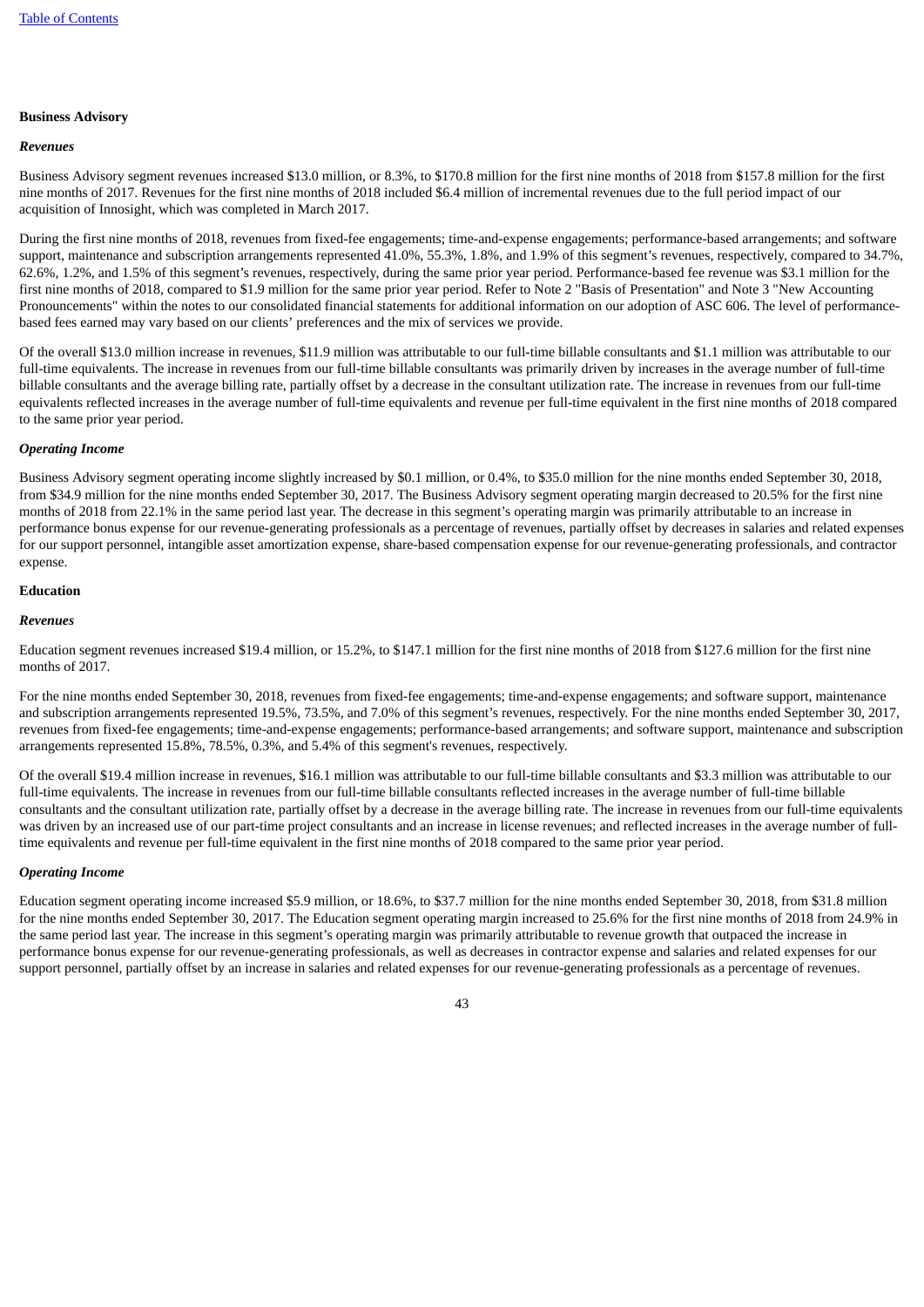**Business Advisory**

***Revenues***

Business Advisory segment revenues increased $13.0 million, or 8.3%, to $170.8 million for the first nine months of 2018 from $157.8 million for the first nine months of 2017. Revenues for the first nine months of 2018 included $6.4 million of incremental revenues due to the full period impact of our acquisition of Innosight, which was completed in March 2017.

During the first nine months of 2018, revenues from fixed-fee engagements; time-and-expense engagements; performance-based arrangements; and software support, maintenance and subscription arrangements represented 41.0%, 55.3%, 1.8%, and 1.9% of this segment's revenues, respectively, compared to 34.7%, 62.6%, 1.2%, and 1.5% of this segment's revenues, respectively, during the same prior year period. Performance-based fee revenue was $3.1 million for the first nine months of 2018, compared to $1.9 million for the same prior year period. Refer to Note 2 "Basis of Presentation" and Note 3 "New Accounting Pronouncements" within the notes to our consolidated financial statements for additional information on our adoption of ASC 606. The level of performance-based fees earned may vary based on our clients' preferences and the mix of services we provide.

Of the overall $13.0 million increase in revenues, $11.9 million was attributable to our full-time billable consultants and $1.1 million was attributable to our full-time equivalents. The increase in revenues from our full-time billable consultants was primarily driven by increases in the average number of full-time billable consultants and the average billing rate, partially offset by a decrease in the consultant utilization rate. The increase in revenues from our full-time equivalents reflected increases in the average number of full-time equivalents and revenue per full-time equivalent in the first nine months of 2018 compared to the same prior year period.

***Operating Income***

Business Advisory segment operating income slightly increased by $0.1 million, or 0.4%, to $35.0 million for the nine months ended September 30, 2018, from $34.9 million for the nine months ended September 30, 2017. The Business Advisory segment operating margin decreased to 20.5% for the first nine months of 2018 from 22.1% in the same period last year. The decrease in this segment's operating margin was primarily attributable to an increase in performance bonus expense for our revenue-generating professionals as a percentage of revenues, partially offset by decreases in salaries and related expenses for our support personnel, intangible asset amortization expense, share-based compensation expense for our revenue-generating professionals, and contractor expense.

**Education**

***Revenues***

Education segment revenues increased $19.4 million, or 15.2%, to $147.1 million for the first nine months of 2018 from $127.6 million for the first nine months of 2017.

For the nine months ended September 30, 2018, revenues from fixed-fee engagements; time-and-expense engagements; and software support, maintenance and subscription arrangements represented 19.5%, 73.5%, and 7.0% of this segment's revenues, respectively. For the nine months ended September 30, 2017, revenues from fixed-fee engagements; time-and-expense engagements; performance-based arrangements; and software support, maintenance and subscription arrangements represented 15.8%, 78.5%, 0.3%, and 5.4% of this segment's revenues, respectively.

Of the overall $19.4 million increase in revenues, $16.1 million was attributable to our full-time billable consultants and $3.3 million was attributable to our full-time equivalents. The increase in revenues from our full-time billable consultants reflected increases in the average number of full-time billable consultants and the consultant utilization rate, partially offset by a decrease in the average billing rate. The increase in revenues from our full-time equivalents was driven by an increased use of our part-time project consultants and an increase in license revenues; and reflected increases in the average number of full-time equivalents and revenue per full-time equivalent in the first nine months of 2018 compared to the same prior year period.

***Operating Income***

Education segment operating income increased $5.9 million, or 18.6%, to $37.7 million for the nine months ended September 30, 2018, from $31.8 million for the nine months ended September 30, 2017. The Education segment operating margin increased to 25.6% for the first nine months of 2018 from 24.9% in the same period last year. The increase in this segment's operating margin was primarily attributable to revenue growth that outpaced the increase in performance bonus expense for our revenue-generating professionals, as well as decreases in contractor expense and salaries and related expenses for our support personnel, partially offset by an increase in salaries and related expenses for our revenue-generating professionals as a percentage of revenues.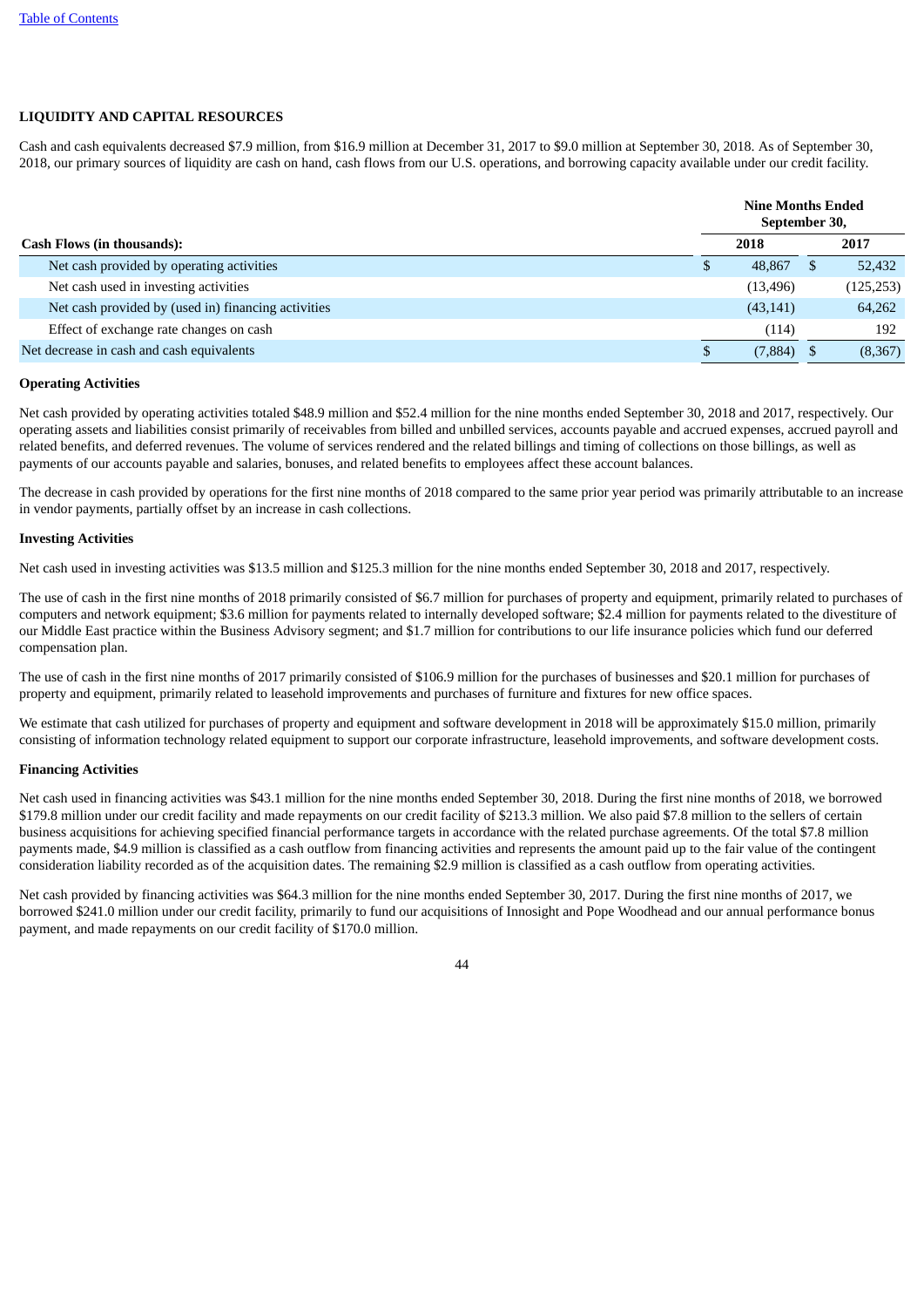## LIQUIDITY AND CAPITAL RESOURCES

Cash and cash equivalents decreased $7.9 million, from $16.9 million at December 31, 2017 to $9.0 million at September 30, 2018. As of September 30, 2018, our primary sources of liquidity are cash on hand, cash flows from our U.S. operations, and borrowing capacity available under our credit facility.

| | Nine Months Ended September 30, | |
|---|---|---|
| **Cash Flows (in thousands):** | **2018** | **2017** |
| Net cash provided by operating activities | $ 48,867 | $ 52,432 |
| Net cash used in investing activities | (13,496) | (125,253) |
| Net cash provided by (used in) financing activities | (43,141) | 64,262 |
| Effect of exchange rate changes on cash | (114) | 192 |
| Net decrease in cash and cash equivalents | $ (7,884) | $ (8,367) |

### Operating Activities

Net cash provided by operating activities totaled $48.9 million and $52.4 million for the nine months ended September 30, 2018 and 2017, respectively. Our operating assets and liabilities consist primarily of receivables from billed and unbilled services, accounts payable and accrued expenses, accrued payroll and related benefits, and deferred revenues. The volume of services rendered and the related billings and timing of collections on those billings, as well as payments of our accounts payable and salaries, bonuses, and related benefits to employees affect these account balances.

The decrease in cash provided by operations for the first nine months of 2018 compared to the same prior year period was primarily attributable to an increase in vendor payments, partially offset by an increase in cash collections.

### Investing Activities

Net cash used in investing activities was $13.5 million and $125.3 million for the nine months ended September 30, 2018 and 2017, respectively.

The use of cash in the first nine months of 2018 primarily consisted of $6.7 million for purchases of property and equipment, primarily related to purchases of computers and network equipment; $3.6 million for payments related to internally developed software; $2.4 million for payments related to the divestiture of our Middle East practice within the Business Advisory segment; and $1.7 million for contributions to our life insurance policies which fund our deferred compensation plan.

The use of cash in the first nine months of 2017 primarily consisted of $106.9 million for the purchases of businesses and $20.1 million for purchases of property and equipment, primarily related to leasehold improvements and purchases of furniture and fixtures for new office spaces.

We estimate that cash utilized for purchases of property and equipment and software development in 2018 will be approximately $15.0 million, primarily consisting of information technology related equipment to support our corporate infrastructure, leasehold improvements, and software development costs.

### Financing Activities

Net cash used in financing activities was $43.1 million for the nine months ended September 30, 2018. During the first nine months of 2018, we borrowed $179.8 million under our credit facility and made repayments on our credit facility of $213.3 million. We also paid $7.8 million to the sellers of certain business acquisitions for achieving specified financial performance targets in accordance with the related purchase agreements. Of the total $7.8 million payments made, $4.9 million is classified as a cash outflow from financing activities and represents the amount paid up to the fair value of the contingent consideration liability recorded as of the acquisition dates. The remaining $2.9 million is classified as a cash outflow from operating activities.

Net cash provided by financing activities was $64.3 million for the nine months ended September 30, 2017. During the first nine months of 2017, we borrowed $241.0 million under our credit facility, primarily to fund our acquisitions of Innosight and Pope Woodhead and our annual performance bonus payment, and made repayments on our credit facility of $170.0 million.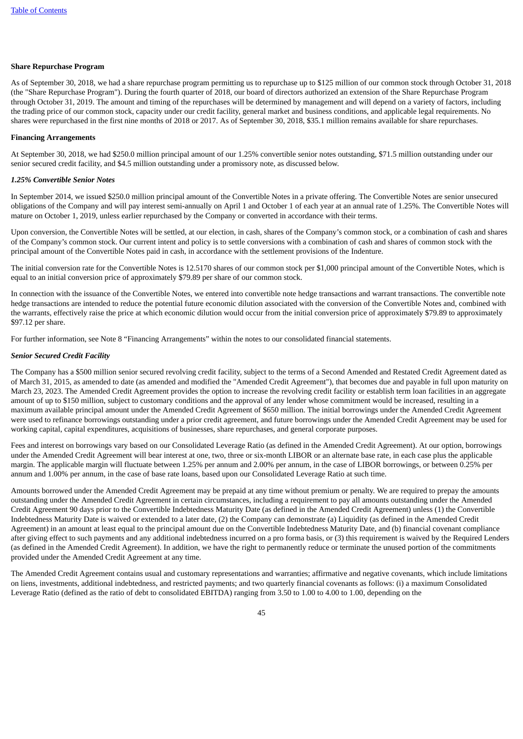**Share Repurchase Program**

As of September 30, 2018, we had a share repurchase program permitting us to repurchase up to $125 million of our common stock through October 31, 2018 (the "Share Repurchase Program"). During the fourth quarter of 2018, our board of directors authorized an extension of the Share Repurchase Program through October 31, 2019. The amount and timing of the repurchases will be determined by management and will depend on a variety of factors, including the trading price of our common stock, capacity under our credit facility, general market and business conditions, and applicable legal requirements. No shares were repurchased in the first nine months of 2018 or 2017. As of September 30, 2018, $35.1 million remains available for share repurchases.

**Financing Arrangements**

At September 30, 2018, we had $250.0 million principal amount of our 1.25% convertible senior notes outstanding, $71.5 million outstanding under our senior secured credit facility, and $4.5 million outstanding under a promissory note, as discussed below.

***1.25% Convertible Senior Notes***

In September 2014, we issued $250.0 million principal amount of the Convertible Notes in a private offering. The Convertible Notes are senior unsecured obligations of the Company and will pay interest semi-annually on April 1 and October 1 of each year at an annual rate of 1.25%. The Convertible Notes will mature on October 1, 2019, unless earlier repurchased by the Company or converted in accordance with their terms.

Upon conversion, the Convertible Notes will be settled, at our election, in cash, shares of the Company's common stock, or a combination of cash and shares of the Company's common stock. Our current intent and policy is to settle conversions with a combination of cash and shares of common stock with the principal amount of the Convertible Notes paid in cash, in accordance with the settlement provisions of the Indenture.

The initial conversion rate for the Convertible Notes is 12.5170 shares of our common stock per $1,000 principal amount of the Convertible Notes, which is equal to an initial conversion price of approximately $79.89 per share of our common stock.

In connection with the issuance of the Convertible Notes, we entered into convertible note hedge transactions and warrant transactions. The convertible note hedge transactions are intended to reduce the potential future economic dilution associated with the conversion of the Convertible Notes and, combined with the warrants, effectively raise the price at which economic dilution would occur from the initial conversion price of approximately $79.89 to approximately $97.12 per share.

For further information, see Note 8 "Financing Arrangements" within the notes to our consolidated financial statements.

***Senior Secured Credit Facility***

The Company has a $500 million senior secured revolving credit facility, subject to the terms of a Second Amended and Restated Credit Agreement dated as of March 31, 2015, as amended to date (as amended and modified the "Amended Credit Agreement"), that becomes due and payable in full upon maturity on March 23, 2023. The Amended Credit Agreement provides the option to increase the revolving credit facility or establish term loan facilities in an aggregate amount of up to $150 million, subject to customary conditions and the approval of any lender whose commitment would be increased, resulting in a maximum available principal amount under the Amended Credit Agreement of $650 million. The initial borrowings under the Amended Credit Agreement were used to refinance borrowings outstanding under a prior credit agreement, and future borrowings under the Amended Credit Agreement may be used for working capital, capital expenditures, acquisitions of businesses, share repurchases, and general corporate purposes.

Fees and interest on borrowings vary based on our Consolidated Leverage Ratio (as defined in the Amended Credit Agreement). At our option, borrowings under the Amended Credit Agreement will bear interest at one, two, three or six-month LIBOR or an alternate base rate, in each case plus the applicable margin. The applicable margin will fluctuate between 1.25% per annum and 2.00% per annum, in the case of LIBOR borrowings, or between 0.25% per annum and 1.00% per annum, in the case of base rate loans, based upon our Consolidated Leverage Ratio at such time.

Amounts borrowed under the Amended Credit Agreement may be prepaid at any time without premium or penalty. We are required to prepay the amounts outstanding under the Amended Credit Agreement in certain circumstances, including a requirement to pay all amounts outstanding under the Amended Credit Agreement 90 days prior to the Convertible Indebtedness Maturity Date (as defined in the Amended Credit Agreement) unless (1) the Convertible Indebtedness Maturity Date is waived or extended to a later date, (2) the Company can demonstrate (a) Liquidity (as defined in the Amended Credit Agreement) in an amount at least equal to the principal amount due on the Convertible Indebtedness Maturity Date, and (b) financial covenant compliance after giving effect to such payments and any additional indebtedness incurred on a pro forma basis, or (3) this requirement is waived by the Required Lenders (as defined in the Amended Credit Agreement). In addition, we have the right to permanently reduce or terminate the unused portion of the commitments provided under the Amended Credit Agreement at any time.

The Amended Credit Agreement contains usual and customary representations and warranties; affirmative and negative covenants, which include limitations on liens, investments, additional indebtedness, and restricted payments; and two quarterly financial covenants as follows: (i) a maximum Consolidated Leverage Ratio (defined as the ratio of debt to consolidated EBITDA) ranging from 3.50 to 1.00 to 4.00 to 1.00, depending on the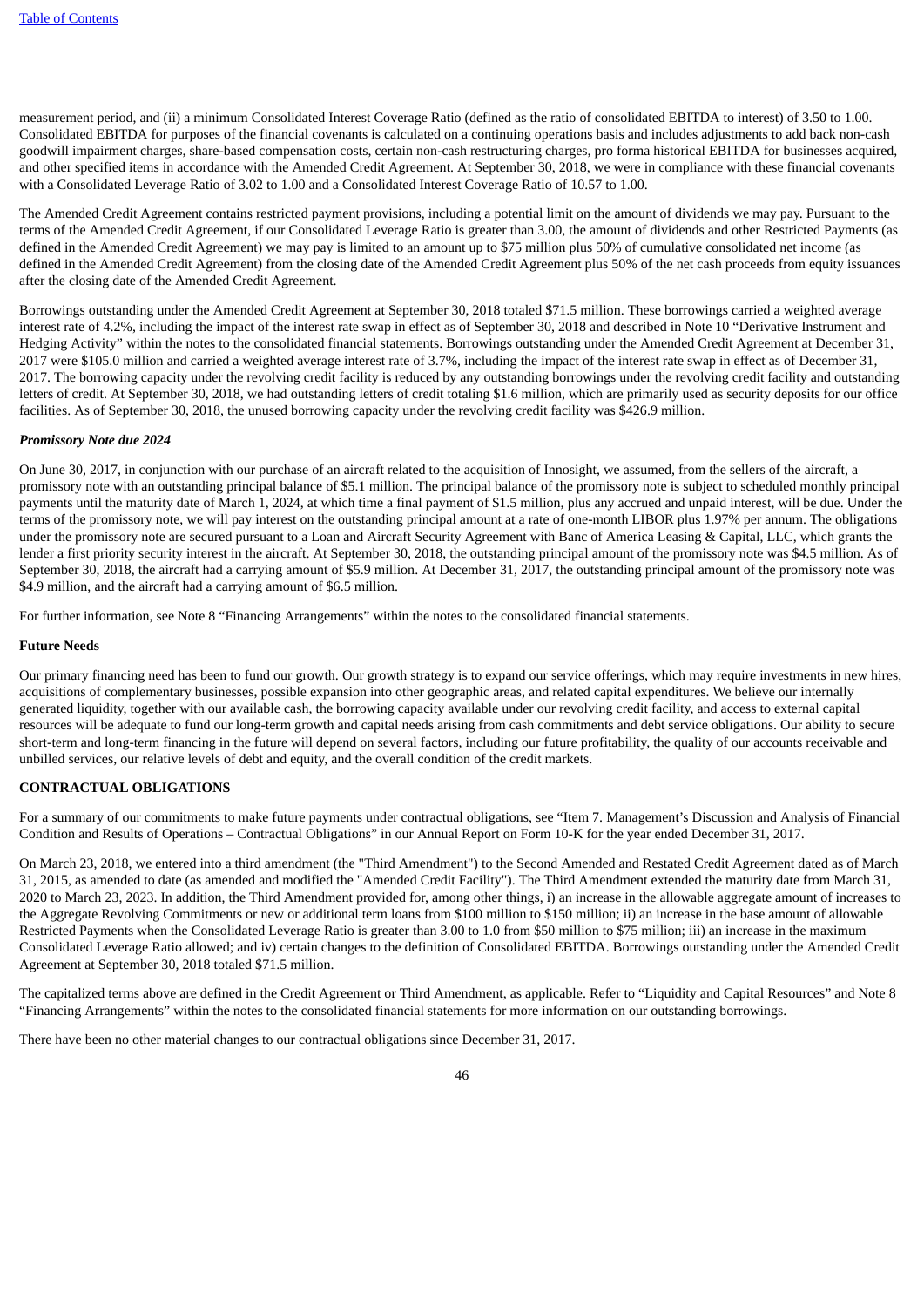measurement period, and (ii) a minimum Consolidated Interest Coverage Ratio (defined as the ratio of consolidated EBITDA to interest) of 3.50 to 1.00. Consolidated EBITDA for purposes of the financial covenants is calculated on a continuing operations basis and includes adjustments to add back non-cash goodwill impairment charges, share-based compensation costs, certain non-cash restructuring charges, pro forma historical EBITDA for businesses acquired, and other specified items in accordance with the Amended Credit Agreement. At September 30, 2018, we were in compliance with these financial covenants with a Consolidated Leverage Ratio of 3.02 to 1.00 and a Consolidated Interest Coverage Ratio of 10.57 to 1.00.

The Amended Credit Agreement contains restricted payment provisions, including a potential limit on the amount of dividends we may pay. Pursuant to the terms of the Amended Credit Agreement, if our Consolidated Leverage Ratio is greater than 3.00, the amount of dividends and other Restricted Payments (as defined in the Amended Credit Agreement) we may pay is limited to an amount up to $75 million plus 50% of cumulative consolidated net income (as defined in the Amended Credit Agreement) from the closing date of the Amended Credit Agreement plus 50% of the net cash proceeds from equity issuances after the closing date of the Amended Credit Agreement.

Borrowings outstanding under the Amended Credit Agreement at September 30, 2018 totaled $71.5 million. These borrowings carried a weighted average interest rate of 4.2%, including the impact of the interest rate swap in effect as of September 30, 2018 and described in Note 10 "Derivative Instrument and Hedging Activity" within the notes to the consolidated financial statements. Borrowings outstanding under the Amended Credit Agreement at December 31, 2017 were $105.0 million and carried a weighted average interest rate of 3.7%, including the impact of the interest rate swap in effect as of December 31, 2017. The borrowing capacity under the revolving credit facility is reduced by any outstanding borrowings under the revolving credit facility and outstanding letters of credit. At September 30, 2018, we had outstanding letters of credit totaling $1.6 million, which are primarily used as security deposits for our office facilities. As of September 30, 2018, the unused borrowing capacity under the revolving credit facility was $426.9 million.

***Promissory Note due 2024***

On June 30, 2017, in conjunction with our purchase of an aircraft related to the acquisition of Innosight, we assumed, from the sellers of the aircraft, a promissory note with an outstanding principal balance of $5.1 million. The principal balance of the promissory note is subject to scheduled monthly principal payments until the maturity date of March 1, 2024, at which time a final payment of $1.5 million, plus any accrued and unpaid interest, will be due. Under the terms of the promissory note, we will pay interest on the outstanding principal amount at a rate of one-month LIBOR plus 1.97% per annum. The obligations under the promissory note are secured pursuant to a Loan and Aircraft Security Agreement with Banc of America Leasing & Capital, LLC, which grants the lender a first priority security interest in the aircraft. At September 30, 2018, the outstanding principal amount of the promissory note was $4.5 million. As of September 30, 2018, the aircraft had a carrying amount of $5.9 million. At December 31, 2017, the outstanding principal amount of the promissory note was $4.9 million, and the aircraft had a carrying amount of $6.5 million.

For further information, see Note 8 "Financing Arrangements" within the notes to the consolidated financial statements.

**Future Needs**

Our primary financing need has been to fund our growth. Our growth strategy is to expand our service offerings, which may require investments in new hires, acquisitions of complementary businesses, possible expansion into other geographic areas, and related capital expenditures. We believe our internally generated liquidity, together with our available cash, the borrowing capacity available under our revolving credit facility, and access to external capital resources will be adequate to fund our long-term growth and capital needs arising from cash commitments and debt service obligations. Our ability to secure short-term and long-term financing in the future will depend on several factors, including our future profitability, the quality of our accounts receivable and unbilled services, our relative levels of debt and equity, and the overall condition of the credit markets.

**CONTRACTUAL OBLIGATIONS**

For a summary of our commitments to make future payments under contractual obligations, see "Item 7. Management's Discussion and Analysis of Financial Condition and Results of Operations – Contractual Obligations" in our Annual Report on Form 10-K for the year ended December 31, 2017.

On March 23, 2018, we entered into a third amendment (the "Third Amendment") to the Second Amended and Restated Credit Agreement dated as of March 31, 2015, as amended to date (as amended and modified the "Amended Credit Facility"). The Third Amendment extended the maturity date from March 31, 2020 to March 23, 2023. In addition, the Third Amendment provided for, among other things, i) an increase in the allowable aggregate amount of increases to the Aggregate Revolving Commitments or new or additional term loans from $100 million to $150 million; ii) an increase in the base amount of allowable Restricted Payments when the Consolidated Leverage Ratio is greater than 3.00 to 1.0 from $50 million to $75 million; iii) an increase in the maximum Consolidated Leverage Ratio allowed; and iv) certain changes to the definition of Consolidated EBITDA. Borrowings outstanding under the Amended Credit Agreement at September 30, 2018 totaled $71.5 million.

The capitalized terms above are defined in the Credit Agreement or Third Amendment, as applicable. Refer to "Liquidity and Capital Resources" and Note 8 "Financing Arrangements" within the notes to the consolidated financial statements for more information on our outstanding borrowings.

There have been no other material changes to our contractual obligations since December 31, 2017.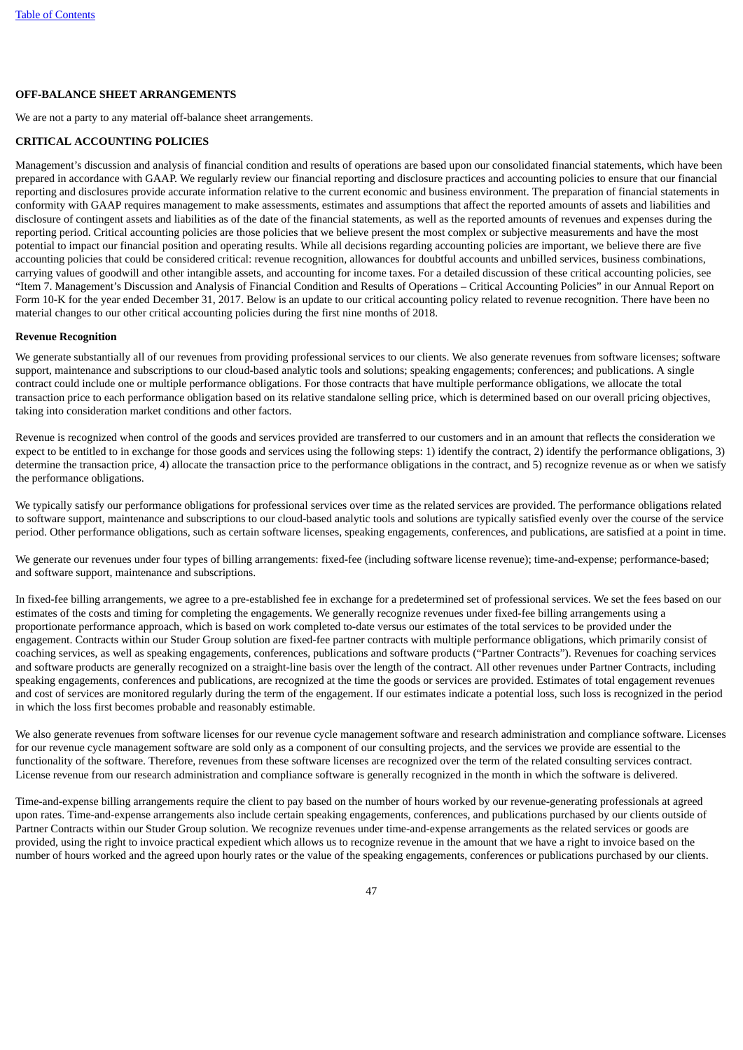**OFF-BALANCE SHEET ARRANGEMENTS**

We are not a party to any material off-balance sheet arrangements.

**CRITICAL ACCOUNTING POLICIES**

Management's discussion and analysis of financial condition and results of operations are based upon our consolidated financial statements, which have been prepared in accordance with GAAP. We regularly review our financial reporting and disclosure practices and accounting policies to ensure that our financial reporting and disclosures provide accurate information relative to the current economic and business environment. The preparation of financial statements in conformity with GAAP requires management to make assessments, estimates and assumptions that affect the reported amounts of assets and liabilities and disclosure of contingent assets and liabilities as of the date of the financial statements, as well as the reported amounts of revenues and expenses during the reporting period. Critical accounting policies are those policies that we believe present the most complex or subjective measurements and have the most potential to impact our financial position and operating results. While all decisions regarding accounting policies are important, we believe there are five accounting policies that could be considered critical: revenue recognition, allowances for doubtful accounts and unbilled services, business combinations, carrying values of goodwill and other intangible assets, and accounting for income taxes. For a detailed discussion of these critical accounting policies, see "Item 7. Management's Discussion and Analysis of Financial Condition and Results of Operations – Critical Accounting Policies" in our Annual Report on Form 10-K for the year ended December 31, 2017. Below is an update to our critical accounting policy related to revenue recognition. There have been no material changes to our other critical accounting policies during the first nine months of 2018.

**Revenue Recognition**

We generate substantially all of our revenues from providing professional services to our clients. We also generate revenues from software licenses; software support, maintenance and subscriptions to our cloud-based analytic tools and solutions; speaking engagements; conferences; and publications. A single contract could include one or multiple performance obligations. For those contracts that have multiple performance obligations, we allocate the total transaction price to each performance obligation based on its relative standalone selling price, which is determined based on our overall pricing objectives, taking into consideration market conditions and other factors.

Revenue is recognized when control of the goods and services provided are transferred to our customers and in an amount that reflects the consideration we expect to be entitled to in exchange for those goods and services using the following steps: 1) identify the contract, 2) identify the performance obligations, 3) determine the transaction price, 4) allocate the transaction price to the performance obligations in the contract, and 5) recognize revenue as or when we satisfy the performance obligations.

We typically satisfy our performance obligations for professional services over time as the related services are provided. The performance obligations related to software support, maintenance and subscriptions to our cloud-based analytic tools and solutions are typically satisfied evenly over the course of the service period. Other performance obligations, such as certain software licenses, speaking engagements, conferences, and publications, are satisfied at a point in time.

We generate our revenues under four types of billing arrangements: fixed-fee (including software license revenue); time-and-expense; performance-based; and software support, maintenance and subscriptions.

In fixed-fee billing arrangements, we agree to a pre-established fee in exchange for a predetermined set of professional services. We set the fees based on our estimates of the costs and timing for completing the engagements. We generally recognize revenues under fixed-fee billing arrangements using a proportionate performance approach, which is based on work completed to-date versus our estimates of the total services to be provided under the engagement. Contracts within our Studer Group solution are fixed-fee partner contracts with multiple performance obligations, which primarily consist of coaching services, as well as speaking engagements, conferences, publications and software products ("Partner Contracts"). Revenues for coaching services and software products are generally recognized on a straight-line basis over the length of the contract. All other revenues under Partner Contracts, including speaking engagements, conferences and publications, are recognized at the time the goods or services are provided. Estimates of total engagement revenues and cost of services are monitored regularly during the term of the engagement. If our estimates indicate a potential loss, such loss is recognized in the period in which the loss first becomes probable and reasonably estimable.

We also generate revenues from software licenses for our revenue cycle management software and research administration and compliance software. Licenses for our revenue cycle management software are sold only as a component of our consulting projects, and the services we provide are essential to the functionality of the software. Therefore, revenues from these software licenses are recognized over the term of the related consulting services contract. License revenue from our research administration and compliance software is generally recognized in the month in which the software is delivered.

Time-and-expense billing arrangements require the client to pay based on the number of hours worked by our revenue-generating professionals at agreed upon rates. Time-and-expense arrangements also include certain speaking engagements, conferences, and publications purchased by our clients outside of Partner Contracts within our Studer Group solution. We recognize revenues under time-and-expense arrangements as the related services or goods are provided, using the right to invoice practical expedient which allows us to recognize revenue in the amount that we have a right to invoice based on the number of hours worked and the agreed upon hourly rates or the value of the speaking engagements, conferences or publications purchased by our clients.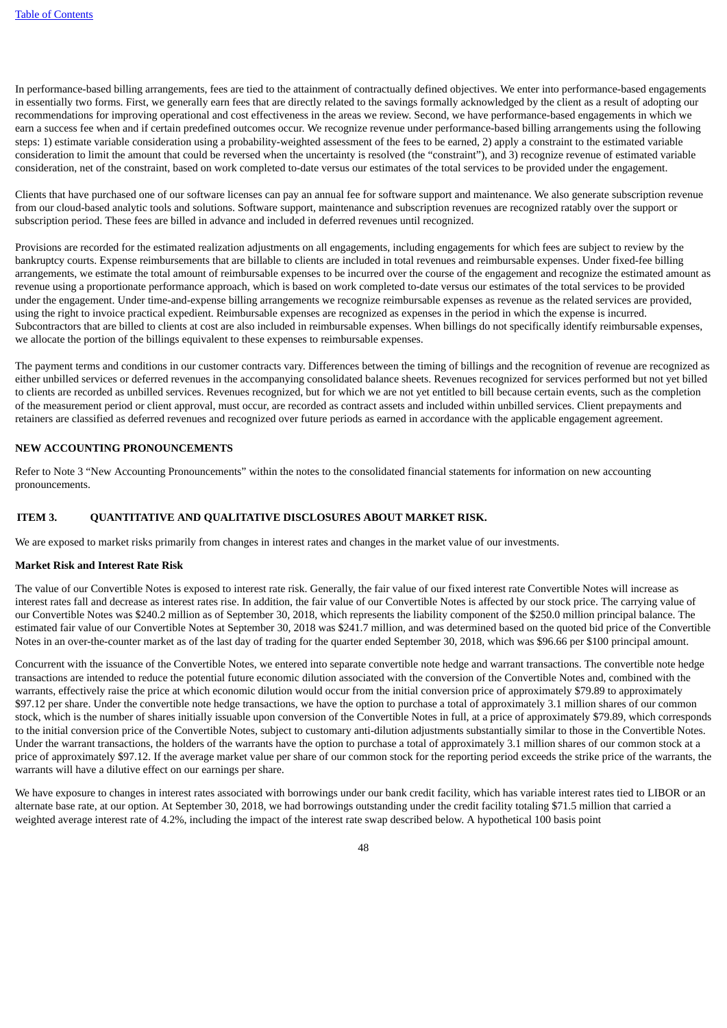In performance-based billing arrangements, fees are tied to the attainment of contractually defined objectives. We enter into performance-based engagements in essentially two forms. First, we generally earn fees that are directly related to the savings formally acknowledged by the client as a result of adopting our recommendations for improving operational and cost effectiveness in the areas we review. Second, we have performance-based engagements in which we earn a success fee when and if certain predefined outcomes occur. We recognize revenue under performance-based billing arrangements using the following steps: 1) estimate variable consideration using a probability-weighted assessment of the fees to be earned, 2) apply a constraint to the estimated variable consideration to limit the amount that could be reversed when the uncertainty is resolved (the "constraint"), and 3) recognize revenue of estimated variable consideration, net of the constraint, based on work completed to-date versus our estimates of the total services to be provided under the engagement.

Clients that have purchased one of our software licenses can pay an annual fee for software support and maintenance. We also generate subscription revenue from our cloud-based analytic tools and solutions. Software support, maintenance and subscription revenues are recognized ratably over the support or subscription period. These fees are billed in advance and included in deferred revenues until recognized.

Provisions are recorded for the estimated realization adjustments on all engagements, including engagements for which fees are subject to review by the bankruptcy courts. Expense reimbursements that are billable to clients are included in total revenues and reimbursable expenses. Under fixed-fee billing arrangements, we estimate the total amount of reimbursable expenses to be incurred over the course of the engagement and recognize the estimated amount as revenue using a proportionate performance approach, which is based on work completed to-date versus our estimates of the total services to be provided under the engagement. Under time-and-expense billing arrangements we recognize reimbursable expenses as revenue as the related services are provided, using the right to invoice practical expedient. Reimbursable expenses are recognized as expenses in the period in which the expense is incurred. Subcontractors that are billed to clients at cost are also included in reimbursable expenses. When billings do not specifically identify reimbursable expenses, we allocate the portion of the billings equivalent to these expenses to reimbursable expenses.

The payment terms and conditions in our customer contracts vary. Differences between the timing of billings and the recognition of revenue are recognized as either unbilled services or deferred revenues in the accompanying consolidated balance sheets. Revenues recognized for services performed but not yet billed to clients are recorded as unbilled services. Revenues recognized, but for which we are not yet entitled to bill because certain events, such as the completion of the measurement period or client approval, must occur, are recorded as contract assets and included within unbilled services. Client prepayments and retainers are classified as deferred revenues and recognized over future periods as earned in accordance with the applicable engagement agreement.

**NEW ACCOUNTING PRONOUNCEMENTS**

Refer to Note 3 "New Accounting Pronouncements" within the notes to the consolidated financial statements for information on new accounting pronouncements.

## ITEM 3. QUANTITATIVE AND QUALITATIVE DISCLOSURES ABOUT MARKET RISK.

We are exposed to market risks primarily from changes in interest rates and changes in the market value of our investments.

**Market Risk and Interest Rate Risk**

The value of our Convertible Notes is exposed to interest rate risk. Generally, the fair value of our fixed interest rate Convertible Notes will increase as interest rates fall and decrease as interest rates rise. In addition, the fair value of our Convertible Notes is affected by our stock price. The carrying value of our Convertible Notes was $240.2 million as of September 30, 2018, which represents the liability component of the $250.0 million principal balance. The estimated fair value of our Convertible Notes at September 30, 2018 was $241.7 million, and was determined based on the quoted bid price of the Convertible Notes in an over-the-counter market as of the last day of trading for the quarter ended September 30, 2018, which was $96.66 per $100 principal amount.

Concurrent with the issuance of the Convertible Notes, we entered into separate convertible note hedge and warrant transactions. The convertible note hedge transactions are intended to reduce the potential future economic dilution associated with the conversion of the Convertible Notes and, combined with the warrants, effectively raise the price at which economic dilution would occur from the initial conversion price of approximately $79.89 to approximately $97.12 per share. Under the convertible note hedge transactions, we have the option to purchase a total of approximately 3.1 million shares of our common stock, which is the number of shares initially issuable upon conversion of the Convertible Notes in full, at a price of approximately $79.89, which corresponds to the initial conversion price of the Convertible Notes, subject to customary anti-dilution adjustments substantially similar to those in the Convertible Notes. Under the warrant transactions, the holders of the warrants have the option to purchase a total of approximately 3.1 million shares of our common stock at a price of approximately $97.12. If the average market value per share of our common stock for the reporting period exceeds the strike price of the warrants, the warrants will have a dilutive effect on our earnings per share.

We have exposure to changes in interest rates associated with borrowings under our bank credit facility, which has variable interest rates tied to LIBOR or an alternate base rate, at our option. At September 30, 2018, we had borrowings outstanding under the credit facility totaling $71.5 million that carried a weighted average interest rate of 4.2%, including the impact of the interest rate swap described below. A hypothetical 100 basis point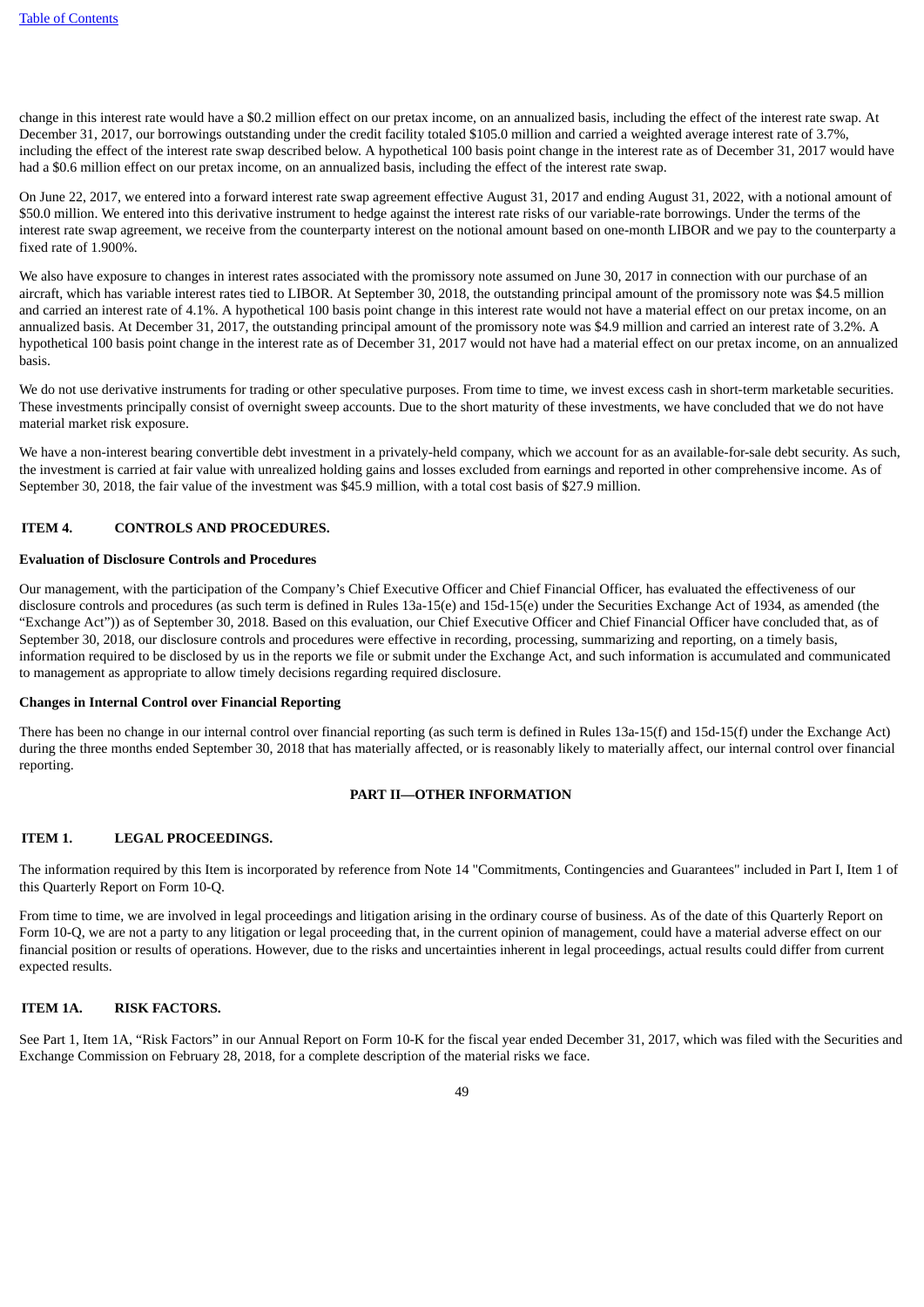change in this interest rate would have a $0.2 million effect on our pretax income, on an annualized basis, including the effect of the interest rate swap. At December 31, 2017, our borrowings outstanding under the credit facility totaled $105.0 million and carried a weighted average interest rate of 3.7%, including the effect of the interest rate swap described below. A hypothetical 100 basis point change in the interest rate as of December 31, 2017 would have had a $0.6 million effect on our pretax income, on an annualized basis, including the effect of the interest rate swap.

On June 22, 2017, we entered into a forward interest rate swap agreement effective August 31, 2017 and ending August 31, 2022, with a notional amount of $50.0 million. We entered into this derivative instrument to hedge against the interest rate risks of our variable-rate borrowings. Under the terms of the interest rate swap agreement, we receive from the counterparty interest on the notional amount based on one-month LIBOR and we pay to the counterparty a fixed rate of 1.900%.

We also have exposure to changes in interest rates associated with the promissory note assumed on June 30, 2017 in connection with our purchase of an aircraft, which has variable interest rates tied to LIBOR. At September 30, 2018, the outstanding principal amount of the promissory note was $4.5 million and carried an interest rate of 4.1%. A hypothetical 100 basis point change in this interest rate would not have a material effect on our pretax income, on an annualized basis. At December 31, 2017, the outstanding principal amount of the promissory note was $4.9 million and carried an interest rate of 3.2%. A hypothetical 100 basis point change in the interest rate as of December 31, 2017 would not have had a material effect on our pretax income, on an annualized basis.

We do not use derivative instruments for trading or other speculative purposes. From time to time, we invest excess cash in short-term marketable securities. These investments principally consist of overnight sweep accounts. Due to the short maturity of these investments, we have concluded that we do not have material market risk exposure.

We have a non-interest bearing convertible debt investment in a privately-held company, which we account for as an available-for-sale debt security. As such, the investment is carried at fair value with unrealized holding gains and losses excluded from earnings and reported in other comprehensive income. As of September 30, 2018, the fair value of the investment was $45.9 million, with a total cost basis of $27.9 million.

## ITEM 4. CONTROLS AND PROCEDURES.

**Evaluation of Disclosure Controls and Procedures**

Our management, with the participation of the Company's Chief Executive Officer and Chief Financial Officer, has evaluated the effectiveness of our disclosure controls and procedures (as such term is defined in Rules 13a-15(e) and 15d-15(e) under the Securities Exchange Act of 1934, as amended (the "Exchange Act")) as of September 30, 2018. Based on this evaluation, our Chief Executive Officer and Chief Financial Officer have concluded that, as of September 30, 2018, our disclosure controls and procedures were effective in recording, processing, summarizing and reporting, on a timely basis, information required to be disclosed by us in the reports we file or submit under the Exchange Act, and such information is accumulated and communicated to management as appropriate to allow timely decisions regarding required disclosure.

**Changes in Internal Control over Financial Reporting**

There has been no change in our internal control over financial reporting (as such term is defined in Rules 13a-15(f) and 15d-15(f) under the Exchange Act) during the three months ended September 30, 2018 that has materially affected, or is reasonably likely to materially affect, our internal control over financial reporting.

# PART II—OTHER INFORMATION

## ITEM 1. LEGAL PROCEEDINGS.

The information required by this Item is incorporated by reference from Note 14 "Commitments, Contingencies and Guarantees" included in Part I, Item 1 of this Quarterly Report on Form 10-Q.

From time to time, we are involved in legal proceedings and litigation arising in the ordinary course of business. As of the date of this Quarterly Report on Form 10-Q, we are not a party to any litigation or legal proceeding that, in the current opinion of management, could have a material adverse effect on our financial position or results of operations. However, due to the risks and uncertainties inherent in legal proceedings, actual results could differ from current expected results.

## ITEM 1A. RISK FACTORS.

See Part 1, Item 1A, "Risk Factors" in our Annual Report on Form 10-K for the fiscal year ended December 31, 2017, which was filed with the Securities and Exchange Commission on February 28, 2018, for a complete description of the material risks we face.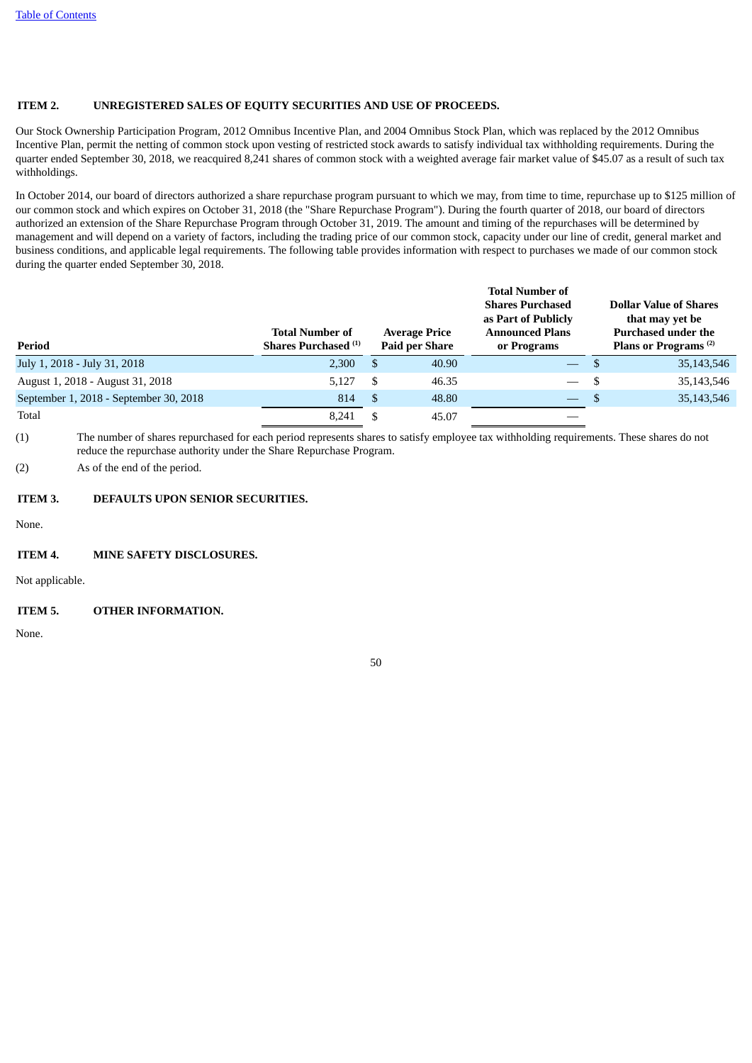## ITEM 2. UNREGISTERED SALES OF EQUITY SECURITIES AND USE OF PROCEEDS.

Our Stock Ownership Participation Program, 2012 Omnibus Incentive Plan, and 2004 Omnibus Stock Plan, which was replaced by the 2012 Omnibus Incentive Plan, permit the netting of common stock upon vesting of restricted stock awards to satisfy individual tax withholding requirements. During the quarter ended September 30, 2018, we reacquired 8,241 shares of common stock with a weighted average fair market value of $45.07 as a result of such tax withholdings.

In October 2014, our board of directors authorized a share repurchase program pursuant to which we may, from time to time, repurchase up to $125 million of our common stock and which expires on October 31, 2018 (the "Share Repurchase Program"). During the fourth quarter of 2018, our board of directors authorized an extension of the Share Repurchase Program through October 31, 2019. The amount and timing of the repurchases will be determined by management and will depend on a variety of factors, including the trading price of our common stock, capacity under our line of credit, general market and business conditions, and applicable legal requirements. The following table provides information with respect to purchases we made of our common stock during the quarter ended September 30, 2018.

| Period | Total Number of Shares Purchased [(1)] | Average Price Paid per Share | Total Number of Shares Purchased as Part of Publicly Announced Plans or Programs | Dollar Value of Shares that may yet be Purchased under the Plans or Programs [(2)] |
|---|---|---|---|---|
| July 1, 2018 - July 31, 2018 | 2,300 | $ 40.90 | — | $ 35,143,546 |
| August 1, 2018 - August 31, 2018 | 5,127 | $ 46.35 | — | $ 35,143,546 |
| September 1, 2018 - September 30, 2018 | 814 | $ 48.80 | — | $ 35,143,546 |
| Total | 8,241 | $ 45.07 | — | |

(1) The number of shares repurchased for each period represents shares to satisfy employee tax withholding requirements. These shares do not reduce the repurchase authority under the Share Repurchase Program.

(2) As of the end of the period.

## ITEM 3. DEFAULTS UPON SENIOR SECURITIES.

None.

## ITEM 4. MINE SAFETY DISCLOSURES.

Not applicable.

## ITEM 5. OTHER INFORMATION.

None.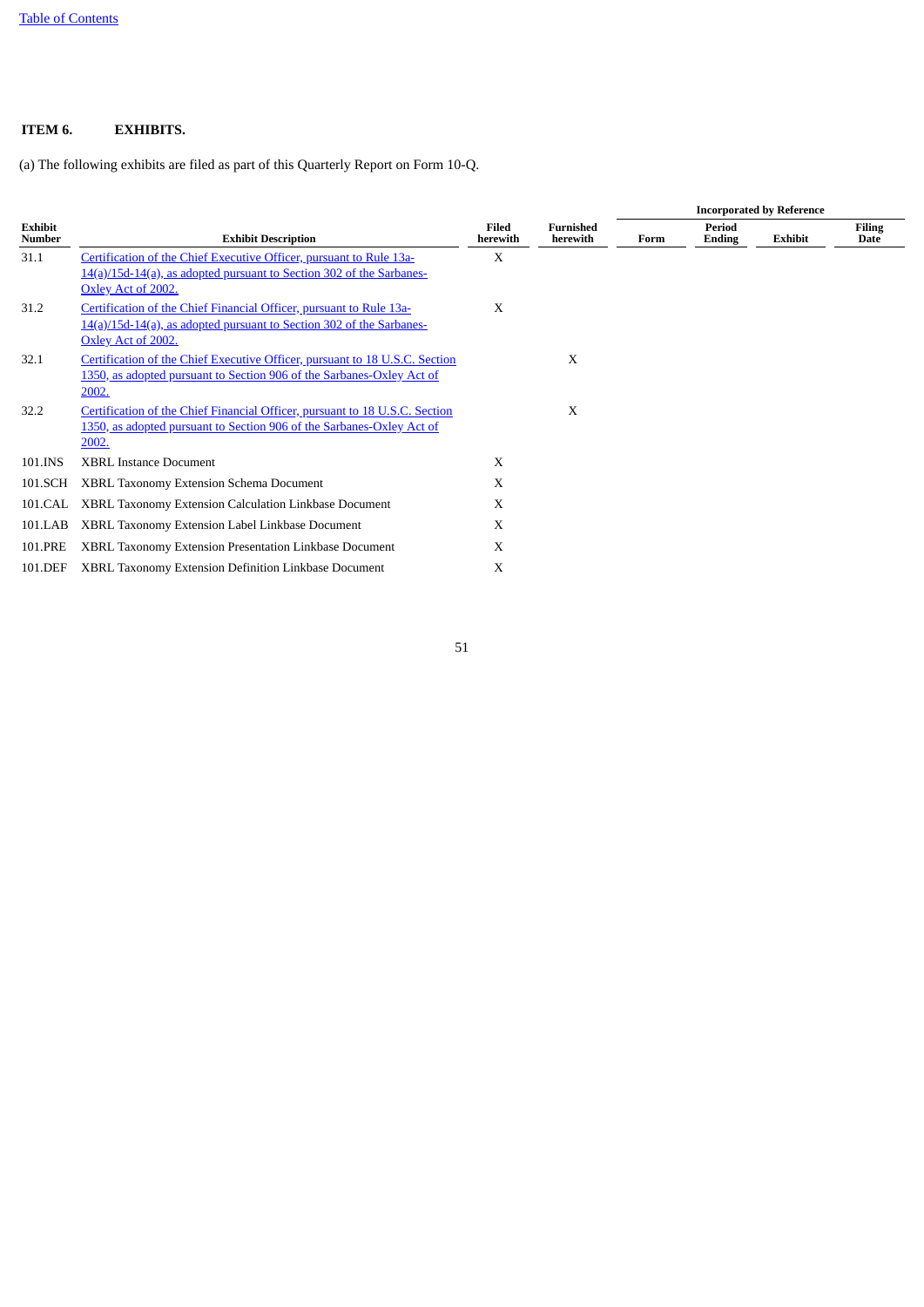**ITEM 6. EXHIBITS.**

(a) The following exhibits are filed as part of this Quarterly Report on Form 10-Q.

| | | | | Incorporated by Reference | | | |
|---|---|---|---|---|---|---|---|
| Exhibit Number | Exhibit Description | Filed herewith | Furnished herewith | Form | Period Ending | Exhibit | Filing Date |
| 31.1 | Certification of the Chief Executive Officer, pursuant to Rule 13a-14(a)/15d-14(a), as adopted pursuant to Section 302 of the Sarbanes-Oxley Act of 2002. | X | | | | | |
| 31.2 | Certification of the Chief Financial Officer, pursuant to Rule 13a-14(a)/15d-14(a), as adopted pursuant to Section 302 of the Sarbanes-Oxley Act of 2002. | X | | | | | |
| 32.1 | Certification of the Chief Executive Officer, pursuant to 18 U.S.C. Section 1350, as adopted pursuant to Section 906 of the Sarbanes-Oxley Act of 2002. | | X | | | | |
| 32.2 | Certification of the Chief Financial Officer, pursuant to 18 U.S.C. Section 1350, as adopted pursuant to Section 906 of the Sarbanes-Oxley Act of 2002. | | X | | | | |
| 101.INS | XBRL Instance Document | X | | | | | |
| 101.SCH | XBRL Taxonomy Extension Schema Document | X | | | | | |
| 101.CAL | XBRL Taxonomy Extension Calculation Linkbase Document | X | | | | | |
| 101.LAB | XBRL Taxonomy Extension Label Linkbase Document | X | | | | | |
| 101.PRE | XBRL Taxonomy Extension Presentation Linkbase Document | X | | | | | |
| 101.DEF | XBRL Taxonomy Extension Definition Linkbase Document | X | | | | | |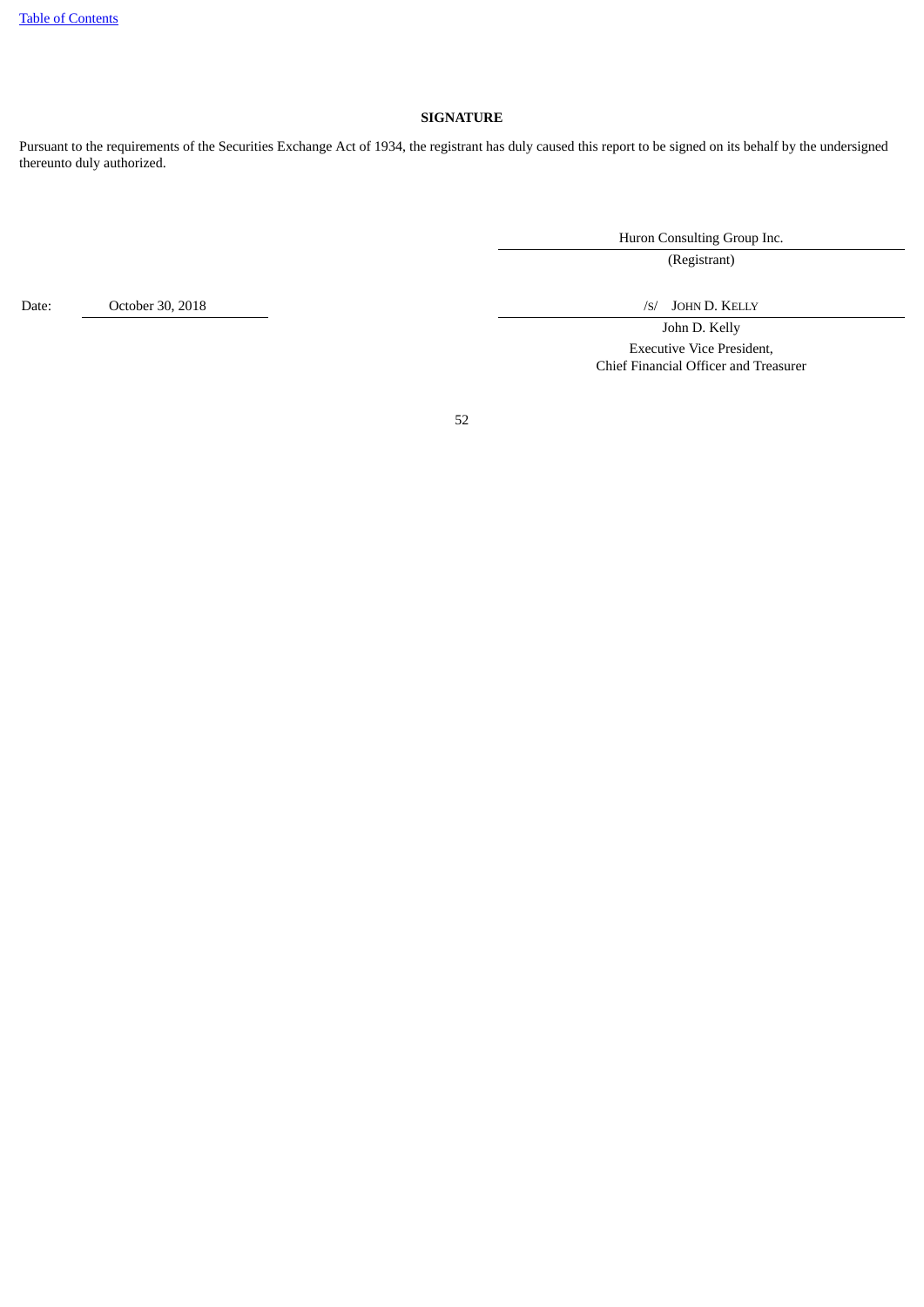[Table of Contents](#)

## SIGNATURE

Pursuant to the requirements of the Securities Exchange Act of 1934, the registrant has duly caused this report to be signed on its behalf by the undersigned thereunto duly authorized.

| | | |
|---|---|---|
| | | Huron Consulting Group Inc. |
| | | (Registrant) |
| Date: | October 30, 2018 | /S/ JOHN D. KELLY |
| | | John D. Kelly |
| | | Executive Vice President, Chief Financial Officer and Treasurer |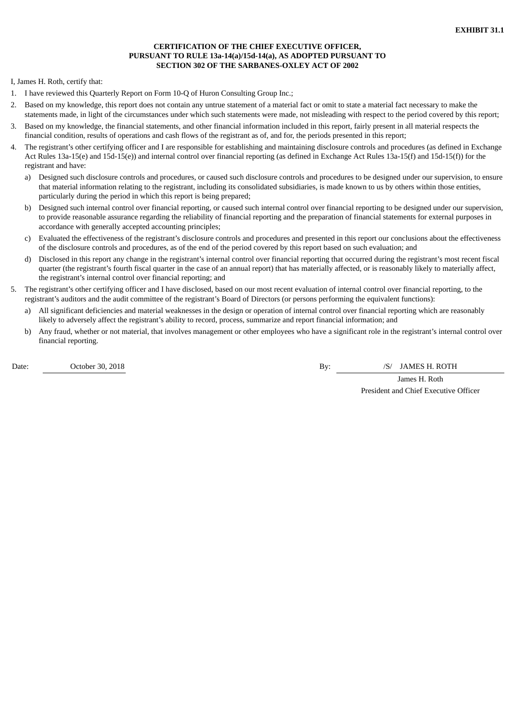**EXHIBIT 31.1**

**CERTIFICATION OF THE CHIEF EXECUTIVE OFFICER,
PURSUANT TO RULE 13a-14(a)/15d-14(a), AS ADOPTED PURSUANT TO
SECTION 302 OF THE SARBANES-OXLEY ACT OF 2002**

I, James H. Roth, certify that:

1. I have reviewed this Quarterly Report on Form 10-Q of Huron Consulting Group Inc.;
2. Based on my knowledge, this report does not contain any untrue statement of a material fact or omit to state a material fact necessary to make the statements made, in light of the circumstances under which such statements were made, not misleading with respect to the period covered by this report;
3. Based on my knowledge, the financial statements, and other financial information included in this report, fairly present in all material respects the financial condition, results of operations and cash flows of the registrant as of, and for, the periods presented in this report;
4. The registrant's other certifying officer and I are responsible for establishing and maintaining disclosure controls and procedures (as defined in Exchange Act Rules 13a-15(e) and 15d-15(e)) and internal control over financial reporting (as defined in Exchange Act Rules 13a-15(f) and 15d-15(f)) for the registrant and have:
   a) Designed such disclosure controls and procedures, or caused such disclosure controls and procedures to be designed under our supervision, to ensure that material information relating to the registrant, including its consolidated subsidiaries, is made known to us by others within those entities, particularly during the period in which this report is being prepared;
   b) Designed such internal control over financial reporting, or caused such internal control over financial reporting to be designed under our supervision, to provide reasonable assurance regarding the reliability of financial reporting and the preparation of financial statements for external purposes in accordance with generally accepted accounting principles;
   c) Evaluated the effectiveness of the registrant's disclosure controls and procedures and presented in this report our conclusions about the effectiveness of the disclosure controls and procedures, as of the end of the period covered by this report based on such evaluation; and
   d) Disclosed in this report any change in the registrant's internal control over financial reporting that occurred during the registrant's most recent fiscal quarter (the registrant's fourth fiscal quarter in the case of an annual report) that has materially affected, or is reasonably likely to materially affect, the registrant's internal control over financial reporting; and
5. The registrant's other certifying officer and I have disclosed, based on our most recent evaluation of internal control over financial reporting, to the registrant's auditors and the audit committee of the registrant's Board of Directors (or persons performing the equivalent functions):
   a) All significant deficiencies and material weaknesses in the design or operation of internal control over financial reporting which are reasonably likely to adversely affect the registrant's ability to record, process, summarize and report financial information; and
   b) Any fraud, whether or not material, that involves management or other employees who have a significant role in the registrant's internal control over financial reporting.

Date: October 30, 2018

By: /S/ JAMES H. ROTH

James H. Roth

President and Chief Executive Officer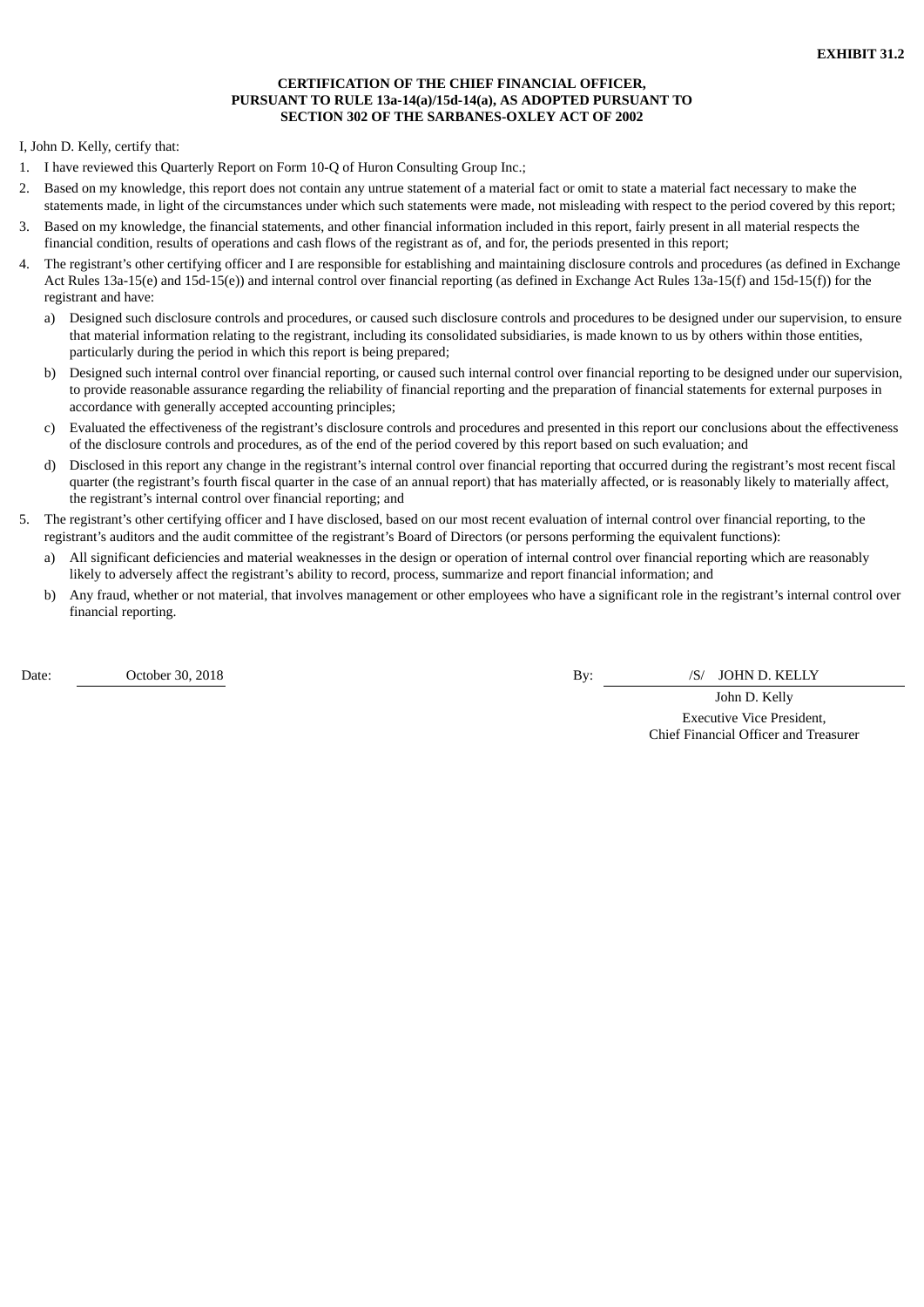**EXHIBIT 31.2**

**CERTIFICATION OF THE CHIEF FINANCIAL OFFICER,
PURSUANT TO RULE 13a-14(a)/15d-14(a), AS ADOPTED PURSUANT TO
SECTION 302 OF THE SARBANES-OXLEY ACT OF 2002**

I, John D. Kelly, certify that:

1. I have reviewed this Quarterly Report on Form 10-Q of Huron Consulting Group Inc.;
2. Based on my knowledge, this report does not contain any untrue statement of a material fact or omit to state a material fact necessary to make the statements made, in light of the circumstances under which such statements were made, not misleading with respect to the period covered by this report;
3. Based on my knowledge, the financial statements, and other financial information included in this report, fairly present in all material respects the financial condition, results of operations and cash flows of the registrant as of, and for, the periods presented in this report;
4. The registrant's other certifying officer and I are responsible for establishing and maintaining disclosure controls and procedures (as defined in Exchange Act Rules 13a-15(e) and 15d-15(e)) and internal control over financial reporting (as defined in Exchange Act Rules 13a-15(f) and 15d-15(f)) for the registrant and have:
   a) Designed such disclosure controls and procedures, or caused such disclosure controls and procedures to be designed under our supervision, to ensure that material information relating to the registrant, including its consolidated subsidiaries, is made known to us by others within those entities, particularly during the period in which this report is being prepared;
   b) Designed such internal control over financial reporting, or caused such internal control over financial reporting to be designed under our supervision, to provide reasonable assurance regarding the reliability of financial reporting and the preparation of financial statements for external purposes in accordance with generally accepted accounting principles;
   c) Evaluated the effectiveness of the registrant's disclosure controls and procedures and presented in this report our conclusions about the effectiveness of the disclosure controls and procedures, as of the end of the period covered by this report based on such evaluation; and
   d) Disclosed in this report any change in the registrant's internal control over financial reporting that occurred during the registrant's most recent fiscal quarter (the registrant's fourth fiscal quarter in the case of an annual report) that has materially affected, or is reasonably likely to materially affect, the registrant's internal control over financial reporting; and
5. The registrant's other certifying officer and I have disclosed, based on our most recent evaluation of internal control over financial reporting, to the registrant's auditors and the audit committee of the registrant's Board of Directors (or persons performing the equivalent functions):
   a) All significant deficiencies and material weaknesses in the design or operation of internal control over financial reporting which are reasonably likely to adversely affect the registrant's ability to record, process, summarize and report financial information; and
   b) Any fraud, whether or not material, that involves management or other employees who have a significant role in the registrant's internal control over financial reporting.

Date: October 30, 2018

By: /S/ JOHN D. KELLY
John D. Kelly
Executive Vice President,
Chief Financial Officer and Treasurer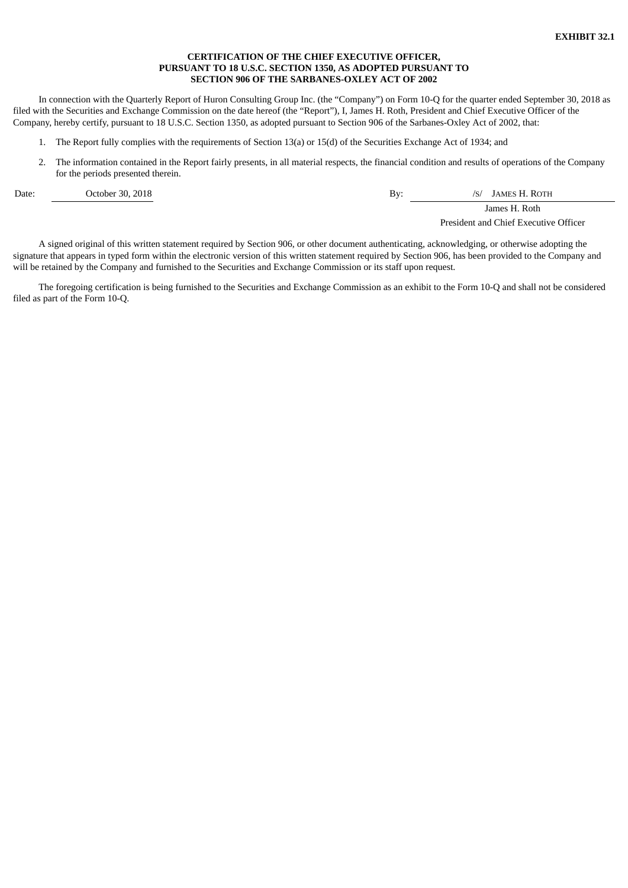**EXHIBIT 32.1**

**CERTIFICATION OF THE CHIEF EXECUTIVE OFFICER,
PURSUANT TO 18 U.S.C. SECTION 1350, AS ADOPTED PURSUANT TO
SECTION 906 OF THE SARBANES-OXLEY ACT OF 2002**

In connection with the Quarterly Report of Huron Consulting Group Inc. (the "Company") on Form 10-Q for the quarter ended September 30, 2018 as filed with the Securities and Exchange Commission on the date hereof (the "Report"), I, James H. Roth, President and Chief Executive Officer of the Company, hereby certify, pursuant to 18 U.S.C. Section 1350, as adopted pursuant to Section 906 of the Sarbanes-Oxley Act of 2002, that:

1. The Report fully complies with the requirements of Section 13(a) or 15(d) of the Securities Exchange Act of 1934; and
2. The information contained in the Report fairly presents, in all material respects, the financial condition and results of operations of the Company for the periods presented therein.

Date: October 30, 2018

By: /S/ JAMES H. ROTH
James H. Roth
President and Chief Executive Officer

A signed original of this written statement required by Section 906, or other document authenticating, acknowledging, or otherwise adopting the signature that appears in typed form within the electronic version of this written statement required by Section 906, has been provided to the Company and will be retained by the Company and furnished to the Securities and Exchange Commission or its staff upon request.

The foregoing certification is being furnished to the Securities and Exchange Commission as an exhibit to the Form 10-Q and shall not be considered filed as part of the Form 10-Q.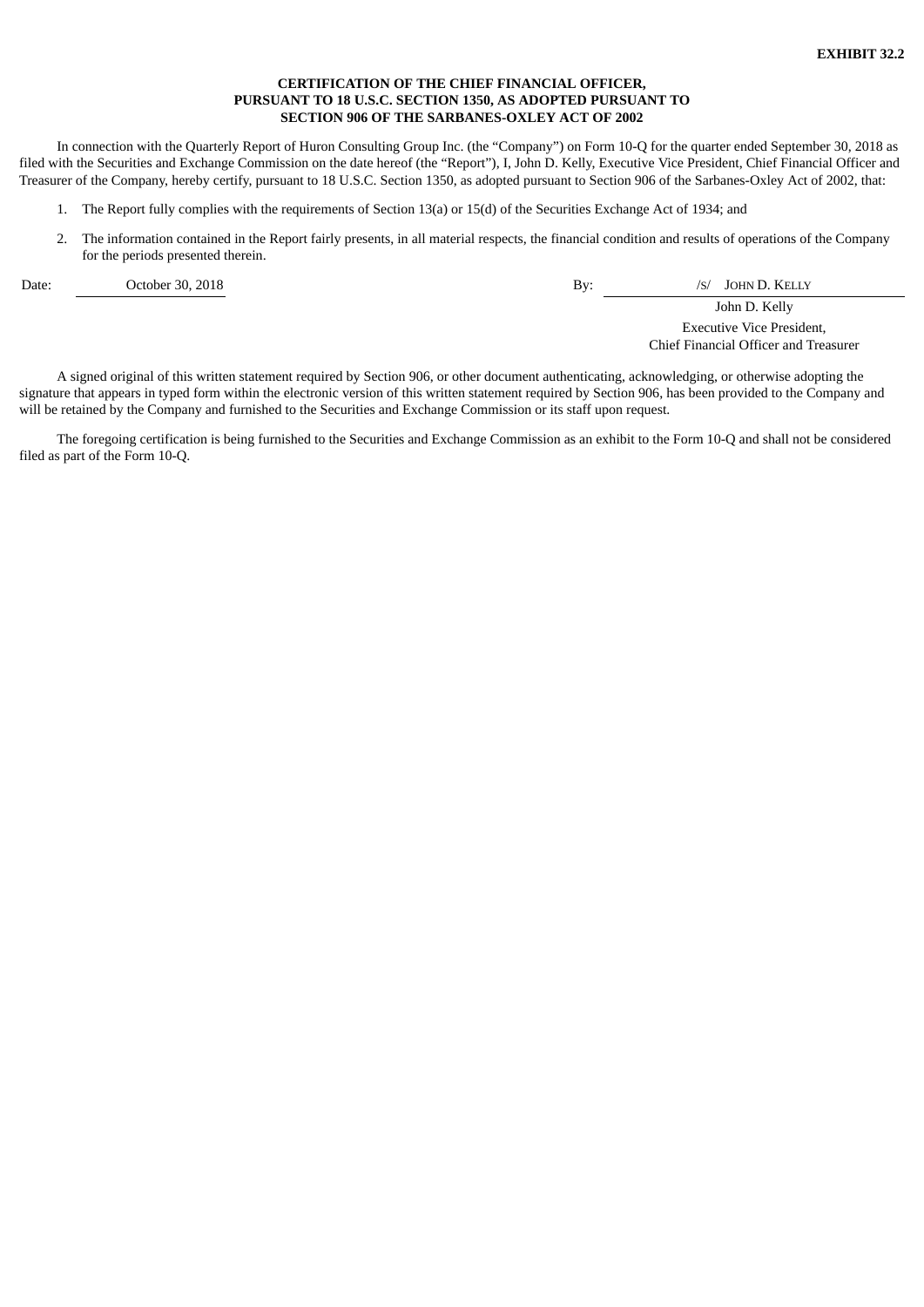**EXHIBIT 32.2**

**CERTIFICATION OF THE CHIEF FINANCIAL OFFICER, PURSUANT TO 18 U.S.C. SECTION 1350, AS ADOPTED PURSUANT TO SECTION 906 OF THE SARBANES-OXLEY ACT OF 2002**

In connection with the Quarterly Report of Huron Consulting Group Inc. (the "Company") on Form 10-Q for the quarter ended September 30, 2018 as filed with the Securities and Exchange Commission on the date hereof (the "Report"), I, John D. Kelly, Executive Vice President, Chief Financial Officer and Treasurer of the Company, hereby certify, pursuant to 18 U.S.C. Section 1350, as adopted pursuant to Section 906 of the Sarbanes-Oxley Act of 2002, that:

1. The Report fully complies with the requirements of Section 13(a) or 15(d) of the Securities Exchange Act of 1934; and
2. The information contained in the Report fairly presents, in all material respects, the financial condition and results of operations of the Company for the periods presented therein.

Date: October 30, 2018

By: /S/ JOHN D. KELLY

John D. Kelly
Executive Vice President,
Chief Financial Officer and Treasurer

A signed original of this written statement required by Section 906, or other document authenticating, acknowledging, or otherwise adopting the signature that appears in typed form within the electronic version of this written statement required by Section 906, has been provided to the Company and will be retained by the Company and furnished to the Securities and Exchange Commission or its staff upon request.

The foregoing certification is being furnished to the Securities and Exchange Commission as an exhibit to the Form 10-Q and shall not be considered filed as part of the Form 10-Q.